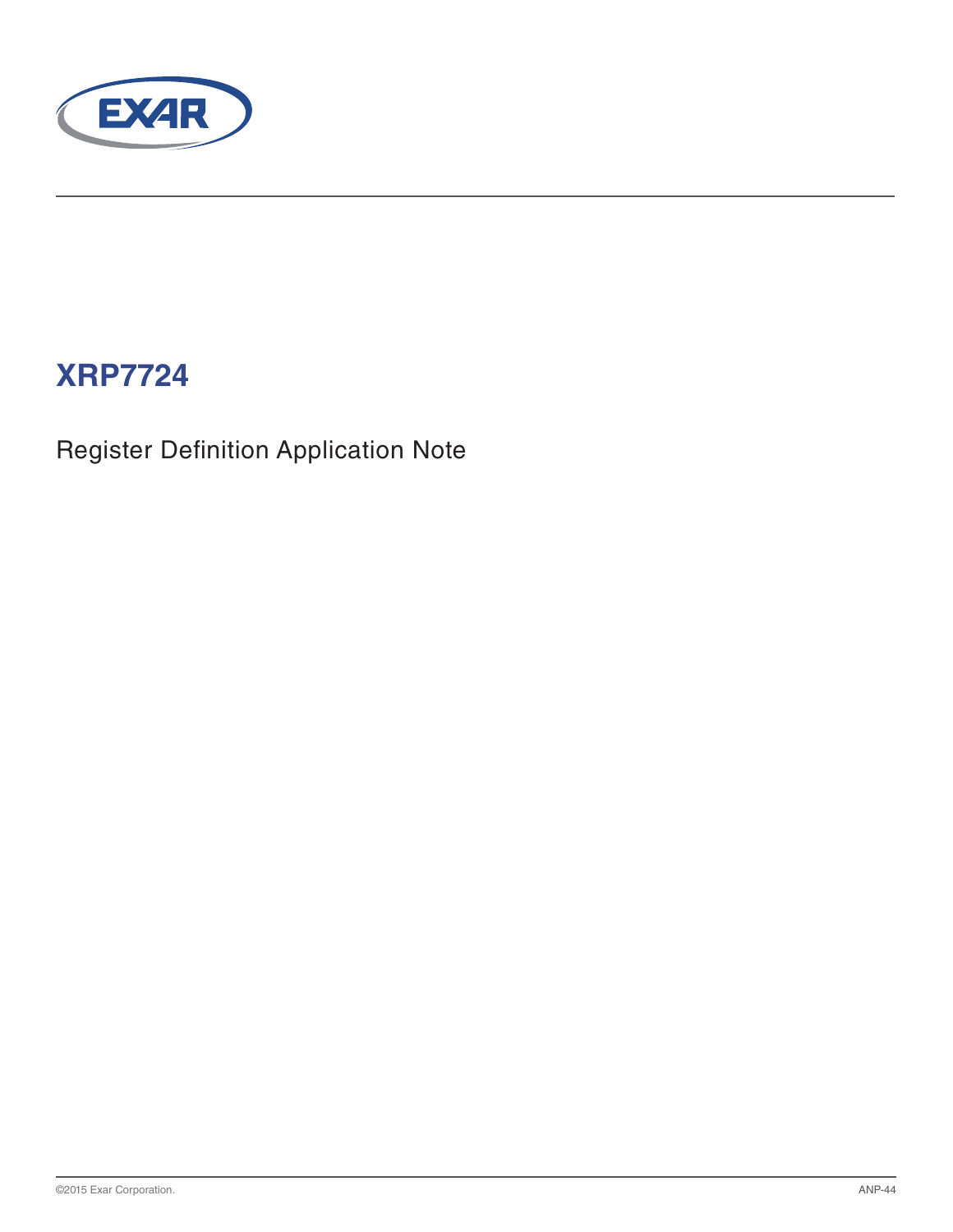# XRP7724

Register Definition Application Note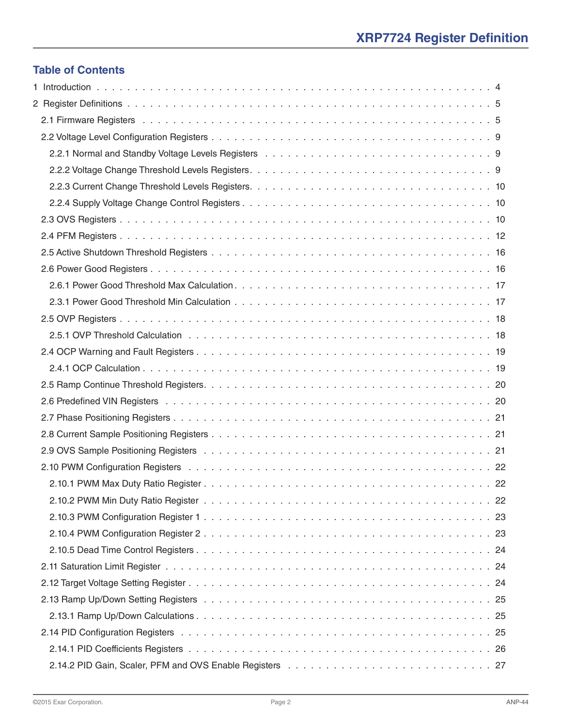## Table of Contents

1 Introduction . . . . . . . . . . . . . . . . . . . . . . . . . . . . . . . . . . . . . . . 4

2 Register Definitions . . . . . . . . . . . . . . . . . . . . . . . . . . . . . . . . . . . 5

- 2.1 Firmware Registers . . . . . . . . . . . . . . . . . . . . . . . . . . . . . . . . . . . 5
- 2.2 Voltage Level Configuration Registers . . . . . . . . . . . . . . . . . . . . . . . . 9
  - 2.2.1 Normal and Standby Voltage Levels Registers . . . . . . . . . . . . . . . . . 9
  - 2.2.2 Voltage Change Threshold Levels Registers . . . . . . . . . . . . . . . . . . 9
  - 2.2.3 Current Change Threshold Levels Registers. . . . . . . . . . . . . . . . . . 10
  - 2.2.4 Supply Voltage Change Control Registers . . . . . . . . . . . . . . . . . . . 10
- 2.3 OVS Registers . . . . . . . . . . . . . . . . . . . . . . . . . . . . . . . . . . . . 10
- 2.4 PFM Registers . . . . . . . . . . . . . . . . . . . . . . . . . . . . . . . . . . . . 12
- 2.5 Active Shutdown Threshold Registers . . . . . . . . . . . . . . . . . . . . . . . . 16
- 2.6 Power Good Registers . . . . . . . . . . . . . . . . . . . . . . . . . . . . . . . . 16
  - 2.6.1 Power Good Threshold Max Calculation . . . . . . . . . . . . . . . . . . . . 17
  - 2.3.1 Power Good Threshold Min Calculation . . . . . . . . . . . . . . . . . . . . 17
- 2.5 OVP Registers . . . . . . . . . . . . . . . . . . . . . . . . . . . . . . . . . . . . 18
  - 2.5.1 OVP Threshold Calculation . . . . . . . . . . . . . . . . . . . . . . . . . . 18
- 2.4 OCP Warning and Fault Registers . . . . . . . . . . . . . . . . . . . . . . . . . . 19
  - 2.4.1 OCP Calculation . . . . . . . . . . . . . . . . . . . . . . . . . . . . . . . . 19
- 2.5 Ramp Continue Threshold Registers. . . . . . . . . . . . . . . . . . . . . . . . . 20
- 2.6 Predefined VIN Registers . . . . . . . . . . . . . . . . . . . . . . . . . . . . . . 20
- 2.7 Phase Positioning Registers . . . . . . . . . . . . . . . . . . . . . . . . . . . . . 21
- 2.8 Current Sample Positioning Registers . . . . . . . . . . . . . . . . . . . . . . . . 21
- 2.9 OVS Sample Positioning Registers . . . . . . . . . . . . . . . . . . . . . . . . . . 21
- 2.10 PWM Configuration Registers . . . . . . . . . . . . . . . . . . . . . . . . . . . . 22
  - 2.10.1 PWM Max Duty Ratio Register . . . . . . . . . . . . . . . . . . . . . . . . 22
  - 2.10.2 PWM Min Duty Ratio Register . . . . . . . . . . . . . . . . . . . . . . . . 22
  - 2.10.3 PWM Configuration Register 1 . . . . . . . . . . . . . . . . . . . . . . . . 23
  - 2.10.4 PWM Configuration Register 2 . . . . . . . . . . . . . . . . . . . . . . . . 23
  - 2.10.5 Dead Time Control Registers . . . . . . . . . . . . . . . . . . . . . . . . . 24
- 2.11 Saturation Limit Register . . . . . . . . . . . . . . . . . . . . . . . . . . . . . . 24
- 2.12 Target Voltage Setting Register . . . . . . . . . . . . . . . . . . . . . . . . . . . 24
- 2.13 Ramp Up/Down Setting Registers . . . . . . . . . . . . . . . . . . . . . . . . . . 25
  - 2.13.1 Ramp Up/Down Calculations . . . . . . . . . . . . . . . . . . . . . . . . . 25
- 2.14 PID Configuration Registers . . . . . . . . . . . . . . . . . . . . . . . . . . . . . 25
  - 2.14.1 PID Coefficients Registers . . . . . . . . . . . . . . . . . . . . . . . . . . 26
  - 2.14.2 PID Gain, Scaler, PFM and OVS Enable Registers . . . . . . . . . . . . . . 27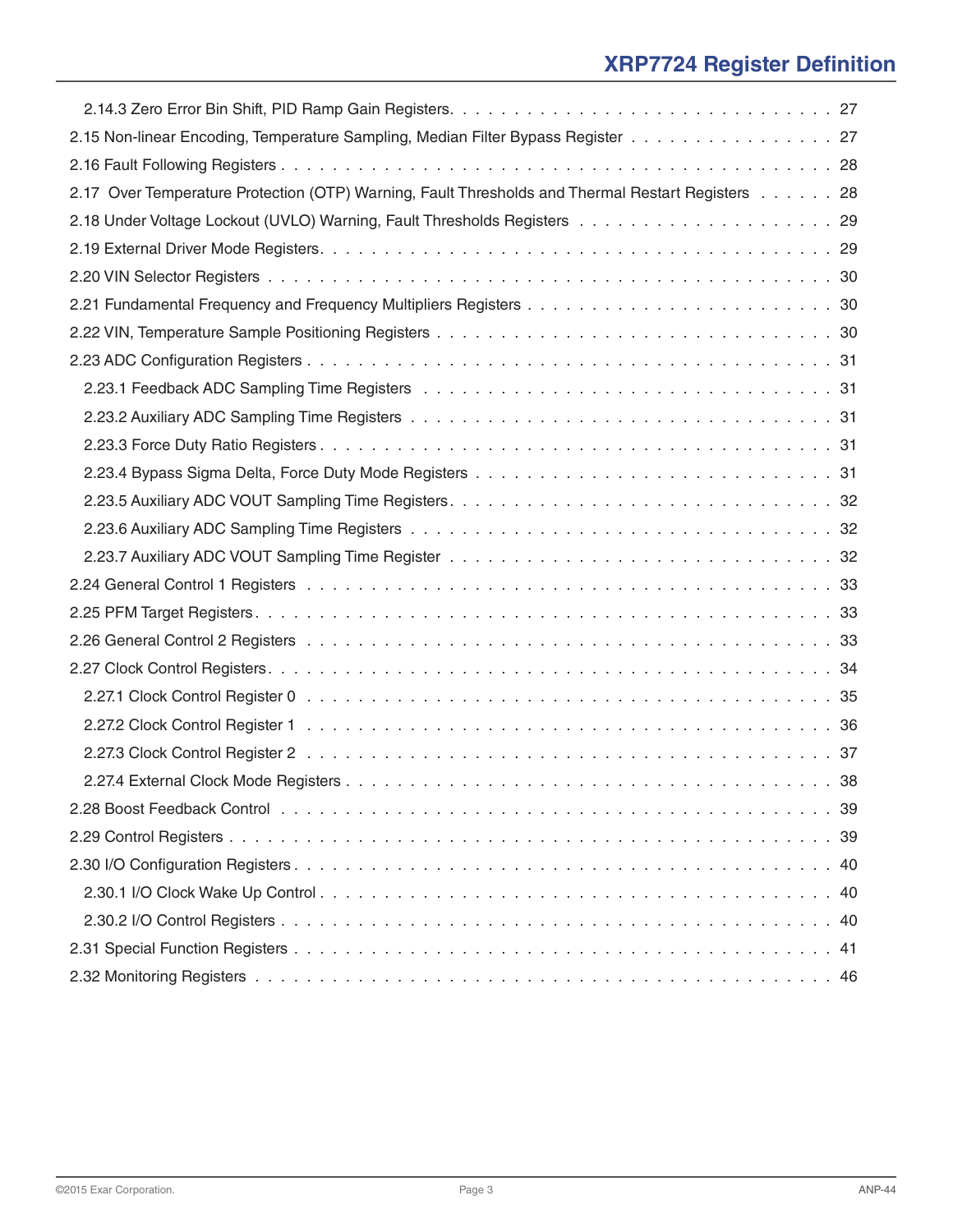2.14.3 Zero Error Bin Shift, PID Ramp Gain Registers. . . . . . . . . . . . . . . . . . . . . . . . . . . . . . 27

2.15 Non-linear Encoding, Temperature Sampling, Median Filter Bypass Register . . . . . . . . . . . . . . . . 27

2.16 Fault Following Registers . . . . . . . . . . . . . . . . . . . . . . . . . . . . . . . . . . . . . . . . . . . . 28

2.17 Over Temperature Protection (OTP) Warning, Fault Thresholds and Thermal Restart Registers . . . . . . 28

2.18 Under Voltage Lockout (UVLO) Warning, Fault Thresholds Registers . . . . . . . . . . . . . . . . . . . 29

2.19 External Driver Mode Registers. . . . . . . . . . . . . . . . . . . . . . . . . . . . . . . . . . . . . . . . 29

2.20 VIN Selector Registers . . . . . . . . . . . . . . . . . . . . . . . . . . . . . . . . . . . . . . . . . . . . 30

2.21 Fundamental Frequency and Frequency Multipliers Registers . . . . . . . . . . . . . . . . . . . . . . . 30

2.22 VIN, Temperature Sample Positioning Registers . . . . . . . . . . . . . . . . . . . . . . . . . . . . . . 30

2.23 ADC Configuration Registers . . . . . . . . . . . . . . . . . . . . . . . . . . . . . . . . . . . . . . . . 31

2.23.1 Feedback ADC Sampling Time Registers . . . . . . . . . . . . . . . . . . . . . . . . . . . . . . . . 31

2.23.2 Auxiliary ADC Sampling Time Registers . . . . . . . . . . . . . . . . . . . . . . . . . . . . . . . . 31

2.23.3 Force Duty Ratio Registers . . . . . . . . . . . . . . . . . . . . . . . . . . . . . . . . . . . . . . . 31

2.23.4 Bypass Sigma Delta, Force Duty Mode Registers . . . . . . . . . . . . . . . . . . . . . . . . . . . . 31

2.23.5 Auxiliary ADC VOUT Sampling Time Registers. . . . . . . . . . . . . . . . . . . . . . . . . . . . . . 32

2.23.6 Auxiliary ADC Sampling Time Registers . . . . . . . . . . . . . . . . . . . . . . . . . . . . . . . . 32

2.23.7 Auxiliary ADC VOUT Sampling Time Register . . . . . . . . . . . . . . . . . . . . . . . . . . . . . . 32

2.24 General Control 1 Registers . . . . . . . . . . . . . . . . . . . . . . . . . . . . . . . . . . . . . . . . 33

2.25 PFM Target Registers. . . . . . . . . . . . . . . . . . . . . . . . . . . . . . . . . . . . . . . . . . . . 33

2.26 General Control 2 Registers . . . . . . . . . . . . . . . . . . . . . . . . . . . . . . . . . . . . . . . . 33

2.27 Clock Control Registers. . . . . . . . . . . . . . . . . . . . . . . . . . . . . . . . . . . . . . . . . . . 34

2.27.1 Clock Control Register 0 . . . . . . . . . . . . . . . . . . . . . . . . . . . . . . . . . . . . . . . . 35

2.27.2 Clock Control Register 1 . . . . . . . . . . . . . . . . . . . . . . . . . . . . . . . . . . . . . . . . 36

2.27.3 Clock Control Register 2 . . . . . . . . . . . . . . . . . . . . . . . . . . . . . . . . . . . . . . . . 37

2.27.4 External Clock Mode Registers . . . . . . . . . . . . . . . . . . . . . . . . . . . . . . . . . . . . . 38

2.28 Boost Feedback Control . . . . . . . . . . . . . . . . . . . . . . . . . . . . . . . . . . . . . . . . . . 39

2.29 Control Registers . . . . . . . . . . . . . . . . . . . . . . . . . . . . . . . . . . . . . . . . . . . . . 39

2.30 I/O Configuration Registers . . . . . . . . . . . . . . . . . . . . . . . . . . . . . . . . . . . . . . . . 40

2.30.1 I/O Clock Wake Up Control . . . . . . . . . . . . . . . . . . . . . . . . . . . . . . . . . . . . . . . 40

2.30.2 I/O Control Registers . . . . . . . . . . . . . . . . . . . . . . . . . . . . . . . . . . . . . . . . . . 40

2.31 Special Function Registers . . . . . . . . . . . . . . . . . . . . . . . . . . . . . . . . . . . . . . . . 41

2.32 Monitoring Registers . . . . . . . . . . . . . . . . . . . . . . . . . . . . . . . . . . . . . . . . . . . . 46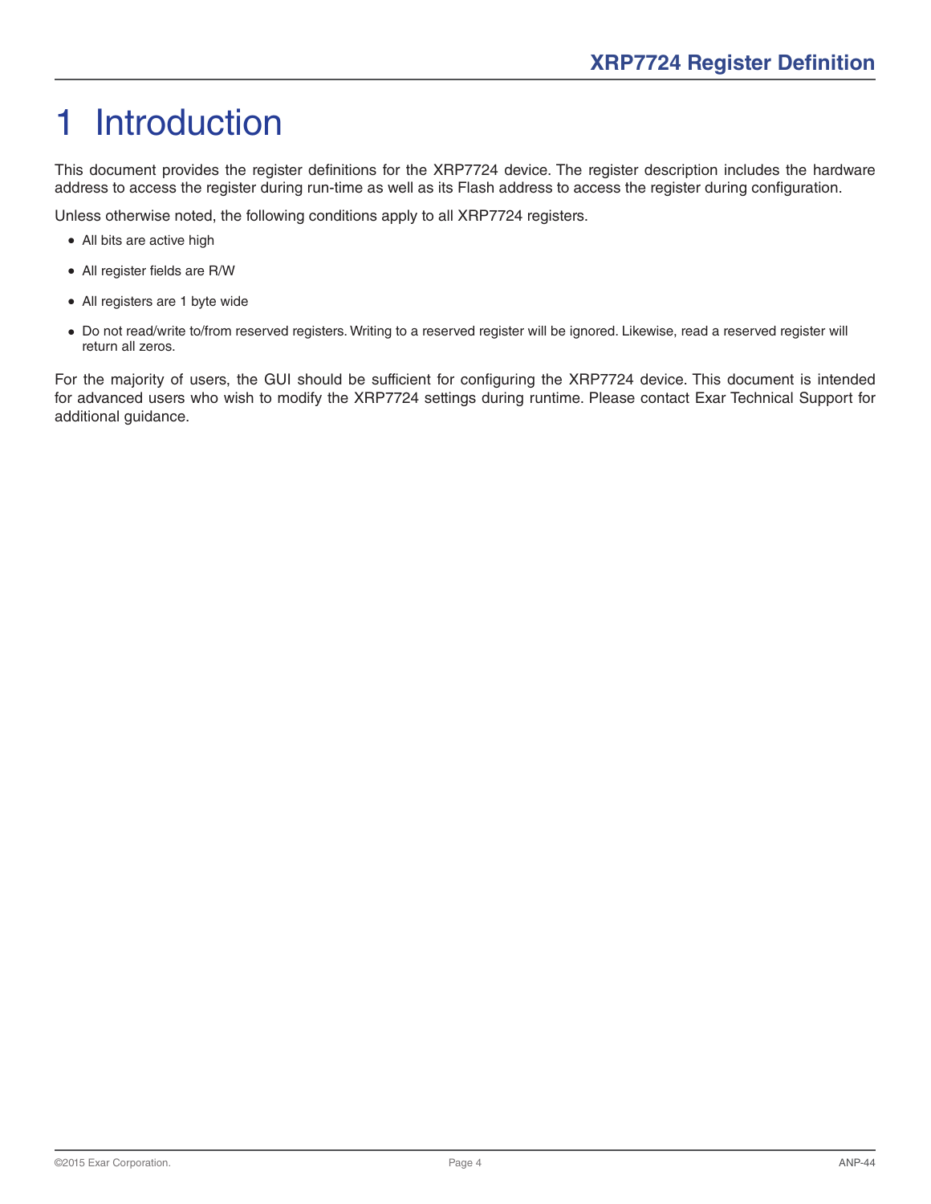# 1 Introduction

This document provides the register definitions for the XRP7724 device. The register description includes the hardware address to access the register during run-time as well as its Flash address to access the register during configuration.

Unless otherwise noted, the following conditions apply to all XRP7724 registers.

- All bits are active high
- All register fields are R/W
- All registers are 1 byte wide
- Do not read/write to/from reserved registers. Writing to a reserved register will be ignored. Likewise, read a reserved register will return all zeros.

For the majority of users, the GUI should be sufficient for configuring the XRP7724 device. This document is intended for advanced users who wish to modify the XRP7724 settings during runtime. Please contact Exar Technical Support for additional guidance.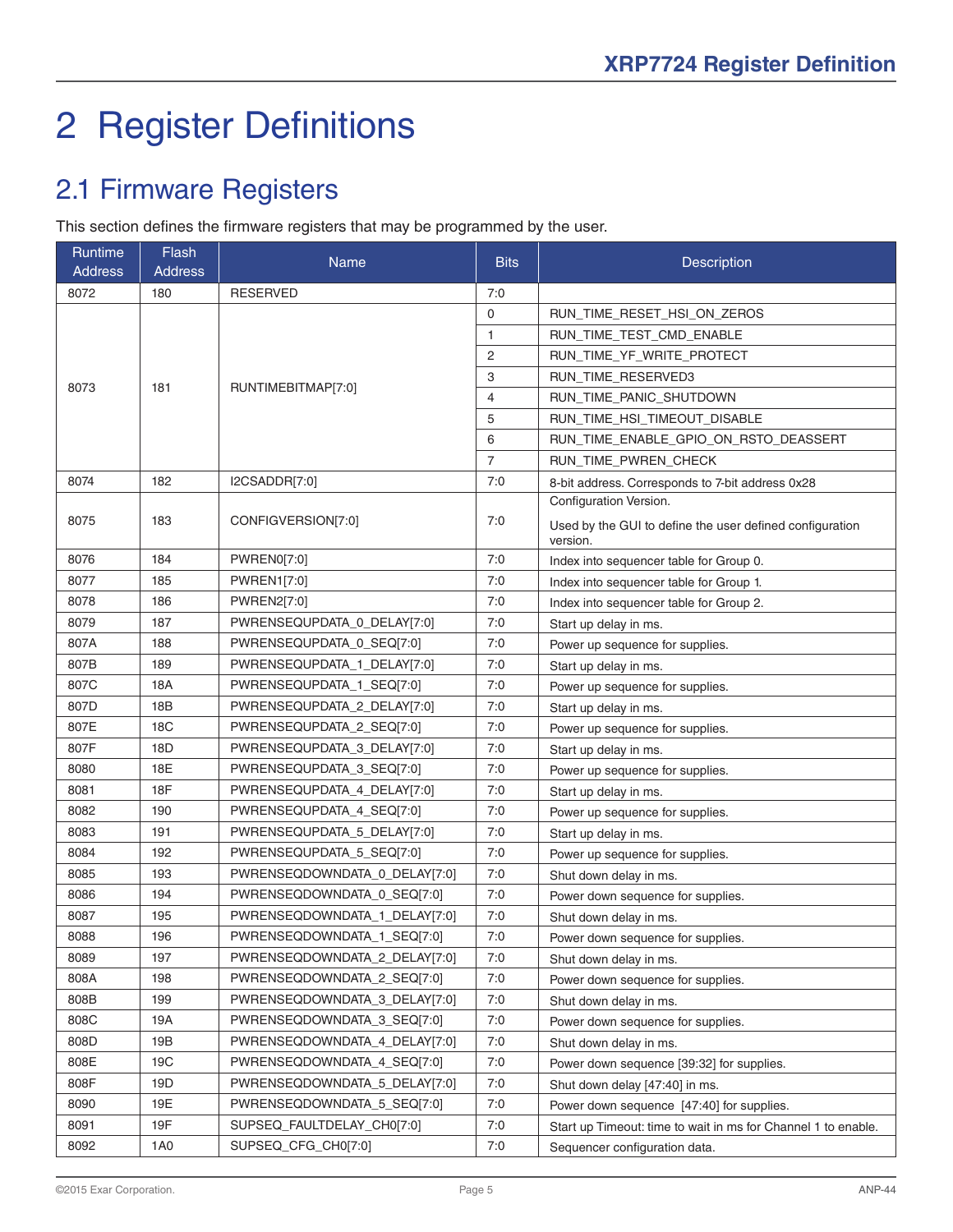# 2 Register Definitions

## 2.1 Firmware Registers

This section defines the firmware registers that may be programmed by the user.

| Runtime Address | Flash Address | Name | Bits | Description |
|---|---|---|---|---|
| 8072 | 180 | RESERVED | 7:0 | |
| 8073 | 181 | RUNTIMEBITMAP[7:0] | 0 | RUN_TIME_RESET_HSI_ON_ZEROS |
| | | | 1 | RUN_TIME_TEST_CMD_ENABLE |
| | | | 2 | RUN_TIME_YF_WRITE_PROTECT |
| | | | 3 | RUN_TIME_RESERVED3 |
| | | | 4 | RUN_TIME_PANIC_SHUTDOWN |
| | | | 5 | RUN_TIME_HSI_TIMEOUT_DISABLE |
| | | | 6 | RUN_TIME_ENABLE_GPIO_ON_RSTO_DEASSERT |
| | | | 7 | RUN_TIME_PWREN_CHECK |
| 8074 | 182 | I2CSADDR[7:0] | 7:0 | 8-bit address. Corresponds to 7-bit address 0x28 |
| 8075 | 183 | CONFIGVERSION[7:0] | 7:0 | Configuration Version.<br>Used by the GUI to define the user defined configuration version. |
| 8076 | 184 | PWREN0[7:0] | 7:0 | Index into sequencer table for Group 0. |
| 8077 | 185 | PWREN1[7:0] | 7:0 | Index into sequencer table for Group 1. |
| 8078 | 186 | PWREN2[7:0] | 7:0 | Index into sequencer table for Group 2. |
| 8079 | 187 | PWRENSEQUPDATA_0_DELAY[7:0] | 7:0 | Start up delay in ms. |
| 807A | 188 | PWRENSEQUPDATA_0_SEQ[7:0] | 7:0 | Power up sequence for supplies. |
| 807B | 189 | PWRENSEQUPDATA_1_DELAY[7:0] | 7:0 | Start up delay in ms. |
| 807C | 18A | PWRENSEQUPDATA_1_SEQ[7:0] | 7:0 | Power up sequence for supplies. |
| 807D | 18B | PWRENSEQUPDATA_2_DELAY[7:0] | 7:0 | Start up delay in ms. |
| 807E | 18C | PWRENSEQUPDATA_2_SEQ[7:0] | 7:0 | Power up sequence for supplies. |
| 807F | 18D | PWRENSEQUPDATA_3_DELAY[7:0] | 7:0 | Start up delay in ms. |
| 8080 | 18E | PWRENSEQUPDATA_3_SEQ[7:0] | 7:0 | Power up sequence for supplies. |
| 8081 | 18F | PWRENSEQUPDATA_4_DELAY[7:0] | 7:0 | Start up delay in ms. |
| 8082 | 190 | PWRENSEQUPDATA_4_SEQ[7:0] | 7:0 | Power up sequence for supplies. |
| 8083 | 191 | PWRENSEQUPDATA_5_DELAY[7:0] | 7:0 | Start up delay in ms. |
| 8084 | 192 | PWRENSEQUPDATA_5_SEQ[7:0] | 7:0 | Power up sequence for supplies. |
| 8085 | 193 | PWRENSEQDOWNDATA_0_DELAY[7:0] | 7:0 | Shut down delay in ms. |
| 8086 | 194 | PWRENSEQDOWNDATA_0_SEQ[7:0] | 7:0 | Power down sequence for supplies. |
| 8087 | 195 | PWRENSEQDOWNDATA_1_DELAY[7:0] | 7:0 | Shut down delay in ms. |
| 8088 | 196 | PWRENSEQDOWNDATA_1_SEQ[7:0] | 7:0 | Power down sequence for supplies. |
| 8089 | 197 | PWRENSEQDOWNDATA_2_DELAY[7:0] | 7:0 | Shut down delay in ms. |
| 808A | 198 | PWRENSEQDOWNDATA_2_SEQ[7:0] | 7:0 | Power down sequence for supplies. |
| 808B | 199 | PWRENSEQDOWNDATA_3_DELAY[7:0] | 7:0 | Shut down delay in ms. |
| 808C | 19A | PWRENSEQDOWNDATA_3_SEQ[7:0] | 7:0 | Power down sequence for supplies. |
| 808D | 19B | PWRENSEQDOWNDATA_4_DELAY[7:0] | 7:0 | Shut down delay in ms. |
| 808E | 19C | PWRENSEQDOWNDATA_4_SEQ[7:0] | 7:0 | Power down sequence [39:32] for supplies. |
| 808F | 19D | PWRENSEQDOWNDATA_5_DELAY[7:0] | 7:0 | Shut down delay [47:40] in ms. |
| 8090 | 19E | PWRENSEQDOWNDATA_5_SEQ[7:0] | 7:0 | Power down sequence [47:40] for supplies. |
| 8091 | 19F | SUPSEQ_FAULTDELAY_CH0[7:0] | 7:0 | Start up Timeout: time to wait in ms for Channel 1 to enable. |
| 8092 | 1A0 | SUPSEQ_CFG_CH0[7:0] | 7:0 | Sequencer configuration data. |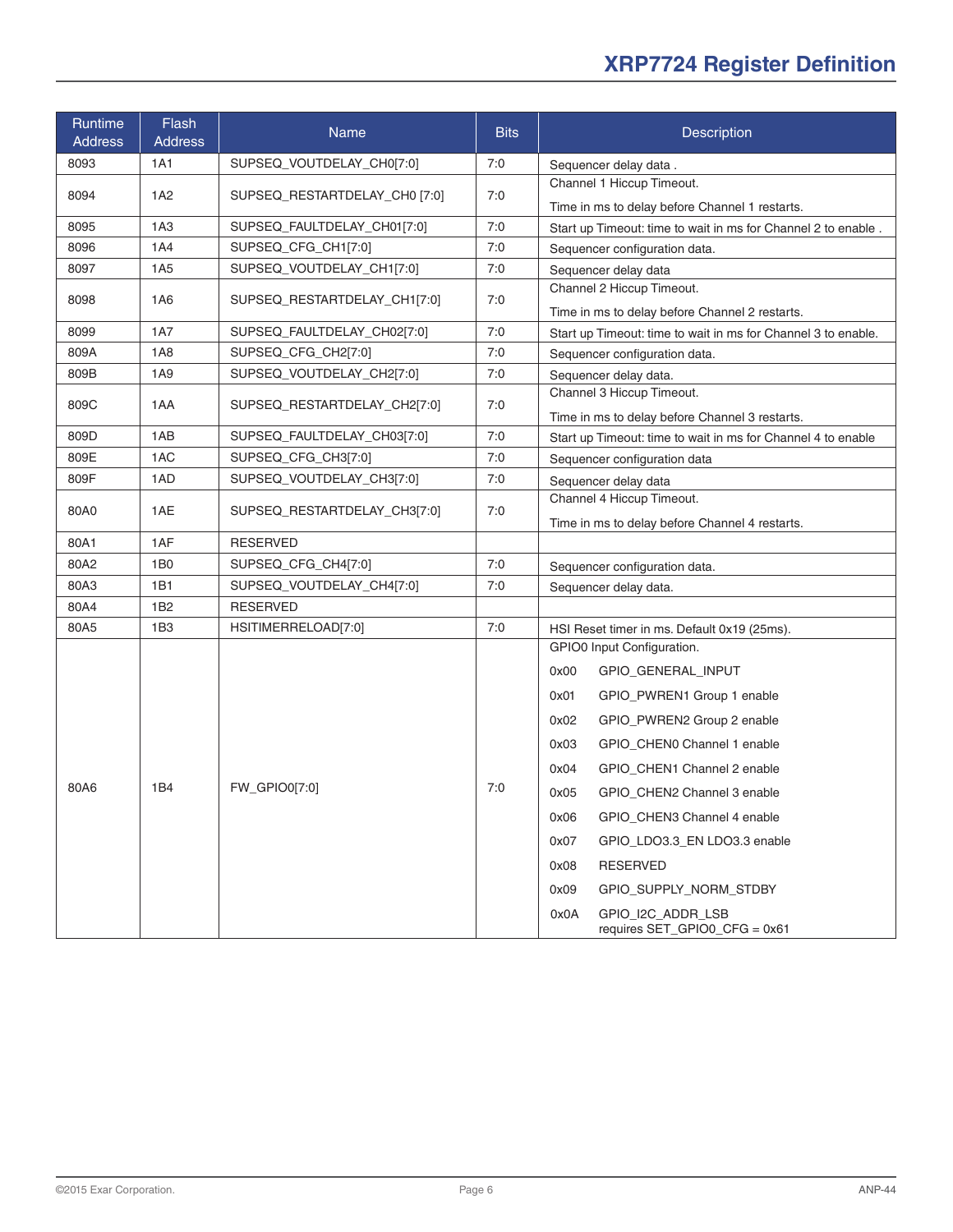| Runtime Address | Flash Address | Name | Bits | Description |
|---|---|---|---|---|
| 8093 | 1A1 | SUPSEQ_VOUTDELAY_CH0[7:0] | 7:0 | Sequencer delay data . |
| 8094 | 1A2 | SUPSEQ_RESTARTDELAY_CH0 [7:0] | 7:0 | Channel 1 Hiccup Timeout.<br>Time in ms to delay before Channel 1 restarts. |
| 8095 | 1A3 | SUPSEQ_FAULTDELAY_CH01[7:0] | 7:0 | Start up Timeout: time to wait in ms for Channel 2 to enable . |
| 8096 | 1A4 | SUPSEQ_CFG_CH1[7:0] | 7:0 | Sequencer configuration data. |
| 8097 | 1A5 | SUPSEQ_VOUTDELAY_CH1[7:0] | 7:0 | Sequencer delay data |
| 8098 | 1A6 | SUPSEQ_RESTARTDELAY_CH1[7:0] | 7:0 | Channel 2 Hiccup Timeout.<br>Time in ms to delay before Channel 2 restarts. |
| 8099 | 1A7 | SUPSEQ_FAULTDELAY_CH02[7:0] | 7:0 | Start up Timeout: time to wait in ms for Channel 3 to enable. |
| 809A | 1A8 | SUPSEQ_CFG_CH2[7:0] | 7:0 | Sequencer configuration data. |
| 809B | 1A9 | SUPSEQ_VOUTDELAY_CH2[7:0] | 7:0 | Sequencer delay data. |
| 809C | 1AA | SUPSEQ_RESTARTDELAY_CH2[7:0] | 7:0 | Channel 3 Hiccup Timeout.<br>Time in ms to delay before Channel 3 restarts. |
| 809D | 1AB | SUPSEQ_FAULTDELAY_CH03[7:0] | 7:0 | Start up Timeout: time to wait in ms for Channel 4 to enable |
| 809E | 1AC | SUPSEQ_CFG_CH3[7:0] | 7:0 | Sequencer configuration data |
| 809F | 1AD | SUPSEQ_VOUTDELAY_CH3[7:0] | 7:0 | Sequencer delay data |
| 80A0 | 1AE | SUPSEQ_RESTARTDELAY_CH3[7:0] | 7:0 | Channel 4 Hiccup Timeout.<br>Time in ms to delay before Channel 4 restarts. |
| 80A1 | 1AF | RESERVED | | |
| 80A2 | 1B0 | SUPSEQ_CFG_CH4[7:0] | 7:0 | Sequencer configuration data. |
| 80A3 | 1B1 | SUPSEQ_VOUTDELAY_CH4[7:0] | 7:0 | Sequencer delay data. |
| 80A4 | 1B2 | RESERVED | | |
| 80A5 | 1B3 | HSITIMERRELOAD[7:0] | 7:0 | HSI Reset timer in ms. Default 0x19 (25ms). |
| 80A6 | 1B4 | FW_GPIO0[7:0] | 7:0 | GPIO0 Input Configuration.<br>0x00 GPIO_GENERAL_INPUT<br>0x01 GPIO_PWREN1 Group 1 enable<br>0x02 GPIO_PWREN2 Group 2 enable<br>0x03 GPIO_CHEN0 Channel 1 enable<br>0x04 GPIO_CHEN1 Channel 2 enable<br>0x05 GPIO_CHEN2 Channel 3 enable<br>0x06 GPIO_CHEN3 Channel 4 enable<br>0x07 GPIO_LDO3.3_EN LDO3.3 enable<br>0x08 RESERVED<br>0x09 GPIO_SUPPLY_NORM_STDBY<br>0x0A GPIO_I2C_ADDR_LSB requires SET_GPIO0_CFG = 0x61 |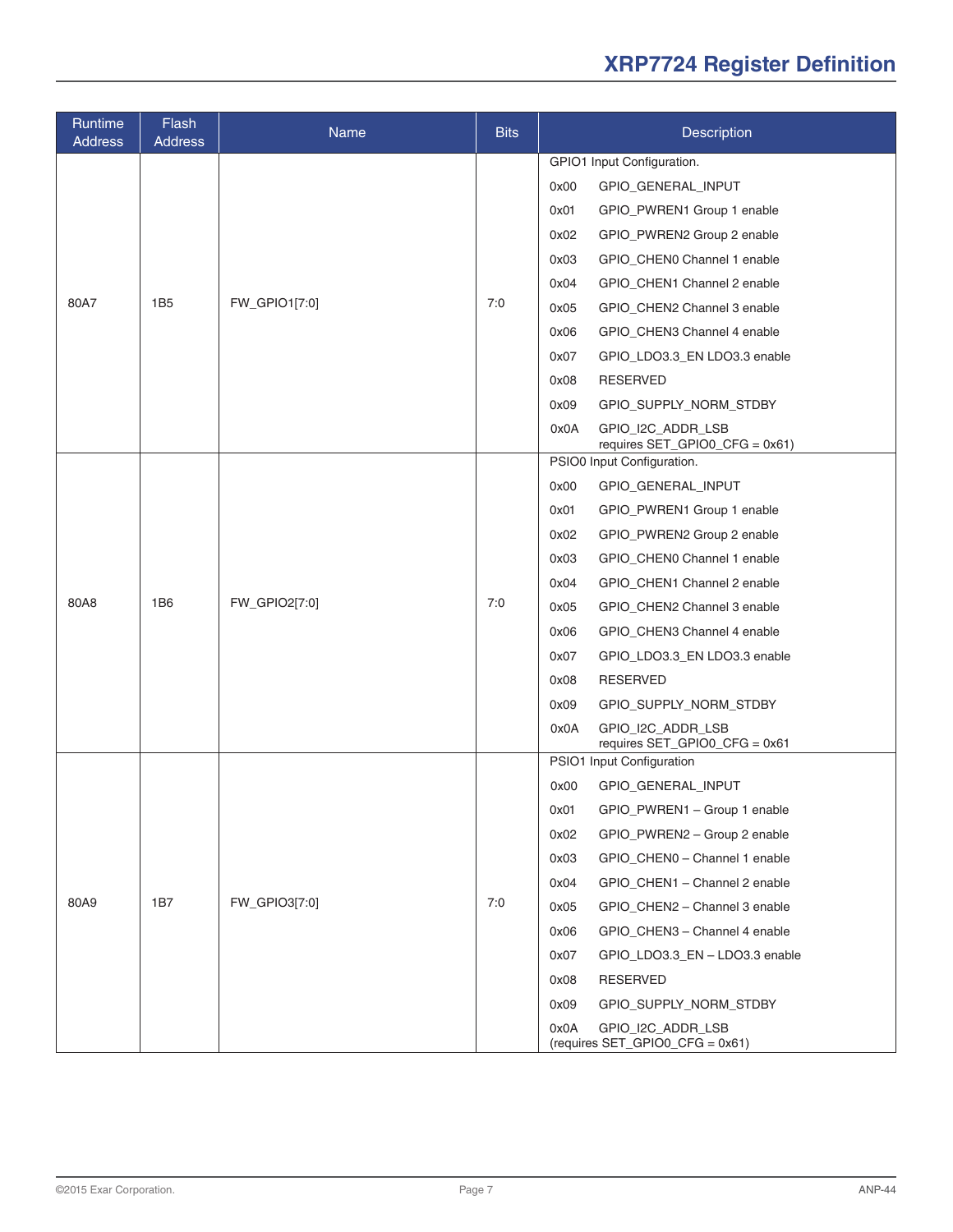| Runtime Address | Flash Address | Name | Bits | Description |
|---|---|---|---|---|
| 80A7 | 1B5 | FW_GPIO1[7:0] | 7:0 | GPIO1 Input Configuration.<br>0x00 GPIO_GENERAL_INPUT<br>0x01 GPIO_PWREN1 Group 1 enable<br>0x02 GPIO_PWREN2 Group 2 enable<br>0x03 GPIO_CHEN0 Channel 1 enable<br>0x04 GPIO_CHEN1 Channel 2 enable<br>0x05 GPIO_CHEN2 Channel 3 enable<br>0x06 GPIO_CHEN3 Channel 4 enable<br>0x07 GPIO_LDO3.3_EN LDO3.3 enable<br>0x08 RESERVED<br>0x09 GPIO_SUPPLY_NORM_STDBY<br>0x0A GPIO_I2C_ADDR_LSB requires SET_GPIO0_CFG = 0x61) |
| 80A8 | 1B6 | FW_GPIO2[7:0] | 7:0 | PSIO0 Input Configuration.<br>0x00 GPIO_GENERAL_INPUT<br>0x01 GPIO_PWREN1 Group 1 enable<br>0x02 GPIO_PWREN2 Group 2 enable<br>0x03 GPIO_CHEN0 Channel 1 enable<br>0x04 GPIO_CHEN1 Channel 2 enable<br>0x05 GPIO_CHEN2 Channel 3 enable<br>0x06 GPIO_CHEN3 Channel 4 enable<br>0x07 GPIO_LDO3.3_EN LDO3.3 enable<br>0x08 RESERVED<br>0x09 GPIO_SUPPLY_NORM_STDBY<br>0x0A GPIO_I2C_ADDR_LSB requires SET_GPIO0_CFG = 0x61 |
| 80A9 | 1B7 | FW_GPIO3[7:0] | 7:0 | PSIO1 Input Configuration<br>0x00 GPIO_GENERAL_INPUT<br>0x01 GPIO_PWREN1 – Group 1 enable<br>0x02 GPIO_PWREN2 – Group 2 enable<br>0x03 GPIO_CHEN0 – Channel 1 enable<br>0x04 GPIO_CHEN1 – Channel 2 enable<br>0x05 GPIO_CHEN2 – Channel 3 enable<br>0x06 GPIO_CHEN3 – Channel 4 enable<br>0x07 GPIO_LDO3.3_EN – LDO3.3 enable<br>0x08 RESERVED<br>0x09 GPIO_SUPPLY_NORM_STDBY<br>0x0A GPIO_I2C_ADDR_LSB (requires SET_GPIO0_CFG = 0x61) |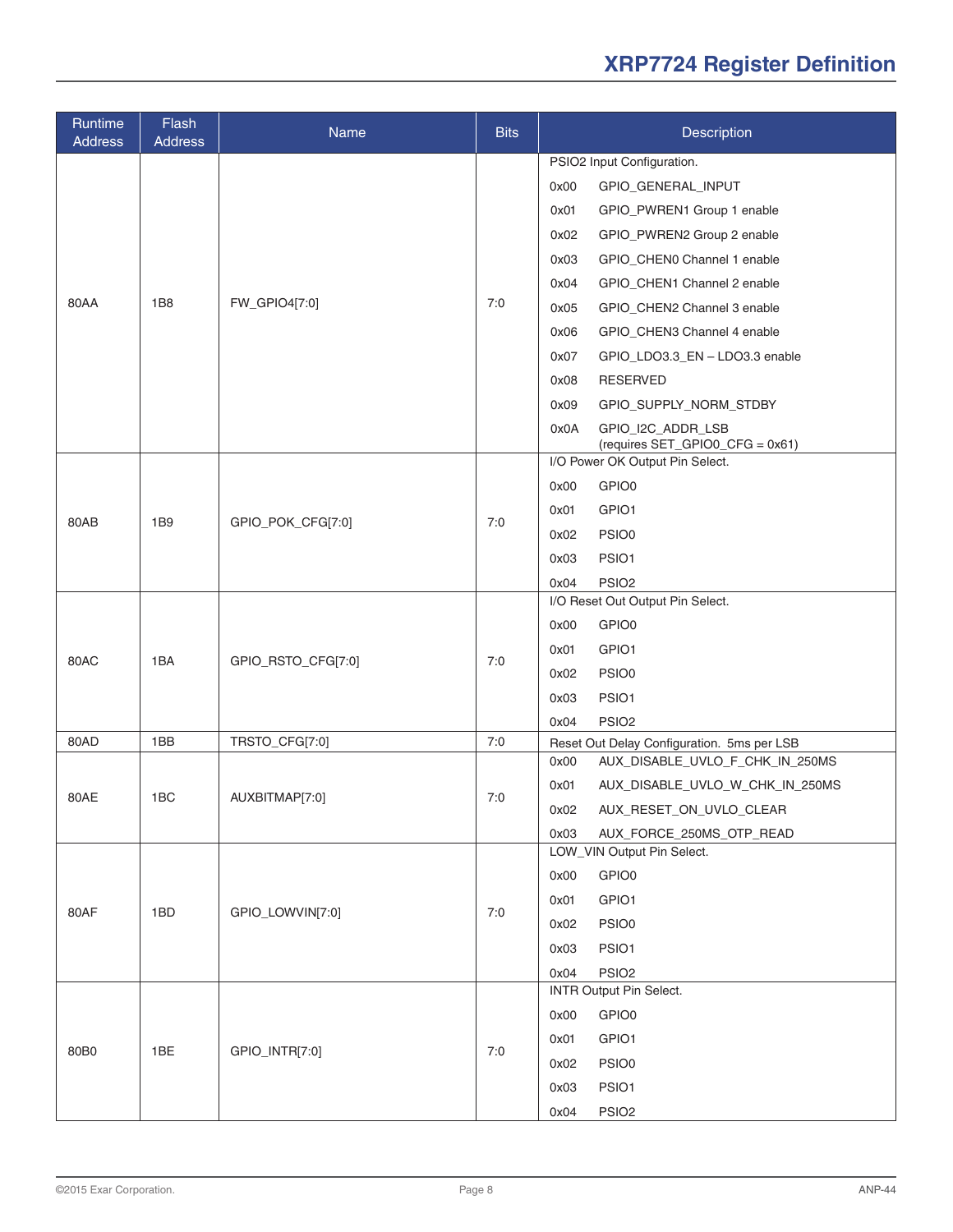| Runtime Address | Flash Address | Name | Bits | Description |
|---|---|---|---|---|
| 80AA | 1B8 | FW_GPIO4[7:0] | 7:0 | PSIO2 Input Configuration.<br>0x00 GPIO_GENERAL_INPUT<br>0x01 GPIO_PWREN1 Group 1 enable<br>0x02 GPIO_PWREN2 Group 2 enable<br>0x03 GPIO_CHEN0 Channel 1 enable<br>0x04 GPIO_CHEN1 Channel 2 enable<br>0x05 GPIO_CHEN2 Channel 3 enable<br>0x06 GPIO_CHEN3 Channel 4 enable<br>0x07 GPIO_LDO3.3_EN – LDO3.3 enable<br>0x08 RESERVED<br>0x09 GPIO_SUPPLY_NORM_STDBY<br>0x0A GPIO_I2C_ADDR_LSB (requires SET_GPIO0_CFG = 0x61) |
| 80AB | 1B9 | GPIO_POK_CFG[7:0] | 7:0 | I/O Power OK Output Pin Select.<br>0x00 GPIO0<br>0x01 GPIO1<br>0x02 PSIO0<br>0x03 PSIO1<br>0x04 PSIO2 |
| 80AC | 1BA | GPIO_RSTO_CFG[7:0] | 7:0 | I/O Reset Out Output Pin Select.<br>0x00 GPIO0<br>0x01 GPIO1<br>0x02 PSIO0<br>0x03 PSIO1<br>0x04 PSIO2 |
| 80AD | 1BB | TRSTO_CFG[7:0] | 7:0 | Reset Out Delay Configuration. 5ms per LSB |
| 80AE | 1BC | AUXBITMAP[7:0] | 7:0 | 0x00 AUX_DISABLE_UVLO_F_CHK_IN_250MS<br>0x01 AUX_DISABLE_UVLO_W_CHK_IN_250MS<br>0x02 AUX_RESET_ON_UVLO_CLEAR<br>0x03 AUX_FORCE_250MS_OTP_READ |
| 80AF | 1BD | GPIO_LOWVIN[7:0] | 7:0 | LOW_VIN Output Pin Select.<br>0x00 GPIO0<br>0x01 GPIO1<br>0x02 PSIO0<br>0x03 PSIO1<br>0x04 PSIO2 |
| 80B0 | 1BE | GPIO_INTR[7:0] | 7:0 | INTR Output Pin Select.<br>0x00 GPIO0<br>0x01 GPIO1<br>0x02 PSIO0<br>0x03 PSIO1<br>0x04 PSIO2 |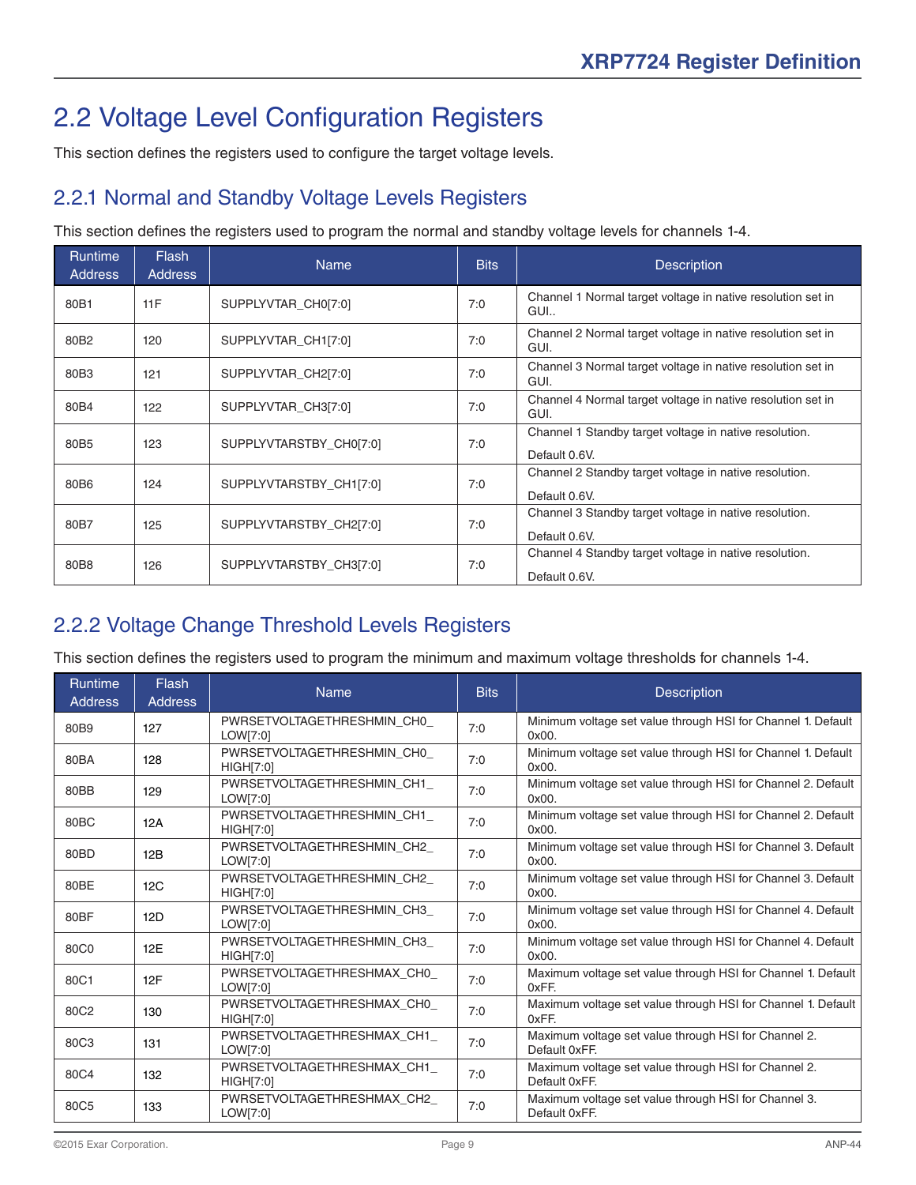# 2.2 Voltage Level Configuration Registers

This section defines the registers used to configure the target voltage levels.

## 2.2.1 Normal and Standby Voltage Levels Registers

This section defines the registers used to program the normal and standby voltage levels for channels 1-4.

| Runtime Address | Flash Address | Name | Bits | Description |
|---|---|---|---|---|
| 80B1 | 11F | SUPPLYVTAR_CH0[7:0] | 7:0 | Channel 1 Normal target voltage in native resolution set in GUI.. |
| 80B2 | 120 | SUPPLYVTAR_CH1[7:0] | 7:0 | Channel 2 Normal target voltage in native resolution set in GUI. |
| 80B3 | 121 | SUPPLYVTAR_CH2[7:0] | 7:0 | Channel 3 Normal target voltage in native resolution set in GUI. |
| 80B4 | 122 | SUPPLYVTAR_CH3[7:0] | 7:0 | Channel 4 Normal target voltage in native resolution set in GUI. |
| 80B5 | 123 | SUPPLYVTARSTBY_CH0[7:0] | 7:0 | Channel 1 Standby target voltage in native resolution. Default 0.6V. |
| 80B6 | 124 | SUPPLYVTARSTBY_CH1[7:0] | 7:0 | Channel 2 Standby target voltage in native resolution. Default 0.6V. |
| 80B7 | 125 | SUPPLYVTARSTBY_CH2[7:0] | 7:0 | Channel 3 Standby target voltage in native resolution. Default 0.6V. |
| 80B8 | 126 | SUPPLYVTARSTBY_CH3[7:0] | 7:0 | Channel 4 Standby target voltage in native resolution. Default 0.6V. |

## 2.2.2 Voltage Change Threshold Levels Registers

This section defines the registers used to program the minimum and maximum voltage thresholds for channels 1-4.

| Runtime Address | Flash Address | Name | Bits | Description |
|---|---|---|---|---|
| 80B9 | 127 | PWRSETVOLTAGETHRESHMIN_CH0_LOW[7:0] | 7:0 | Minimum voltage set value through HSI for Channel 1. Default 0x00. |
| 80BA | 128 | PWRSETVOLTAGETHRESHMIN_CH0_HIGH[7:0] | 7:0 | Minimum voltage set value through HSI for Channel 1. Default 0x00. |
| 80BB | 129 | PWRSETVOLTAGETHRESHMIN_CH1_LOW[7:0] | 7:0 | Minimum voltage set value through HSI for Channel 2. Default 0x00. |
| 80BC | 12A | PWRSETVOLTAGETHRESHMIN_CH1_HIGH[7:0] | 7:0 | Minimum voltage set value through HSI for Channel 2. Default 0x00. |
| 80BD | 12B | PWRSETVOLTAGETHRESHMIN_CH2_LOW[7:0] | 7:0 | Minimum voltage set value through HSI for Channel 3. Default 0x00. |
| 80BE | 12C | PWRSETVOLTAGETHRESHMIN_CH2_HIGH[7:0] | 7:0 | Minimum voltage set value through HSI for Channel 3. Default 0x00. |
| 80BF | 12D | PWRSETVOLTAGETHRESHMIN_CH3_LOW[7:0] | 7:0 | Minimum voltage set value through HSI for Channel 4. Default 0x00. |
| 80C0 | 12E | PWRSETVOLTAGETHRESHMIN_CH3_HIGH[7:0] | 7:0 | Minimum voltage set value through HSI for Channel 4. Default 0x00. |
| 80C1 | 12F | PWRSETVOLTAGETHRESHMAX_CH0_LOW[7:0] | 7:0 | Maximum voltage set value through HSI for Channel 1. Default 0xFF. |
| 80C2 | 130 | PWRSETVOLTAGETHRESHMAX_CH0_HIGH[7:0] | 7:0 | Maximum voltage set value through HSI for Channel 1. Default 0xFF. |
| 80C3 | 131 | PWRSETVOLTAGETHRESHMAX_CH1_LOW[7:0] | 7:0 | Maximum voltage set value through HSI for Channel 2. Default 0xFF. |
| 80C4 | 132 | PWRSETVOLTAGETHRESHMAX_CH1_HIGH[7:0] | 7:0 | Maximum voltage set value through HSI for Channel 2. Default 0xFF. |
| 80C5 | 133 | PWRSETVOLTAGETHRESHMAX_CH2_LOW[7:0] | 7:0 | Maximum voltage set value through HSI for Channel 3. Default 0xFF. |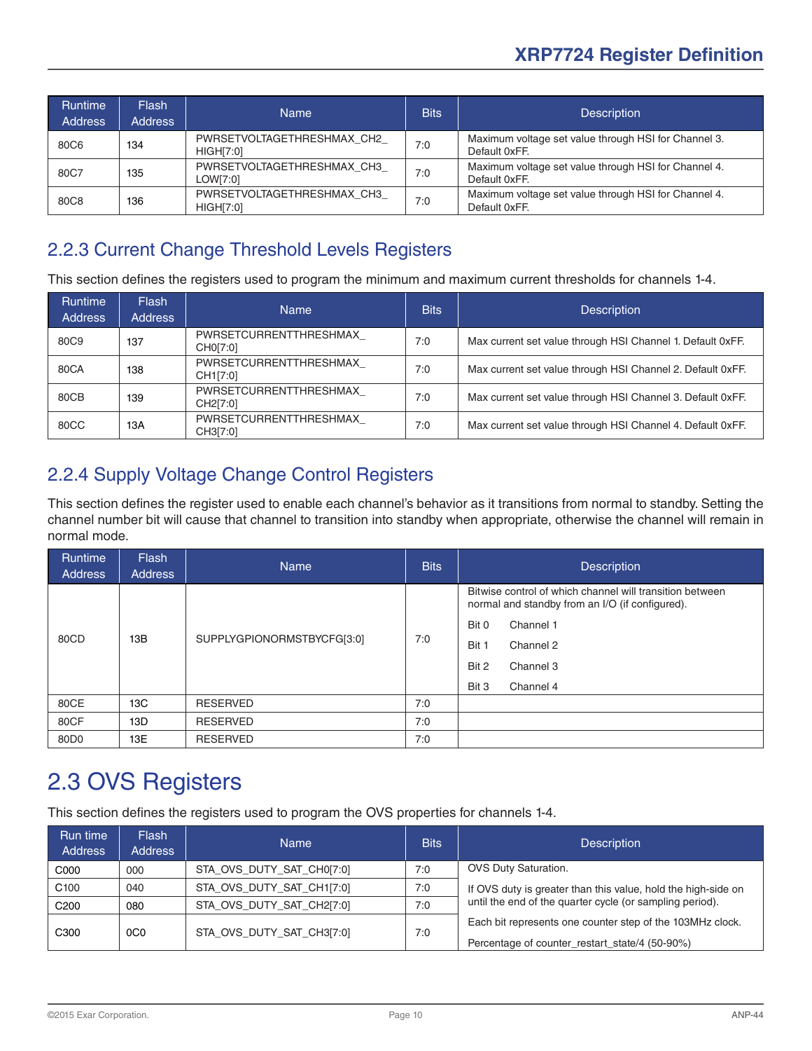| Runtime Address | Flash Address | Name | Bits | Description |
|---|---|---|---|---|
| 80C6 | 134 | PWRSETVOLTAGETHRESHMAX_CH2_HIGH[7:0] | 7:0 | Maximum voltage set value through HSI for Channel 3. Default 0xFF. |
| 80C7 | 135 | PWRSETVOLTAGETHRESHMAX_CH3_LOW[7:0] | 7:0 | Maximum voltage set value through HSI for Channel 4. Default 0xFF. |
| 80C8 | 136 | PWRSETVOLTAGETHRESHMAX_CH3_HIGH[7:0] | 7:0 | Maximum voltage set value through HSI for Channel 4. Default 0xFF. |

### 2.2.3 Current Change Threshold Levels Registers

This section defines the registers used to program the minimum and maximum current thresholds for channels 1-4.

| Runtime Address | Flash Address | Name | Bits | Description |
|---|---|---|---|---|
| 80C9 | 137 | PWRSETCURRENTTHRESHMAX_CH0[7:0] | 7:0 | Max current set value through HSI Channel 1. Default 0xFF. |
| 80CA | 138 | PWRSETCURRENTTHRESHMAX_CH1[7:0] | 7:0 | Max current set value through HSI Channel 2. Default 0xFF. |
| 80CB | 139 | PWRSETCURRENTTHRESHMAX_CH2[7:0] | 7:0 | Max current set value through HSI Channel 3. Default 0xFF. |
| 80CC | 13A | PWRSETCURRENTTHRESHMAX_CH3[7:0] | 7:0 | Max current set value through HSI Channel 4. Default 0xFF. |

### 2.2.4 Supply Voltage Change Control Registers

This section defines the register used to enable each channel's behavior as it transitions from normal to standby. Setting the channel number bit will cause that channel to transition into standby when appropriate, otherwise the channel will remain in normal mode.

| Runtime Address | Flash Address | Name | Bits | Description |
|---|---|---|---|---|
| 80CD | 13B | SUPPLYGPIONORMSTBYCFG[3:0] | 7:0 | Bitwise control of which channel will transition between normal and standby from an I/O (if configured).<br>Bit 0 Channel 1<br>Bit 1 Channel 2<br>Bit 2 Channel 3<br>Bit 3 Channel 4 |
| 80CE | 13C | RESERVED | 7:0 | |
| 80CF | 13D | RESERVED | 7:0 | |
| 80D0 | 13E | RESERVED | 7:0 | |

## 2.3 OVS Registers

This section defines the registers used to program the OVS properties for channels 1-4.

| Run time Address | Flash Address | Name | Bits | Description |
|---|---|---|---|---|
| C000 | 000 | STA_OVS_DUTY_SAT_CH0[7:0] | 7:0 | OVS Duty Saturation.<br>If OVS duty is greater than this value, hold the high-side on until the end of the quarter cycle (or sampling period).<br>Each bit represents one counter step of the 103MHz clock.<br>Percentage of counter_restart_state/4 (50-90%) |
| C100 | 040 | STA_OVS_DUTY_SAT_CH1[7:0] | 7:0 | |
| C200 | 080 | STA_OVS_DUTY_SAT_CH2[7:0] | 7:0 | |
| C300 | 0C0 | STA_OVS_DUTY_SAT_CH3[7:0] | 7:0 | |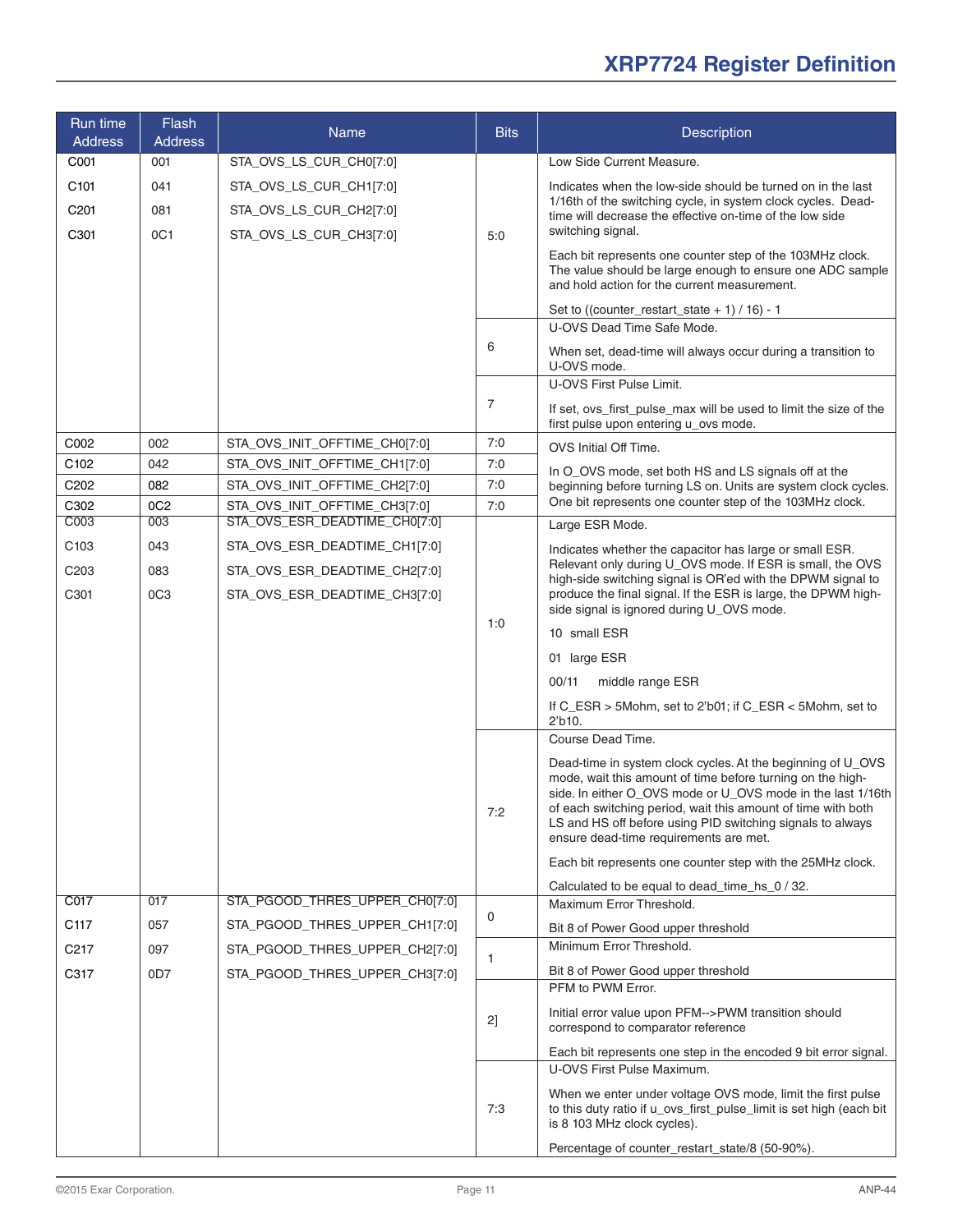# XRP7724 Register Definition

| Run time Address | Flash Address | Name | Bits | Description |
|---|---|---|---|---|
| C001<br>C101<br>C201<br>C301 | 001<br>041<br>081<br>0C1 | STA_OVS_LS_CUR_CH0[7:0]<br>STA_OVS_LS_CUR_CH1[7:0]<br>STA_OVS_LS_CUR_CH2[7:0]<br>STA_OVS_LS_CUR_CH3[7:0] | 5:0 | Low Side Current Measure.<br><br>Indicates when the low-side should be turned on in the last 1/16th of the switching cycle, in system clock cycles. Dead-time will decrease the effective on-time of the low side switching signal.<br><br>Each bit represents one counter step of the 103MHz clock. The value should be large enough to ensure one ADC sample and hold action for the current measurement.<br><br>Set to ((counter_restart_state + 1) / 16) - 1 |
| | | | 6 | U-OVS Dead Time Safe Mode.<br><br>When set, dead-time will always occur during a transition to U-OVS mode. |
| | | | 7 | U-OVS First Pulse Limit.<br><br>If set, ovs_first_pulse_max will be used to limit the size of the first pulse upon entering u_ovs mode. |
| C002 | 002 | STA_OVS_INIT_OFFTIME_CH0[7:0] | 7:0 | OVS Initial Off Time.<br><br>In O_OVS mode, set both HS and LS signals off at the beginning before turning LS on. Units are system clock cycles. One bit represents one counter step of the 103MHz clock. |
| C102 | 042 | STA_OVS_INIT_OFFTIME_CH1[7:0] | 7:0 | |
| C202 | 082 | STA_OVS_INIT_OFFTIME_CH2[7:0] | 7:0 | |
| C302 | 0C2 | STA_OVS_INIT_OFFTIME_CH3[7:0] | 7:0 | |
| C003<br>C103<br>C203<br>C301 | 003<br>043<br>083<br>0C3 | STA_OVS_ESR_DEADTIME_CH0[7:0]<br>STA_OVS_ESR_DEADTIME_CH1[7:0]<br>STA_OVS_ESR_DEADTIME_CH2[7:0]<br>STA_OVS_ESR_DEADTIME_CH3[7:0] | 1:0 | Large ESR Mode.<br><br>Indicates whether the capacitor has large or small ESR. Relevant only during U_OVS mode. If ESR is small, the OVS high-side switching signal is OR'ed with the DPWM signal to produce the final signal. If the ESR is large, the DPWM high-side signal is ignored during U_OVS mode.<br><br>10 small ESR<br><br>01 large ESR<br><br>00/11 middle range ESR<br><br>If C_ESR > 5Mohm, set to 2'b01; if C_ESR < 5Mohm, set to 2'b10. |
| | | | 7:2 | Course Dead Time.<br><br>Dead-time in system clock cycles. At the beginning of U_OVS mode, wait this amount of time before turning on the high-side. In either O_OVS mode or U_OVS mode in the last 1/16th of each switching period, wait this amount of time with both LS and HS off before using PID switching signals to always ensure dead-time requirements are met.<br><br>Each bit represents one counter step with the 25MHz clock.<br><br>Calculated to be equal to dead_time_hs_0 / 32. |
| C017<br>C117<br>C217<br>C317 | 017<br>057<br>097<br>0D7 | STA_PGOOD_THRES_UPPER_CH0[7:0]<br>STA_PGOOD_THRES_UPPER_CH1[7:0]<br>STA_PGOOD_THRES_UPPER_CH2[7:0]<br>STA_PGOOD_THRES_UPPER_CH3[7:0] | 0 | Maximum Error Threshold.<br><br>Bit 8 of Power Good upper threshold |
| | | | 1 | Minimum Error Threshold.<br><br>Bit 8 of Power Good upper threshold |
| | | | 2] | PFM to PWM Error.<br><br>Initial error value upon PFM-->PWM transition should correspond to comparator reference<br><br>Each bit represents one step in the encoded 9 bit error signal. |
| | | | 7:3 | U-OVS First Pulse Maximum.<br><br>When we enter under voltage OVS mode, limit the first pulse to this duty ratio if u_ovs_first_pulse_limit is set high (each bit is 8 103 MHz clock cycles).<br><br>Percentage of counter_restart_state/8 (50-90%). |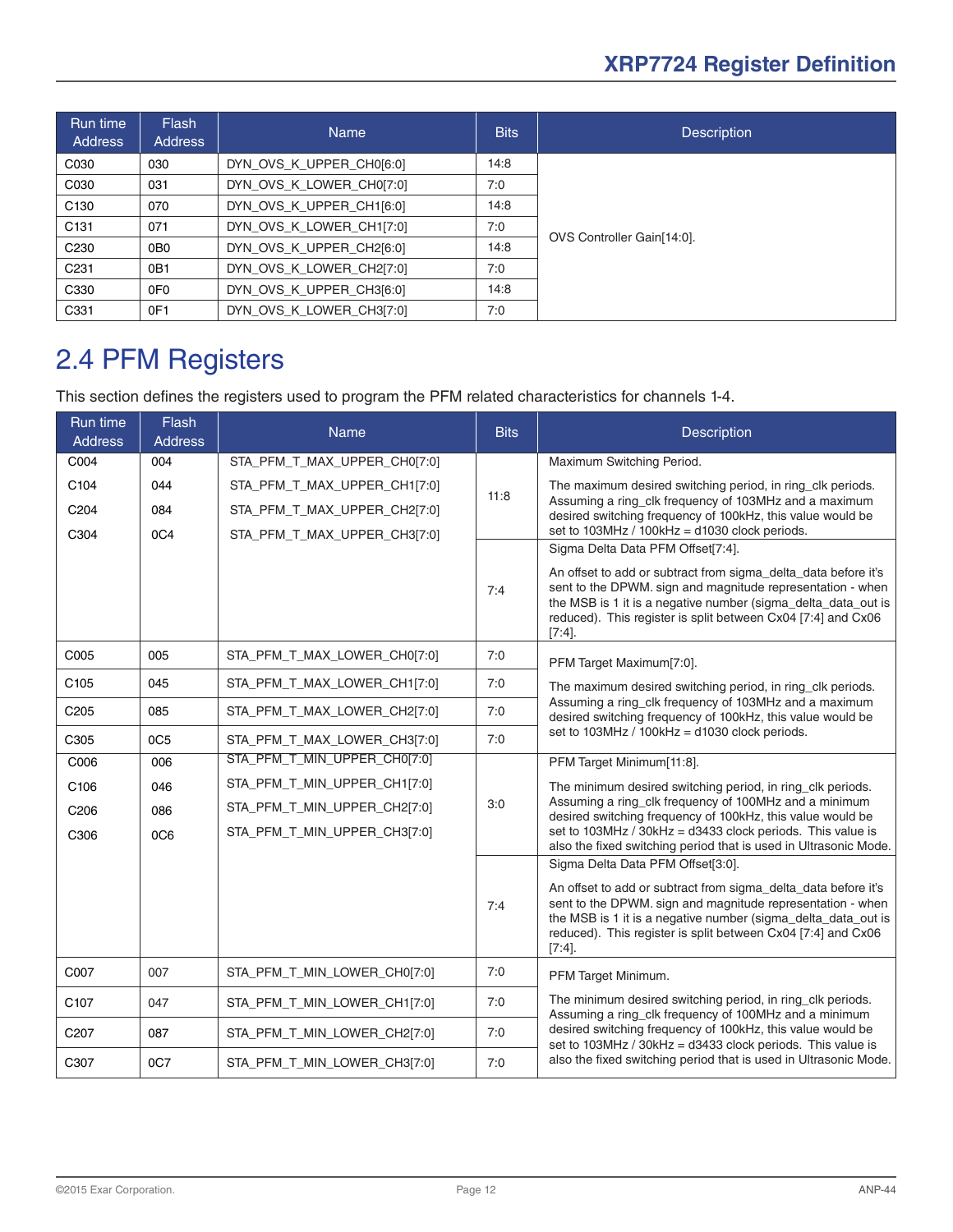| Run time Address | Flash Address | Name | Bits | Description |
|---|---|---|---|---|
| C030 | 030 | DYN_OVS_K_UPPER_CH0[6:0] | 14:8 | OVS Controller Gain[14:0]. |
| C030 | 031 | DYN_OVS_K_LOWER_CH0[7:0] | 7:0 | |
| C130 | 070 | DYN_OVS_K_UPPER_CH1[6:0] | 14:8 | |
| C131 | 071 | DYN_OVS_K_LOWER_CH1[7:0] | 7:0 | |
| C230 | 0B0 | DYN_OVS_K_UPPER_CH2[6:0] | 14:8 | |
| C231 | 0B1 | DYN_OVS_K_LOWER_CH2[7:0] | 7:0 | |
| C330 | 0F0 | DYN_OVS_K_UPPER_CH3[6:0] | 14:8 | |
| C331 | 0F1 | DYN_OVS_K_LOWER_CH3[7:0] | 7:0 | |

## 2.4 PFM Registers

This section defines the registers used to program the PFM related characteristics for channels 1-4.

| Run time Address | Flash Address | Name | Bits | Description |
|---|---|---|---|---|
| C004<br>C104<br>C204<br>C304 | 004<br>044<br>084<br>0C4 | STA_PFM_T_MAX_UPPER_CH0[7:0]<br>STA_PFM_T_MAX_UPPER_CH1[7:0]<br>STA_PFM_T_MAX_UPPER_CH2[7:0]<br>STA_PFM_T_MAX_UPPER_CH3[7:0] | 11:8 | Maximum Switching Period.<br><br>The maximum desired switching period, in ring_clk periods. Assuming a ring_clk frequency of 103MHz and a maximum desired switching frequency of 100kHz, this value would be set to 103MHz / 100kHz = d1030 clock periods. |
| | | | 7:4 | Sigma Delta Data PFM Offset[7:4].<br><br>An offset to add or subtract from sigma_delta_data before it's sent to the DPWM. sign and magnitude representation - when the MSB is 1 it is a negative number (sigma_delta_data_out is reduced). This register is split between Cx04 [7:4] and Cx06 [7:4]. |
| C005 | 005 | STA_PFM_T_MAX_LOWER_CH0[7:0] | 7:0 | PFM Target Maximum[7:0].<br><br>The maximum desired switching period, in ring_clk periods. Assuming a ring_clk frequency of 103MHz and a maximum desired switching frequency of 100kHz, this value would be set to 103MHz / 100kHz = d1030 clock periods. |
| C105 | 045 | STA_PFM_T_MAX_LOWER_CH1[7:0] | 7:0 | |
| C205 | 085 | STA_PFM_T_MAX_LOWER_CH2[7:0] | 7:0 | |
| C305 | 0C5 | STA_PFM_T_MAX_LOWER_CH3[7:0] | 7:0 | |
| C006<br>C106<br>C206<br>C306 | 006<br>046<br>086<br>0C6 | STA_PFM_T_MIN_UPPER_CH0[7:0]<br>STA_PFM_T_MIN_UPPER_CH1[7:0]<br>STA_PFM_T_MIN_UPPER_CH2[7:0]<br>STA_PFM_T_MIN_UPPER_CH3[7:0] | 3:0 | PFM Target Minimum[11:8].<br><br>The minimum desired switching period, in ring_clk periods. Assuming a ring_clk frequency of 100MHz and a minimum desired switching frequency of 100kHz, this value would be set to 103MHz / 30kHz = d3433 clock periods. This value is also the fixed switching period that is used in Ultrasonic Mode. |
| | | | 7:4 | Sigma Delta Data PFM Offset[3:0].<br><br>An offset to add or subtract from sigma_delta_data before it's sent to the DPWM. sign and magnitude representation - when the MSB is 1 it is a negative number (sigma_delta_data_out is reduced). This register is split between Cx04 [7:4] and Cx06 [7:4]. |
| C007 | 007 | STA_PFM_T_MIN_LOWER_CH0[7:0] | 7:0 | PFM Target Minimum.<br><br>The minimum desired switching period, in ring_clk periods. Assuming a ring_clk frequency of 100MHz and a minimum desired switching frequency of 100kHz, this value would be set to 103MHz / 30kHz = d3433 clock periods. This value is also the fixed switching period that is used in Ultrasonic Mode. |
| C107 | 047 | STA_PFM_T_MIN_LOWER_CH1[7:0] | 7:0 | |
| C207 | 087 | STA_PFM_T_MIN_LOWER_CH2[7:0] | 7:0 | |
| C307 | 0C7 | STA_PFM_T_MIN_LOWER_CH3[7:0] | 7:0 | |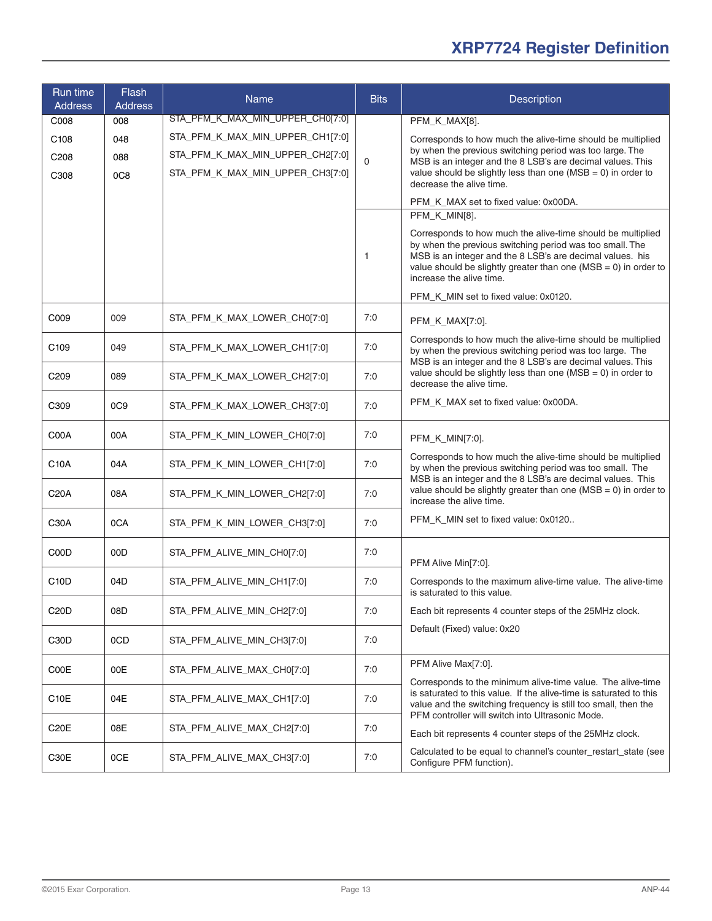| Run time Address | Flash Address | Name | Bits | Description |
|---|---|---|---|---|
| C008<br>C108<br>C208<br>C308 | 008<br>048<br>088<br>0C8 | STA_PFM_K_MAX_MIN_UPPER_CH0[7:0]<br>STA_PFM_K_MAX_MIN_UPPER_CH1[7:0]<br>STA_PFM_K_MAX_MIN_UPPER_CH2[7:0]<br>STA_PFM_K_MAX_MIN_UPPER_CH3[7:0] | 0 | PFM_K_MAX[8].<br><br>Corresponds to how much the alive-time should be multiplied by when the previous switching period was too large. The MSB is an integer and the 8 LSB's are decimal values. This value should be slightly less than one (MSB = 0) in order to decrease the alive time.<br><br>PFM_K_MAX set to fixed value: 0x00DA. |
| | | | 1 | PFM_K_MIN[8].<br><br>Corresponds to how much the alive-time should be multiplied by when the previous switching period was too small. The MSB is an integer and the 8 LSB's are decimal values. his value should be slightly greater than one (MSB = 0) in order to increase the alive time.<br><br>PFM_K_MIN set to fixed value: 0x0120. |
| C009 | 009 | STA_PFM_K_MAX_LOWER_CH0[7:0] | 7:0 | PFM_K_MAX[7:0].<br><br>Corresponds to how much the alive-time should be multiplied by when the previous switching period was too large. The MSB is an integer and the 8 LSB's are decimal values. This value should be slightly less than one (MSB = 0) in order to decrease the alive time.<br><br>PFM_K_MAX set to fixed value: 0x00DA. |
| C109 | 049 | STA_PFM_K_MAX_LOWER_CH1[7:0] | 7:0 | |
| C209 | 089 | STA_PFM_K_MAX_LOWER_CH2[7:0] | 7:0 | |
| C309 | 0C9 | STA_PFM_K_MAX_LOWER_CH3[7:0] | 7:0 | |
| C00A | 00A | STA_PFM_K_MIN_LOWER_CH0[7:0] | 7:0 | PFM_K_MIN[7:0].<br><br>Corresponds to how much the alive-time should be multiplied by when the previous switching period was too small. The MSB is an integer and the 8 LSB's are decimal values. This value should be slightly greater than one (MSB = 0) in order to increase the alive time.<br><br>PFM_K_MIN set to fixed value: 0x0120.. |
| C10A | 04A | STA_PFM_K_MIN_LOWER_CH1[7:0] | 7:0 | |
| C20A | 08A | STA_PFM_K_MIN_LOWER_CH2[7:0] | 7:0 | |
| C30A | 0CA | STA_PFM_K_MIN_LOWER_CH3[7:0] | 7:0 | |
| C00D | 00D | STA_PFM_ALIVE_MIN_CH0[7:0] | 7:0 | PFM Alive Min[7:0].<br><br>Corresponds to the maximum alive-time value. The alive-time is saturated to this value.<br><br>Each bit represents 4 counter steps of the 25MHz clock.<br><br>Default (Fixed) value: 0x20 |
| C10D | 04D | STA_PFM_ALIVE_MIN_CH1[7:0] | 7:0 | |
| C20D | 08D | STA_PFM_ALIVE_MIN_CH2[7:0] | 7:0 | |
| C30D | 0CD | STA_PFM_ALIVE_MIN_CH3[7:0] | 7:0 | |
| C00E | 00E | STA_PFM_ALIVE_MAX_CH0[7:0] | 7:0 | PFM Alive Max[7:0].<br><br>Corresponds to the minimum alive-time value. The alive-time is saturated to this value. If the alive-time is saturated to this value and the switching frequency is still too small, then the PFM controller will switch into Ultrasonic Mode.<br><br>Each bit represents 4 counter steps of the 25MHz clock.<br><br>Calculated to be equal to channel's counter_restart_state (see Configure PFM function). |
| C10E | 04E | STA_PFM_ALIVE_MAX_CH1[7:0] | 7:0 | |
| C20E | 08E | STA_PFM_ALIVE_MAX_CH2[7:0] | 7:0 | |
| C30E | 0CE | STA_PFM_ALIVE_MAX_CH3[7:0] | 7:0 | |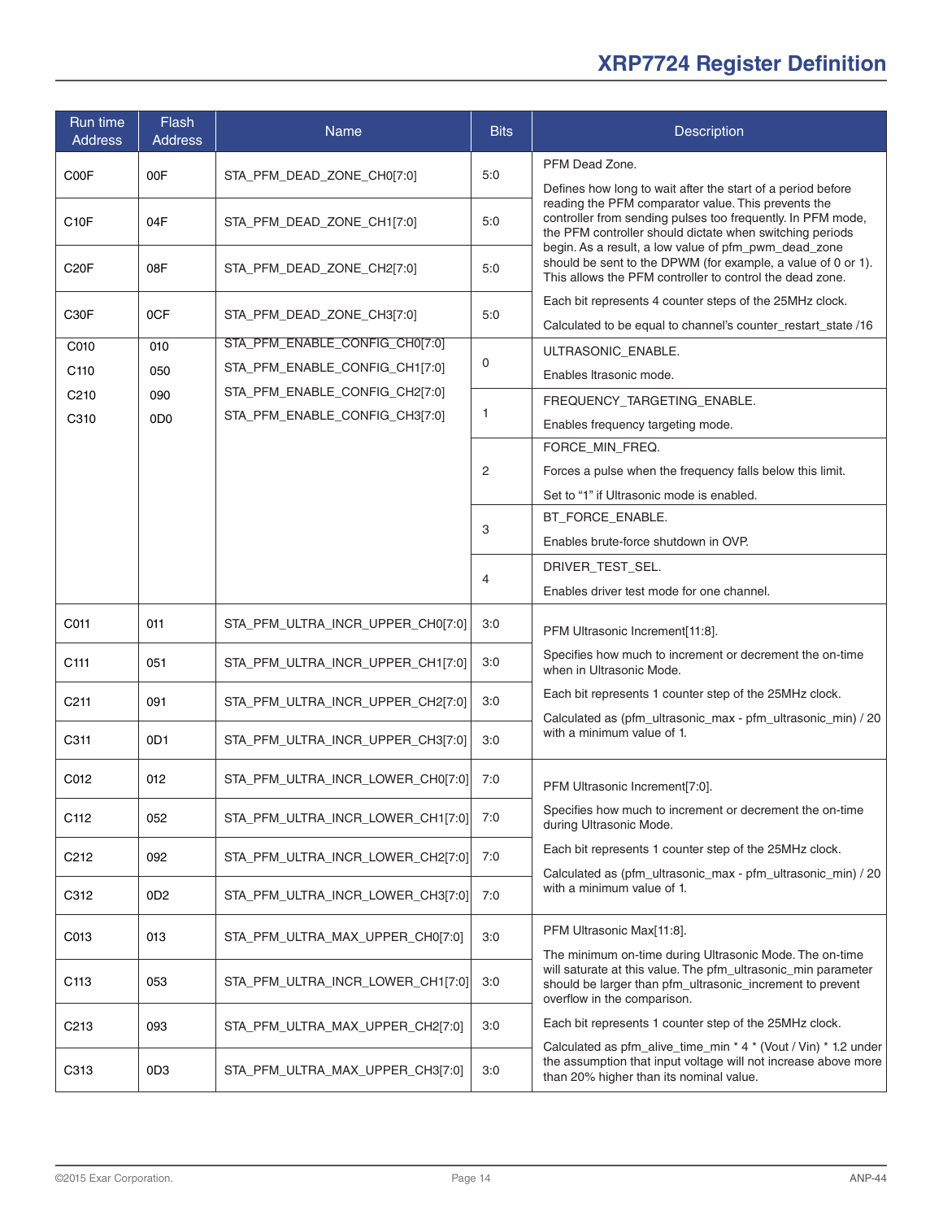## XRP7724 Register Definition

| Run time Address | Flash Address | Name | Bits | Description |
|---|---|---|---|---|
| C00F | 00F | STA_PFM_DEAD_ZONE_CH0[7:0] | 5:0 | PFM Dead Zone.<br><br>Defines how long to wait after the start of a period before reading the PFM comparator value. This prevents the controller from sending pulses too frequently. In PFM mode, the PFM controller should dictate when switching periods begin. As a result, a low value of pfm_pwm_dead_zone should be sent to the DPWM (for example, a value of 0 or 1). This allows the PFM controller to control the dead zone.<br><br>Each bit represents 4 counter steps of the 25MHz clock.<br><br>Calculated to be equal to channel's counter_restart_state /16 |
| C10F | 04F | STA_PFM_DEAD_ZONE_CH1[7:0] | 5:0 | |
| C20F | 08F | STA_PFM_DEAD_ZONE_CH2[7:0] | 5:0 | |
| C30F | 0CF | STA_PFM_DEAD_ZONE_CH3[7:0] | 5:0 | |
| C010<br>C110<br>C210<br>C310 | 010<br>050<br>090<br>0D0 | STA_PFM_ENABLE_CONFIG_CH0[7:0]<br>STA_PFM_ENABLE_CONFIG_CH1[7:0]<br>STA_PFM_ENABLE_CONFIG_CH2[7:0]<br>STA_PFM_ENABLE_CONFIG_CH3[7:0] | 0 | ULTRASONIC_ENABLE.<br><br>Enables ltrasonic mode. |
| | | | 1 | FREQUENCY_TARGETING_ENABLE.<br><br>Enables frequency targeting mode. |
| | | | 2 | FORCE_MIN_FREQ.<br><br>Forces a pulse when the frequency falls below this limit.<br><br>Set to "1" if Ultrasonic mode is enabled. |
| | | | 3 | BT_FORCE_ENABLE.<br><br>Enables brute-force shutdown in OVP. |
| | | | 4 | DRIVER_TEST_SEL.<br><br>Enables driver test mode for one channel. |
| C011 | 011 | STA_PFM_ULTRA_INCR_UPPER_CH0[7:0] | 3:0 | PFM Ultrasonic Increment[11:8].<br><br>Specifies how much to increment or decrement the on-time when in Ultrasonic Mode.<br><br>Each bit represents 1 counter step of the 25MHz clock.<br><br>Calculated as (pfm_ultrasonic_max - pfm_ultrasonic_min) / 20 with a minimum value of 1. |
| C111 | 051 | STA_PFM_ULTRA_INCR_UPPER_CH1[7:0] | 3:0 | |
| C211 | 091 | STA_PFM_ULTRA_INCR_UPPER_CH2[7:0] | 3:0 | |
| C311 | 0D1 | STA_PFM_ULTRA_INCR_UPPER_CH3[7:0] | 3:0 | |
| C012 | 012 | STA_PFM_ULTRA_INCR_LOWER_CH0[7:0] | 7:0 | PFM Ultrasonic Increment[7:0].<br><br>Specifies how much to increment or decrement the on-time during Ultrasonic Mode.<br><br>Each bit represents 1 counter step of the 25MHz clock.<br><br>Calculated as (pfm_ultrasonic_max - pfm_ultrasonic_min) / 20 with a minimum value of 1. |
| C112 | 052 | STA_PFM_ULTRA_INCR_LOWER_CH1[7:0] | 7:0 | |
| C212 | 092 | STA_PFM_ULTRA_INCR_LOWER_CH2[7:0] | 7:0 | |
| C312 | 0D2 | STA_PFM_ULTRA_INCR_LOWER_CH3[7:0] | 7:0 | |
| C013 | 013 | STA_PFM_ULTRA_MAX_UPPER_CH0[7:0] | 3:0 | PFM Ultrasonic Max[11:8].<br><br>The minimum on-time during Ultrasonic Mode. The on-time will saturate at this value. The pfm_ultrasonic_min parameter should be larger than pfm_ultrasonic_increment to prevent overflow in the comparison.<br><br>Each bit represents 1 counter step of the 25MHz clock.<br><br>Calculated as pfm_alive_time_min * 4 * (Vout / Vin) * 1.2 under the assumption that input voltage will not increase above more than 20% higher than its nominal value. |
| C113 | 053 | STA_PFM_ULTRA_INCR_LOWER_CH1[7:0] | 3:0 | |
| C213 | 093 | STA_PFM_ULTRA_MAX_UPPER_CH2[7:0] | 3:0 | |
| C313 | 0D3 | STA_PFM_ULTRA_MAX_UPPER_CH3[7:0] | 3:0 | |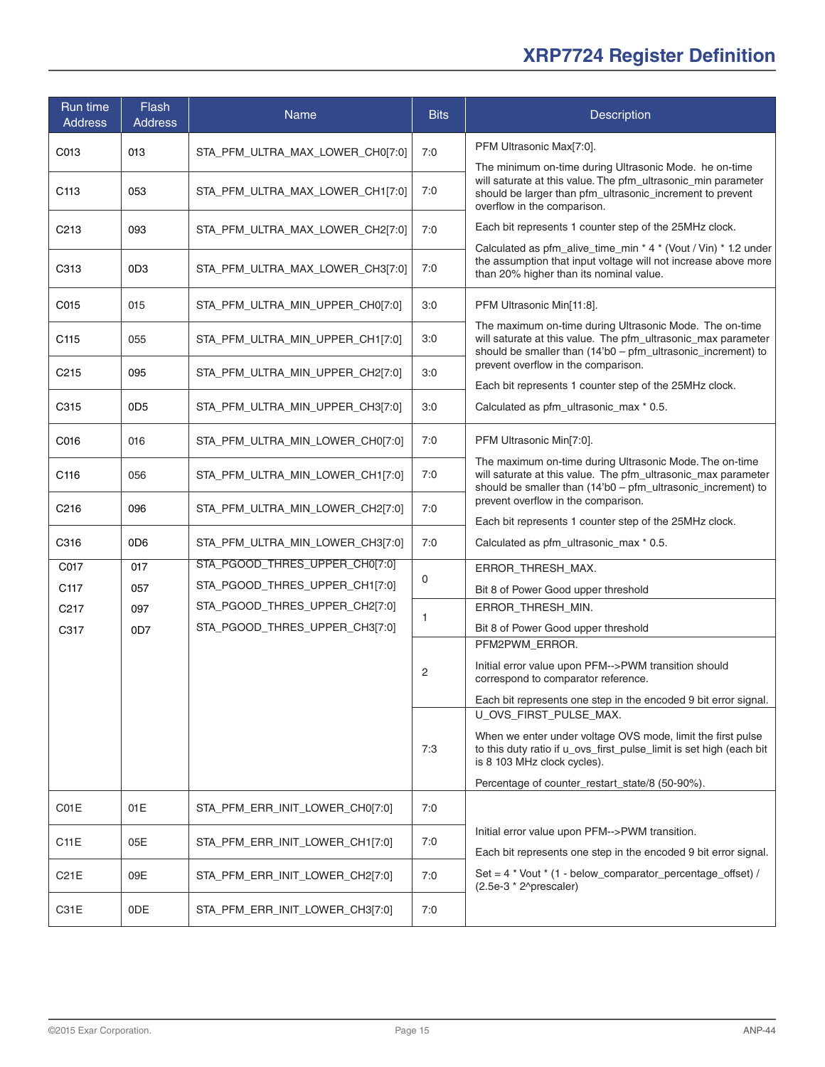| Run time Address | Flash Address | Name | Bits | Description |
|---|---|---|---|---|
| C013 | 013 | STA_PFM_ULTRA_MAX_LOWER_CH0[7:0] | 7:0 | PFM Ultrasonic Max[7:0].<br>The minimum on-time during Ultrasonic Mode. he on-time will saturate at this value. The pfm_ultrasonic_min parameter should be larger than pfm_ultrasonic_increment to prevent overflow in the comparison.<br>Each bit represents 1 counter step of the 25MHz clock.<br>Calculated as pfm_alive_time_min * 4 * (Vout / Vin) * 1.2 under the assumption that input voltage will not increase above more than 20% higher than its nominal value. |
| C113 | 053 | STA_PFM_ULTRA_MAX_LOWER_CH1[7:0] | 7:0 | |
| C213 | 093 | STA_PFM_ULTRA_MAX_LOWER_CH2[7:0] | 7:0 | |
| C313 | 0D3 | STA_PFM_ULTRA_MAX_LOWER_CH3[7:0] | 7:0 | |
| C015 | 015 | STA_PFM_ULTRA_MIN_UPPER_CH0[7:0] | 3:0 | PFM Ultrasonic Min[11:8].<br>The maximum on-time during Ultrasonic Mode. The on-time will saturate at this value. The pfm_ultrasonic_max parameter should be smaller than (14'b0 – pfm_ultrasonic_increment) to prevent overflow in the comparison.<br>Each bit represents 1 counter step of the 25MHz clock.<br>Calculated as pfm_ultrasonic_max * 0.5. |
| C115 | 055 | STA_PFM_ULTRA_MIN_UPPER_CH1[7:0] | 3:0 | |
| C215 | 095 | STA_PFM_ULTRA_MIN_UPPER_CH2[7:0] | 3:0 | |
| C315 | 0D5 | STA_PFM_ULTRA_MIN_UPPER_CH3[7:0] | 3:0 | |
| C016 | 016 | STA_PFM_ULTRA_MIN_LOWER_CH0[7:0] | 7:0 | PFM Ultrasonic Min[7:0].<br>The maximum on-time during Ultrasonic Mode. The on-time will saturate at this value. The pfm_ultrasonic_max parameter should be smaller than (14'b0 – pfm_ultrasonic_increment) to prevent overflow in the comparison.<br>Each bit represents 1 counter step of the 25MHz clock.<br>Calculated as pfm_ultrasonic_max * 0.5. |
| C116 | 056 | STA_PFM_ULTRA_MIN_LOWER_CH1[7:0] | 7:0 | |
| C216 | 096 | STA_PFM_ULTRA_MIN_LOWER_CH2[7:0] | 7:0 | |
| C316 | 0D6 | STA_PFM_ULTRA_MIN_LOWER_CH3[7:0] | 7:0 | |
| C017<br>C117<br>C217<br>C317 | 017<br>057<br>097<br>0D7 | STA_PGOOD_THRES_UPPER_CH0[7:0]<br>STA_PGOOD_THRES_UPPER_CH1[7:0]<br>STA_PGOOD_THRES_UPPER_CH2[7:0]<br>STA_PGOOD_THRES_UPPER_CH3[7:0] | 0 | ERROR_THRESH_MAX.<br>Bit 8 of Power Good upper threshold |
| | | | 1 | ERROR_THRESH_MIN.<br>Bit 8 of Power Good upper threshold |
| | | | 2 | PFM2PWM_ERROR.<br>Initial error value upon PFM-->PWM transition should correspond to comparator reference.<br>Each bit represents one step in the encoded 9 bit error signal. |
| | | | 7:3 | U_OVS_FIRST_PULSE_MAX.<br>When we enter under voltage OVS mode, limit the first pulse to this duty ratio if u_ovs_first_pulse_limit is set high (each bit is 8 103 MHz clock cycles).<br>Percentage of counter_restart_state/8 (50-90%). |
| C01E | 01E | STA_PFM_ERR_INIT_LOWER_CH0[7:0] | 7:0 | Initial error value upon PFM-->PWM transition.<br>Each bit represents one step in the encoded 9 bit error signal.<br>Set = 4 * Vout * (1 - below_comparator_percentage_offset) / (2.5e-3 * 2^prescaler) |
| C11E | 05E | STA_PFM_ERR_INIT_LOWER_CH1[7:0] | 7:0 | |
| C21E | 09E | STA_PFM_ERR_INIT_LOWER_CH2[7:0] | 7:0 | |
| C31E | 0DE | STA_PFM_ERR_INIT_LOWER_CH3[7:0] | 7:0 | |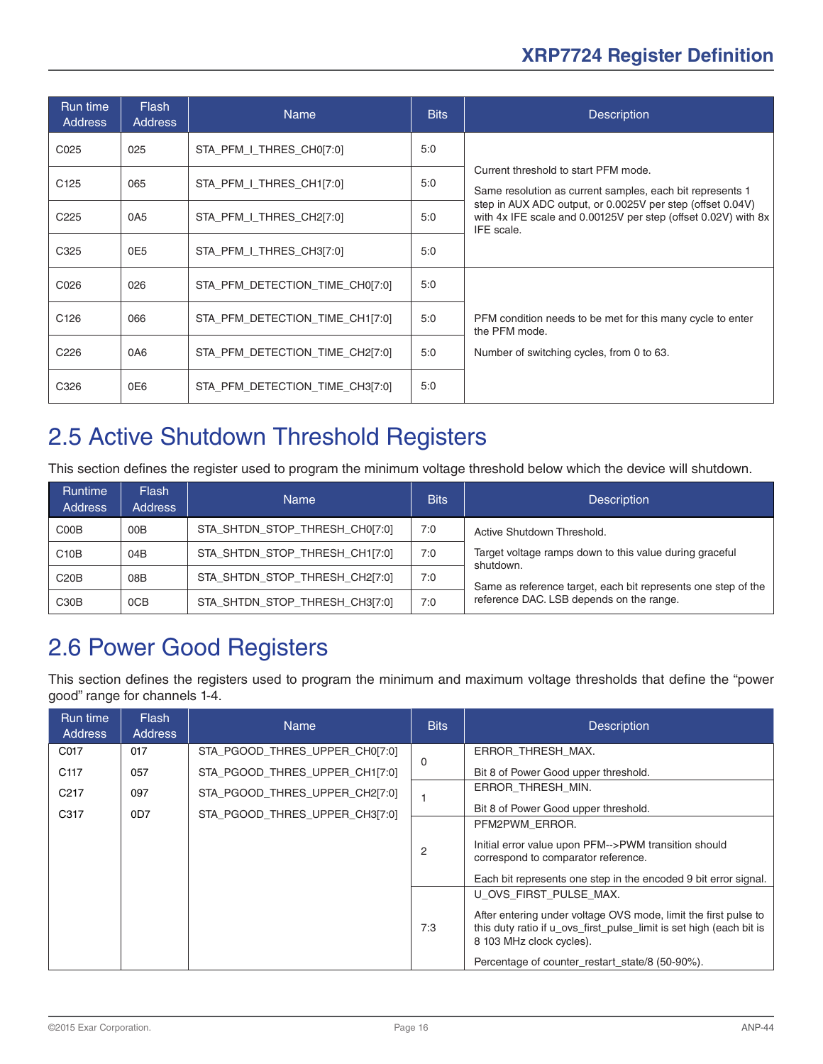| Run time Address | Flash Address | Name | Bits | Description |
|---|---|---|---|---|
| C025 | 025 | STA_PFM_I_THRES_CH0[7:0] | 5:0 | Current threshold to start PFM mode.<br><br>Same resolution as current samples, each bit represents 1 step in AUX ADC output, or 0.0025V per step (offset 0.04V) with 4x IFE scale and 0.00125V per step (offset 0.02V) with 8x IFE scale. |
| C125 | 065 | STA_PFM_I_THRES_CH1[7:0] | 5:0 | |
| C225 | 0A5 | STA_PFM_I_THRES_CH2[7:0] | 5:0 | |
| C325 | 0E5 | STA_PFM_I_THRES_CH3[7:0] | 5:0 | |
| C026 | 026 | STA_PFM_DETECTION_TIME_CH0[7:0] | 5:0 | PFM condition needs to be met for this many cycle to enter the PFM mode.<br><br>Number of switching cycles, from 0 to 63. |
| C126 | 066 | STA_PFM_DETECTION_TIME_CH1[7:0] | 5:0 | |
| C226 | 0A6 | STA_PFM_DETECTION_TIME_CH2[7:0] | 5:0 | |
| C326 | 0E6 | STA_PFM_DETECTION_TIME_CH3[7:0] | 5:0 | |

## 2.5 Active Shutdown Threshold Registers

This section defines the register used to program the minimum voltage threshold below which the device will shutdown.

| Runtime Address | Flash Address | Name | Bits | Description |
|---|---|---|---|---|
| C00B | 00B | STA_SHTDN_STOP_THRESH_CH0[7:0] | 7:0 | Active Shutdown Threshold.<br><br>Target voltage ramps down to this value during graceful shutdown.<br><br>Same as reference target, each bit represents one step of the reference DAC. LSB depends on the range. |
| C10B | 04B | STA_SHTDN_STOP_THRESH_CH1[7:0] | 7:0 | |
| C20B | 08B | STA_SHTDN_STOP_THRESH_CH2[7:0] | 7:0 | |
| C30B | 0CB | STA_SHTDN_STOP_THRESH_CH3[7:0] | 7:0 | |

## 2.6 Power Good Registers

This section defines the registers used to program the minimum and maximum voltage thresholds that define the "power good" range for channels 1-4.

| Run time Address | Flash Address | Name | Bits | Description |
|---|---|---|---|---|
| C017<br>C117<br>C217<br>C317 | 017<br>057<br>097<br>0D7 | STA_PGOOD_THRES_UPPER_CH0[7:0]<br>STA_PGOOD_THRES_UPPER_CH1[7:0]<br>STA_PGOOD_THRES_UPPER_CH2[7:0]<br>STA_PGOOD_THRES_UPPER_CH3[7:0] | 0 | ERROR_THRESH_MAX.<br><br>Bit 8 of Power Good upper threshold. |
| | | | 1 | ERROR_THRESH_MIN.<br><br>Bit 8 of Power Good upper threshold. |
| | | | 2 | PFM2PWM_ERROR.<br><br>Initial error value upon PFM-->PWM transition should correspond to comparator reference.<br><br>Each bit represents one step in the encoded 9 bit error signal. |
| | | | 7:3 | U_OVS_FIRST_PULSE_MAX.<br><br>After entering under voltage OVS mode, limit the first pulse to this duty ratio if u_ovs_first_pulse_limit is set high (each bit is 8 103 MHz clock cycles).<br><br>Percentage of counter_restart_state/8 (50-90%). |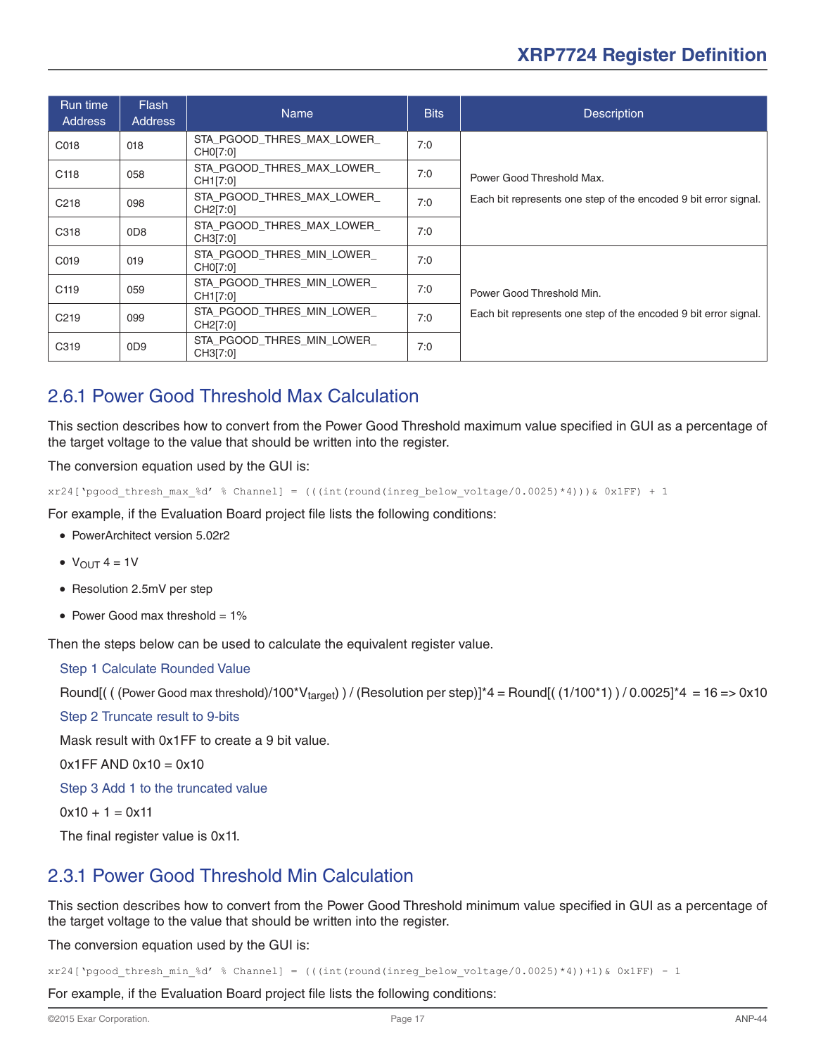| Run time Address | Flash Address | Name | Bits | Description |
|---|---|---|---|---|
| C018 | 018 | STA_PGOOD_THRES_MAX_LOWER_CH0[7:0] | 7:0 | Power Good Threshold Max. Each bit represents one step of the encoded 9 bit error signal. |
| C118 | 058 | STA_PGOOD_THRES_MAX_LOWER_CH1[7:0] | 7:0 | |
| C218 | 098 | STA_PGOOD_THRES_MAX_LOWER_CH2[7:0] | 7:0 | |
| C318 | 0D8 | STA_PGOOD_THRES_MAX_LOWER_CH3[7:0] | 7:0 | |
| C019 | 019 | STA_PGOOD_THRES_MIN_LOWER_CH0[7:0] | 7:0 | Power Good Threshold Min. Each bit represents one step of the encoded 9 bit error signal. |
| C119 | 059 | STA_PGOOD_THRES_MIN_LOWER_CH1[7:0] | 7:0 | |
| C219 | 099 | STA_PGOOD_THRES_MIN_LOWER_CH2[7:0] | 7:0 | |
| C319 | 0D9 | STA_PGOOD_THRES_MIN_LOWER_CH3[7:0] | 7:0 | |

## 2.6.1 Power Good Threshold Max Calculation

This section describes how to convert from the Power Good Threshold maximum value specified in GUI as a percentage of the target voltage to the value that should be written into the register.

The conversion equation used by the GUI is:

```
xr24['pgood_thresh_max_%d' % Channel] = (((int(round(inreg_below_voltage/0.0025)*4)))& 0x1FF) + 1
```

For example, if the Evaluation Board project file lists the following conditions:

- PowerArchitect version 5.02r2
- $V_{OUT}$ 4 = 1V
- Resolution 2.5mV per step
- Power Good max threshold = 1%

Then the steps below can be used to calculate the equivalent register value.

**Step 1 Calculate Rounded Value**

Round[( ( (Power Good max threshold)/100*$V_{target}$) ) / (Resolution per step)]*4 = Round[( (1/100*1) ) / 0.0025]*4 = 16 => 0x10

**Step 2 Truncate result to 9-bits**

Mask result with 0x1FF to create a 9 bit value.

0x1FF AND 0x10 = 0x10

**Step 3 Add 1 to the truncated value**

0x10 + 1 = 0x11

The final register value is 0x11.

## 2.3.1 Power Good Threshold Min Calculation

This section describes how to convert from the Power Good Threshold minimum value specified in GUI as a percentage of the target voltage to the value that should be written into the register.

The conversion equation used by the GUI is:

```
xr24['pgood_thresh_min_%d' % Channel] = (((int(round(inreg_below_voltage/0.0025)*4))+1)& 0x1FF) - 1
```

For example, if the Evaluation Board project file lists the following conditions: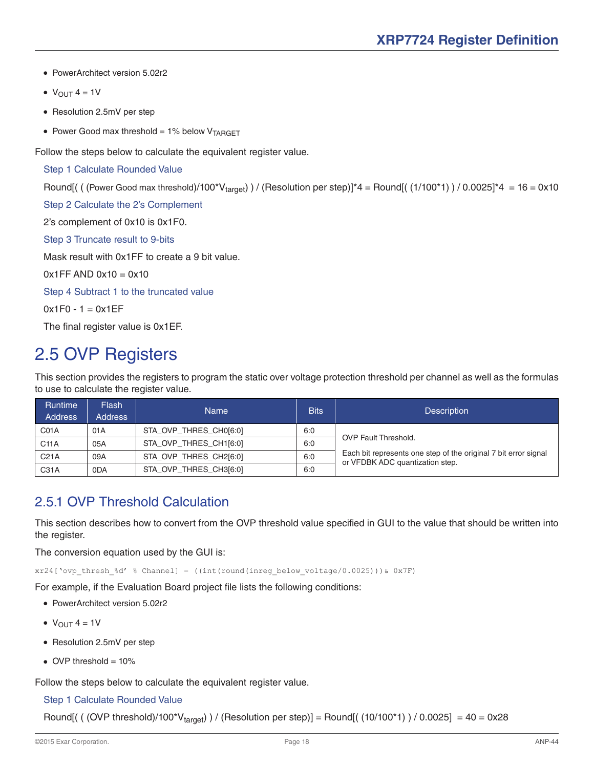- PowerArchitect version 5.02r2
- $V_{OUT}$ 4 = 1V
- Resolution 2.5mV per step
- Power Good max threshold = 1% below $V_{TARGET}$

Follow the steps below to calculate the equivalent register value.

Step 1 Calculate Rounded Value

Round[( ( (Power Good max threshold)/100*$V_{target}$) ) / (Resolution per step)]*4 = Round[( (1/100*1) ) / 0.0025]*4 = 16 = 0x10

Step 2 Calculate the 2's Complement

2's complement of 0x10 is 0x1F0.

Step 3 Truncate result to 9-bits

Mask result with 0x1FF to create a 9 bit value.

0x1FF AND 0x10 = 0x10

Step 4 Subtract 1 to the truncated value

0x1F0 - 1 = 0x1EF

The final register value is 0x1EF.

# 2.5 OVP Registers

This section provides the registers to program the static over voltage protection threshold per channel as well as the formulas to use to calculate the register value.

| Runtime Address | Flash Address | Name | Bits | Description |
|---|---|---|---|---|
| C01A | 01A | STA_OVP_THRES_CH0[6:0] | 6:0 | OVP Fault Threshold. Each bit represents one step of the original 7 bit error signal or VFDBK ADC quantization step. |
| C11A | 05A | STA_OVP_THRES_CH1[6:0] | 6:0 | |
| C21A | 09A | STA_OVP_THRES_CH2[6:0] | 6:0 | |
| C31A | 0DA | STA_OVP_THRES_CH3[6:0] | 6:0 | |

## 2.5.1 OVP Threshold Calculation

This section describes how to convert from the OVP threshold value specified in GUI to the value that should be written into the register.

The conversion equation used by the GUI is:

```
xr24['ovp_thresh_%d' % Channel] = ((int(round(inreg_below_voltage/0.0025)))& 0x7F)
```

For example, if the Evaluation Board project file lists the following conditions:

- PowerArchitect version 5.02r2
- $V_{OUT}$ 4 = 1V
- Resolution 2.5mV per step
- OVP threshold = 10%

Follow the steps below to calculate the equivalent register value.

Step 1 Calculate Rounded Value

Round[( ( (OVP threshold)/100*$V_{target}$) ) / (Resolution per step)] = Round[( (10/100*1) ) / 0.0025] = 40 = 0x28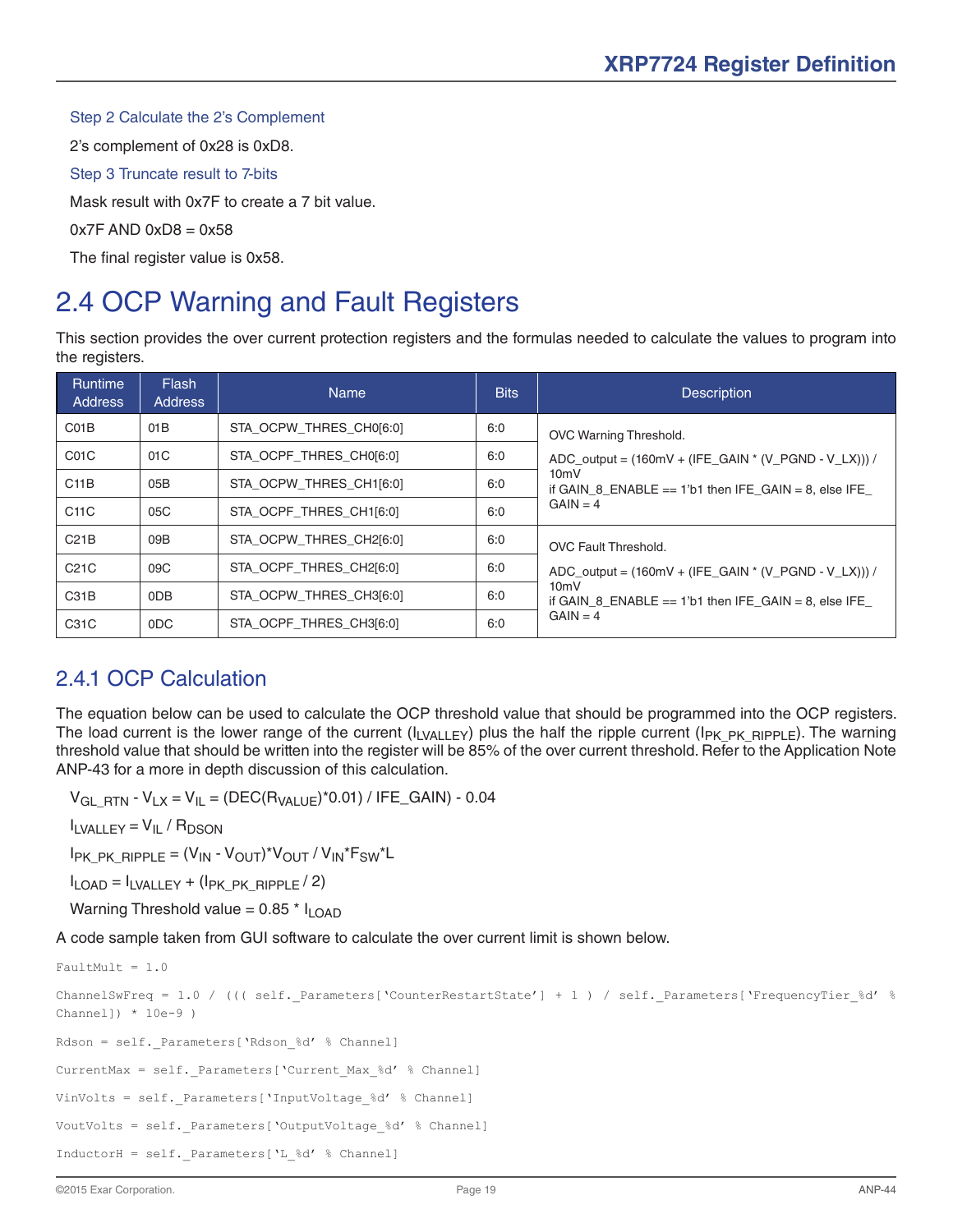Step 2 Calculate the 2's Complement

2's complement of 0x28 is 0xD8.

Step 3 Truncate result to 7-bits

Mask result with 0x7F to create a 7 bit value.

0x7F AND 0xD8 = 0x58

The final register value is 0x58.

# 2.4 OCP Warning and Fault Registers

This section provides the over current protection registers and the formulas needed to calculate the values to program into the registers.

| Runtime Address | Flash Address | Name | Bits | Description |
|---|---|---|---|---|
| C01B | 01B | STA_OCPW_THRES_CH0[6:0] | 6:0 | OVC Warning Threshold. ADC_output = (160mV + (IFE_GAIN * (V_PGND - V_LX))) / 10mV if GAIN_8_ENABLE == 1'b1 then IFE_GAIN = 8, else IFE_GAIN = 4 |
| C01C | 01C | STA_OCPF_THRES_CH0[6:0] | 6:0 | |
| C11B | 05B | STA_OCPW_THRES_CH1[6:0] | 6:0 | |
| C11C | 05C | STA_OCPF_THRES_CH1[6:0] | 6:0 | |
| C21B | 09B | STA_OCPW_THRES_CH2[6:0] | 6:0 | OVC Fault Threshold. ADC_output = (160mV + (IFE_GAIN * (V_PGND - V_LX))) / 10mV if GAIN_8_ENABLE == 1'b1 then IFE_GAIN = 8, else IFE_GAIN = 4 |
| C21C | 09C | STA_OCPF_THRES_CH2[6:0] | 6:0 | |
| C31B | 0DB | STA_OCPW_THRES_CH3[6:0] | 6:0 | |
| C31C | 0DC | STA_OCPF_THRES_CH3[6:0] | 6:0 | |

## 2.4.1 OCP Calculation

The equation below can be used to calculate the OCP threshold value that should be programmed into the OCP registers. The load current is the lower range of the current ($I_{LVALLEY}$) plus the half the ripple current ($I_{PK\_PK\_RIPPLE}$). The warning threshold value that should be written into the register will be 85% of the over current threshold. Refer to the Application Note ANP-43 for a more in depth discussion of this calculation.

$V_{GL\_RTN} - V_{LX} = V_{IL} = (DEC(R_{VALUE})*0.01) / IFE\_GAIN) - 0.04$

$I_{LVALLEY} = V_{IL} / R_{DSON}$

$I_{PK\_PK\_RIPPLE} = (V_{IN} - V_{OUT})*V_{OUT} / V_{IN}*F_{SW}*L$

$I_{LOAD} = I_{LVALLEY} + (I_{PK\_PK\_RIPPLE} / 2)$

Warning Threshold value = 0.85 * $I_{LOAD}$

A code sample taken from GUI software to calculate the over current limit is shown below.

```
FaultMult = 1.0

ChannelSwFreq = 1.0 / ((( self._Parameters['CounterRestartState'] + 1 ) / self._Parameters['FrequencyTier_%d' % Channel]) * 10e-9 )

Rdson = self._Parameters['Rdson_%d' % Channel]

CurrentMax = self._Parameters['Current_Max_%d' % Channel]

VinVolts = self._Parameters['InputVoltage_%d' % Channel]

VoutVolts = self._Parameters['OutputVoltage_%d' % Channel]

InductorH = self._Parameters['L_%d' % Channel]
```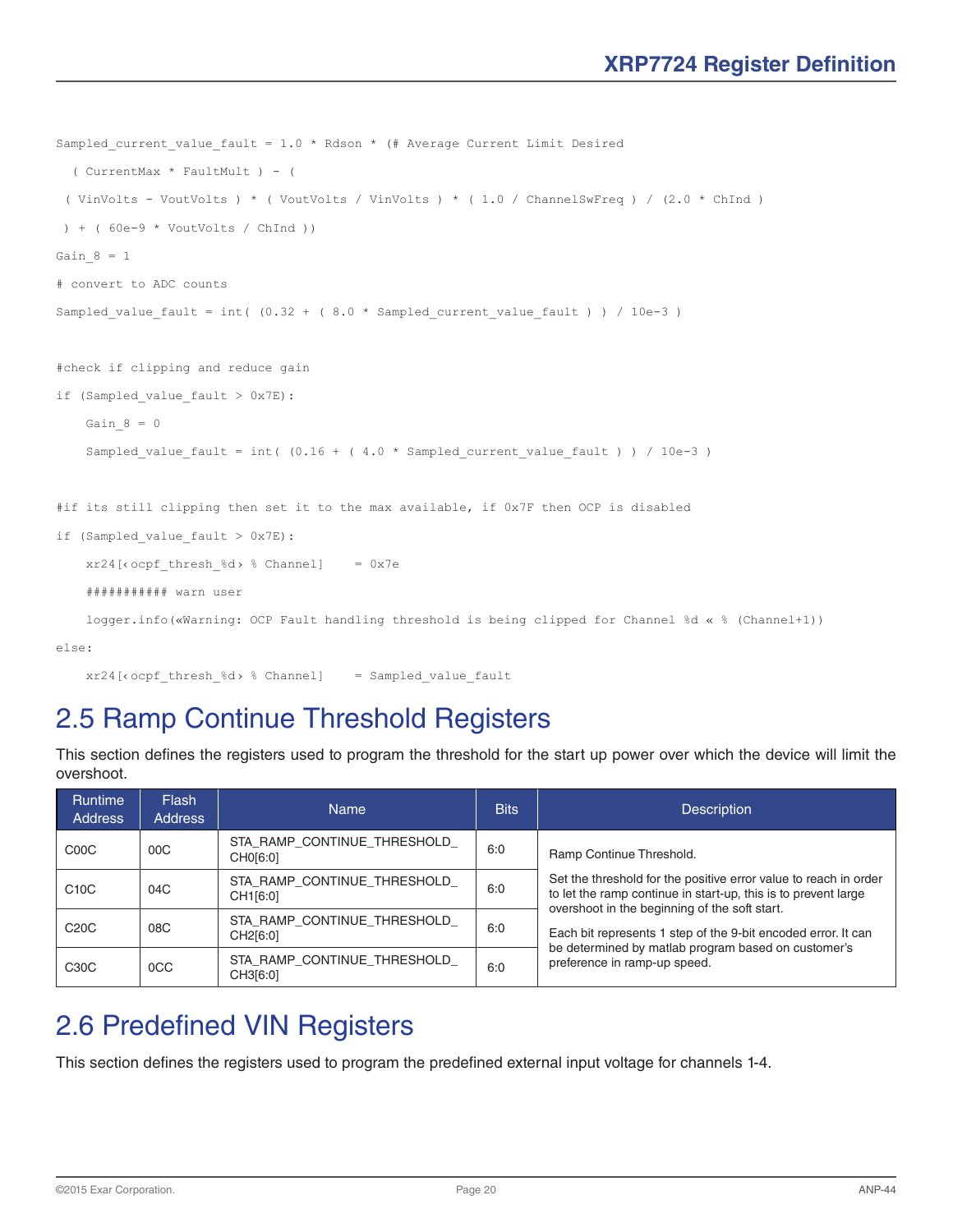```
Sampled_current_value_fault = 1.0 * Rdson * (# Average Current Limit Desired
  ( CurrentMax * FaultMult ) - (
 ( VinVolts - VoutVolts ) * ( VoutVolts / VinVolts ) * ( 1.0 / ChannelSwFreq ) / (2.0 * ChInd )
 ) + ( 60e-9 * VoutVolts / ChInd ))
Gain_8 = 1
# convert to ADC counts
Sampled_value_fault = int( (0.32 + ( 8.0 * Sampled_current_value_fault ) ) / 10e-3 )

#check if clipping and reduce gain
if (Sampled_value_fault > 0x7E):
    Gain_8 = 0
    Sampled_value_fault = int( (0.16 + ( 4.0 * Sampled_current_value_fault ) ) / 10e-3 )

#if its still clipping then set it to the max available, if 0x7F then OCP is disabled
if (Sampled_value_fault > 0x7E):
    xr24[‹ocpf_thresh_%d› % Channel]    = 0x7e
    ########### warn user
    logger.info(«Warning: OCP Fault handling threshold is being clipped for Channel %d « % (Channel+1))
else:
    xr24[‹ocpf_thresh_%d› % Channel]    = Sampled_value_fault
```

## 2.5 Ramp Continue Threshold Registers

This section defines the registers used to program the threshold for the start up power over which the device will limit the overshoot.

| Runtime Address | Flash Address | Name | Bits | Description |
|---|---|---|---|---|
| C00C | 00C | STA_RAMP_CONTINUE_THRESHOLD_CH0[6:0] | 6:0 | Ramp Continue Threshold.<br><br>Set the threshold for the positive error value to reach in order to let the ramp continue in start-up, this is to prevent large overshoot in the beginning of the soft start.<br><br>Each bit represents 1 step of the 9-bit encoded error. It can be determined by matlab program based on customer's preference in ramp-up speed. |
| C10C | 04C | STA_RAMP_CONTINUE_THRESHOLD_CH1[6:0] | 6:0 | |
| C20C | 08C | STA_RAMP_CONTINUE_THRESHOLD_CH2[6:0] | 6:0 | |
| C30C | 0CC | STA_RAMP_CONTINUE_THRESHOLD_CH3[6:0] | 6:0 | |

## 2.6 Predefined VIN Registers

This section defines the registers used to program the predefined external input voltage for channels 1-4.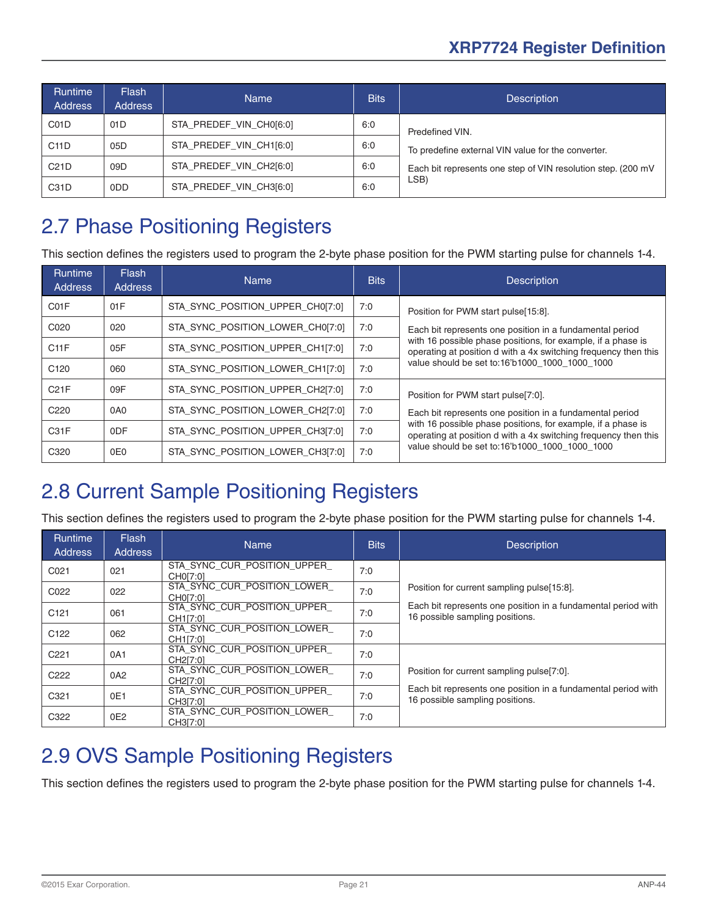| Runtime Address | Flash Address | Name | Bits | Description |
|---|---|---|---|---|
| C01D | 01D | STA_PREDEF_VIN_CH0[6:0] | 6:0 | Predefined VIN.<br>To predefine external VIN value for the converter.<br>Each bit represents one step of VIN resolution step. (200 mV LSB) |
| C11D | 05D | STA_PREDEF_VIN_CH1[6:0] | 6:0 | |
| C21D | 09D | STA_PREDEF_VIN_CH2[6:0] | 6:0 | |
| C31D | 0DD | STA_PREDEF_VIN_CH3[6:0] | 6:0 | |

## 2.7 Phase Positioning Registers

This section defines the registers used to program the 2-byte phase position for the PWM starting pulse for channels 1-4.

| Runtime Address | Flash Address | Name | Bits | Description |
|---|---|---|---|---|
| C01F | 01F | STA_SYNC_POSITION_UPPER_CH0[7:0] | 7:0 | Position for PWM start pulse[15:8].<br>Each bit represents one position in a fundamental period with 16 possible phase positions, for example, if a phase is operating at position d with a 4x switching frequency then this value should be set to:16'b1000_1000_1000_1000 |
| C020 | 020 | STA_SYNC_POSITION_LOWER_CH0[7:0] | 7:0 | |
| C11F | 05F | STA_SYNC_POSITION_UPPER_CH1[7:0] | 7:0 | |
| C120 | 060 | STA_SYNC_POSITION_LOWER_CH1[7:0] | 7:0 | |
| C21F | 09F | STA_SYNC_POSITION_UPPER_CH2[7:0] | 7:0 | Position for PWM start pulse[7:0].<br>Each bit represents one position in a fundamental period with 16 possible phase positions, for example, if a phase is operating at position d with a 4x switching frequency then this value should be set to:16'b1000_1000_1000_1000 |
| C220 | 0A0 | STA_SYNC_POSITION_LOWER_CH2[7:0] | 7:0 | |
| C31F | 0DF | STA_SYNC_POSITION_UPPER_CH3[7:0] | 7:0 | |
| C320 | 0E0 | STA_SYNC_POSITION_LOWER_CH3[7:0] | 7:0 | |

## 2.8 Current Sample Positioning Registers

This section defines the registers used to program the 2-byte phase position for the PWM starting pulse for channels 1-4.

| Runtime Address | Flash Address | Name | Bits | Description |
|---|---|---|---|---|
| C021 | 021 | STA_SYNC_CUR_POSITION_UPPER_CH0[7:0] | 7:0 | Position for current sampling pulse[15:8].<br>Each bit represents one position in a fundamental period with 16 possible sampling positions. |
| C022 | 022 | STA_SYNC_CUR_POSITION_LOWER_CH0[7:0] | 7:0 | |
| C121 | 061 | STA_SYNC_CUR_POSITION_UPPER_CH1[7:0] | 7:0 | |
| C122 | 062 | STA_SYNC_CUR_POSITION_LOWER_CH1[7:0] | 7:0 | |
| C221 | 0A1 | STA_SYNC_CUR_POSITION_UPPER_CH2[7:0] | 7:0 | Position for current sampling pulse[7:0].<br>Each bit represents one position in a fundamental period with 16 possible sampling positions. |
| C222 | 0A2 | STA_SYNC_CUR_POSITION_LOWER_CH2[7:0] | 7:0 | |
| C321 | 0E1 | STA_SYNC_CUR_POSITION_UPPER_CH3[7:0] | 7:0 | |
| C322 | 0E2 | STA_SYNC_CUR_POSITION_LOWER_CH3[7:0] | 7:0 | |

## 2.9 OVS Sample Positioning Registers

This section defines the registers used to program the 2-byte phase position for the PWM starting pulse for channels 1-4.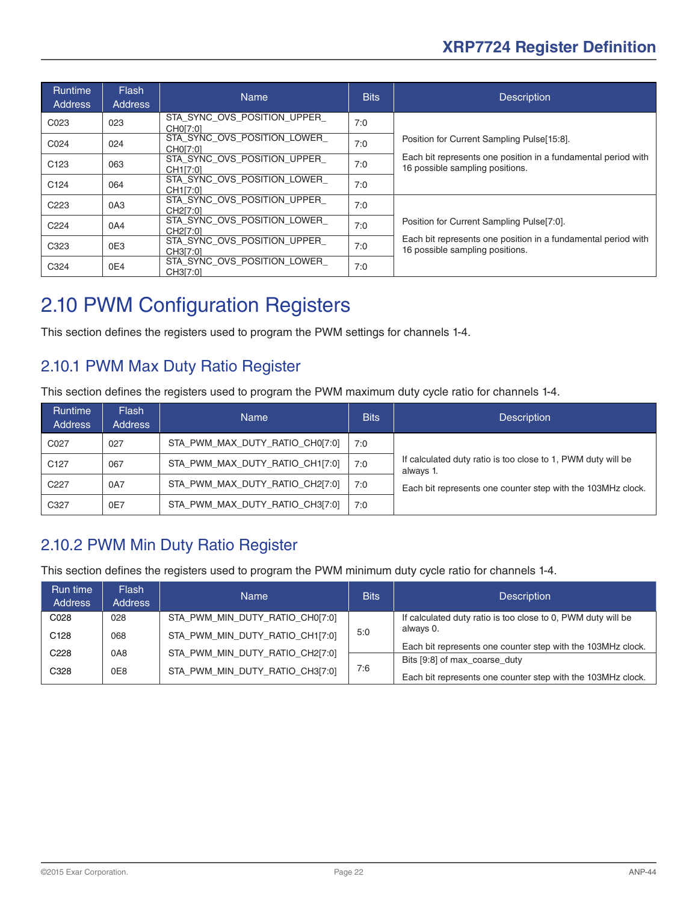| Runtime Address | Flash Address | Name | Bits | Description |
|---|---|---|---|---|
| C023 | 023 | STA_SYNC_OVS_POSITION_UPPER_CH0[7:0] | 7:0 | Position for Current Sampling Pulse[15:8].<br><br>Each bit represents one position in a fundamental period with 16 possible sampling positions. |
| C024 | 024 | STA_SYNC_OVS_POSITION_LOWER_CH0[7:0] | 7:0 | |
| C123 | 063 | STA_SYNC_OVS_POSITION_UPPER_CH1[7:0] | 7:0 | |
| C124 | 064 | STA_SYNC_OVS_POSITION_LOWER_CH1[7:0] | 7:0 | |
| C223 | 0A3 | STA_SYNC_OVS_POSITION_UPPER_CH2[7:0] | 7:0 | Position for Current Sampling Pulse[7:0].<br><br>Each bit represents one position in a fundamental period with 16 possible sampling positions. |
| C224 | 0A4 | STA_SYNC_OVS_POSITION_LOWER_CH2[7:0] | 7:0 | |
| C323 | 0E3 | STA_SYNC_OVS_POSITION_UPPER_CH3[7:0] | 7:0 | |
| C324 | 0E4 | STA_SYNC_OVS_POSITION_LOWER_CH3[7:0] | 7:0 | |

# 2.10 PWM Configuration Registers

This section defines the registers used to program the PWM settings for channels 1-4.

## 2.10.1 PWM Max Duty Ratio Register

This section defines the registers used to program the PWM maximum duty cycle ratio for channels 1-4.

| Runtime Address | Flash Address | Name | Bits | Description |
|---|---|---|---|---|
| C027 | 027 | STA_PWM_MAX_DUTY_RATIO_CH0[7:0] | 7:0 | If calculated duty ratio is too close to 1, PWM duty will be always 1.<br><br>Each bit represents one counter step with the 103MHz clock. |
| C127 | 067 | STA_PWM_MAX_DUTY_RATIO_CH1[7:0] | 7:0 | |
| C227 | 0A7 | STA_PWM_MAX_DUTY_RATIO_CH2[7:0] | 7:0 | |
| C327 | 0E7 | STA_PWM_MAX_DUTY_RATIO_CH3[7:0] | 7:0 | |

## 2.10.2 PWM Min Duty Ratio Register

This section defines the registers used to program the PWM minimum duty cycle ratio for channels 1-4.

| Run time Address | Flash Address | Name | Bits | Description |
|---|---|---|---|---|
| C028<br>C128<br>C228<br>C328 | 028<br>068<br>0A8<br>0E8 | STA_PWM_MIN_DUTY_RATIO_CH0[7:0]<br>STA_PWM_MIN_DUTY_RATIO_CH1[7:0]<br>STA_PWM_MIN_DUTY_RATIO_CH2[7:0]<br>STA_PWM_MIN_DUTY_RATIO_CH3[7:0] | 5:0 | If calculated duty ratio is too close to 0, PWM duty will be always 0.<br><br>Each bit represents one counter step with the 103MHz clock. |
| | | | 7:6 | Bits [9:8] of max_coarse_duty<br><br>Each bit represents one counter step with the 103MHz clock. |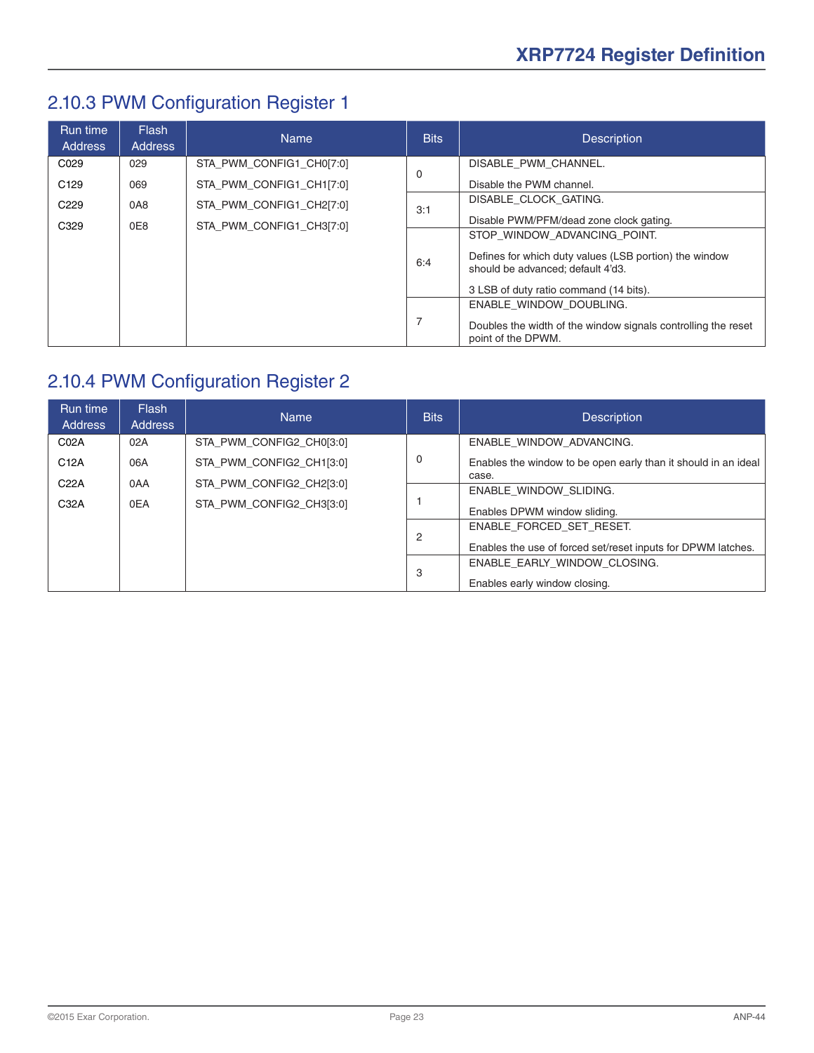## 2.10.3 PWM Configuration Register 1

| Run time Address | Flash Address | Name | Bits | Description |
|---|---|---|---|---|
| C029<br>C129<br>C229<br>C329 | 029<br>069<br>0A8<br>0E8 | STA_PWM_CONFIG1_CH0[7:0]<br>STA_PWM_CONFIG1_CH1[7:0]<br>STA_PWM_CONFIG1_CH2[7:0]<br>STA_PWM_CONFIG1_CH3[7:0] | 0 | DISABLE_PWM_CHANNEL.<br><br>Disable the PWM channel. |
| | | | 3:1 | DISABLE_CLOCK_GATING.<br><br>Disable PWM/PFM/dead zone clock gating. |
| | | | 6:4 | STOP_WINDOW_ADVANCING_POINT.<br><br>Defines for which duty values (LSB portion) the window should be advanced; default 4'd3.<br><br>3 LSB of duty ratio command (14 bits). |
| | | | 7 | ENABLE_WINDOW_DOUBLING.<br><br>Doubles the width of the window signals controlling the reset point of the DPWM. |

## 2.10.4 PWM Configuration Register 2

| Run time Address | Flash Address | Name | Bits | Description |
|---|---|---|---|---|
| C02A<br>C12A<br>C22A<br>C32A | 02A<br>06A<br>0AA<br>0EA | STA_PWM_CONFIG2_CH0[3:0]<br>STA_PWM_CONFIG2_CH1[3:0]<br>STA_PWM_CONFIG2_CH2[3:0]<br>STA_PWM_CONFIG2_CH3[3:0] | 0 | ENABLE_WINDOW_ADVANCING.<br><br>Enables the window to be open early than it should in an ideal case. |
| | | | 1 | ENABLE_WINDOW_SLIDING.<br><br>Enables DPWM window sliding. |
| | | | 2 | ENABLE_FORCED_SET_RESET.<br><br>Enables the use of forced set/reset inputs for DPWM latches. |
| | | | 3 | ENABLE_EARLY_WINDOW_CLOSING.<br><br>Enables early window closing. |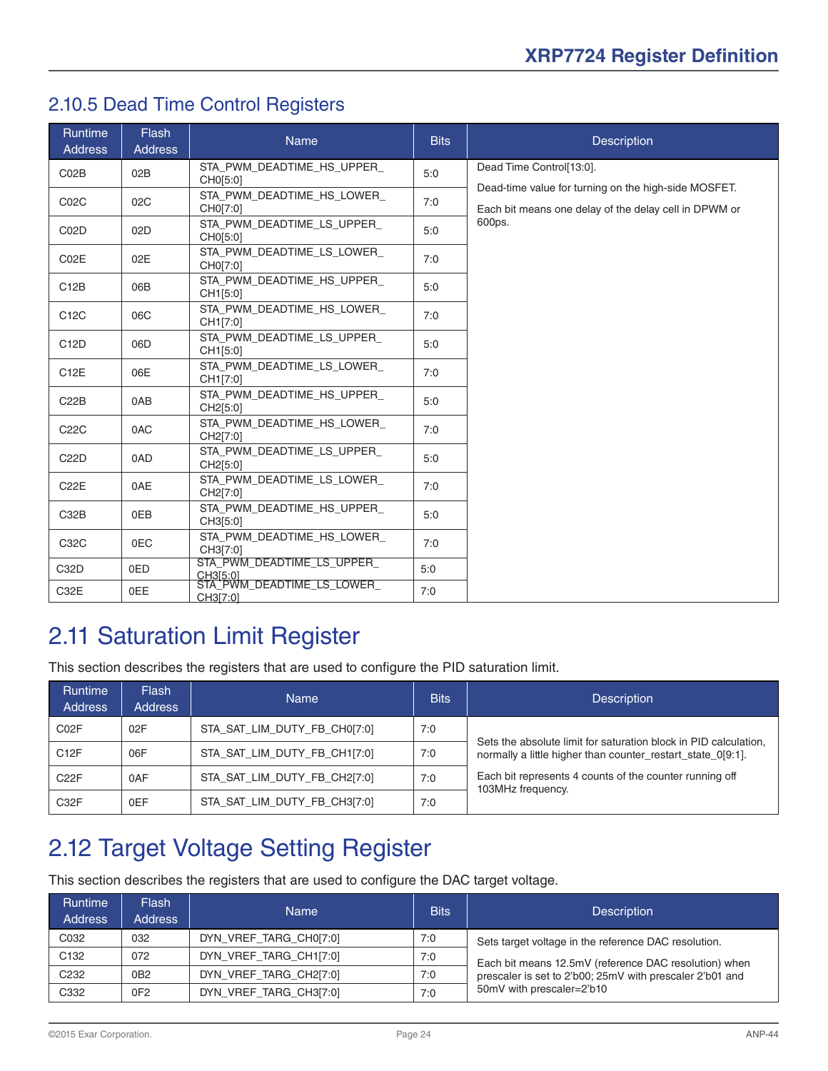### 2.10.5 Dead Time Control Registers

| Runtime Address | Flash Address | Name | Bits | Description |
|---|---|---|---|---|
| C02B | 02B | STA_PWM_DEADTIME_HS_UPPER_CH0[5:0] | 5:0 | Dead Time Control[13:0].<br>Dead-time value for turning on the high-side MOSFET.<br>Each bit means one delay of the delay cell in DPWM or 600ps. |
| C02C | 02C | STA_PWM_DEADTIME_HS_LOWER_CH0[7:0] | 7:0 | |
| C02D | 02D | STA_PWM_DEADTIME_LS_UPPER_CH0[5:0] | 5:0 | |
| C02E | 02E | STA_PWM_DEADTIME_LS_LOWER_CH0[7:0] | 7:0 | |
| C12B | 06B | STA_PWM_DEADTIME_HS_UPPER_CH1[5:0] | 5:0 | |
| C12C | 06C | STA_PWM_DEADTIME_HS_LOWER_CH1[7:0] | 7:0 | |
| C12D | 06D | STA_PWM_DEADTIME_LS_UPPER_CH1[5:0] | 5:0 | |
| C12E | 06E | STA_PWM_DEADTIME_LS_LOWER_CH1[7:0] | 7:0 | |
| C22B | 0AB | STA_PWM_DEADTIME_HS_UPPER_CH2[5:0] | 5:0 | |
| C22C | 0AC | STA_PWM_DEADTIME_HS_LOWER_CH2[7:0] | 7:0 | |
| C22D | 0AD | STA_PWM_DEADTIME_LS_UPPER_CH2[5:0] | 5:0 | |
| C22E | 0AE | STA_PWM_DEADTIME_LS_LOWER_CH2[7:0] | 7:0 | |
| C32B | 0EB | STA_PWM_DEADTIME_HS_UPPER_CH3[5:0] | 5:0 | |
| C32C | 0EC | STA_PWM_DEADTIME_HS_LOWER_CH3[7:0] | 7:0 | |
| C32D | 0ED | STA_PWM_DEADTIME_LS_UPPER_CH3[5:0] | 5:0 | |
| C32E | 0EE | STA_PWM_DEADTIME_LS_LOWER_CH3[7:0] | 7:0 | |

## 2.11 Saturation Limit Register

This section describes the registers that are used to configure the PID saturation limit.

| Runtime Address | Flash Address | Name | Bits | Description |
|---|---|---|---|---|
| C02F | 02F | STA_SAT_LIM_DUTY_FB_CH0[7:0] | 7:0 | Sets the absolute limit for saturation block in PID calculation, normally a little higher than counter_restart_state_0[9:1].<br>Each bit represents 4 counts of the counter running off 103MHz frequency. |
| C12F | 06F | STA_SAT_LIM_DUTY_FB_CH1[7:0] | 7:0 | |
| C22F | 0AF | STA_SAT_LIM_DUTY_FB_CH2[7:0] | 7:0 | |
| C32F | 0EF | STA_SAT_LIM_DUTY_FB_CH3[7:0] | 7:0 | |

## 2.12 Target Voltage Setting Register

This section describes the registers that are used to configure the DAC target voltage.

| Runtime Address | Flash Address | Name | Bits | Description |
|---|---|---|---|---|
| C032 | 032 | DYN_VREF_TARG_CH0[7:0] | 7:0 | Sets target voltage in the reference DAC resolution.<br>Each bit means 12.5mV (reference DAC resolution) when prescaler is set to 2'b00; 25mV with prescaler 2'b01 and 50mV with prescaler=2'b10 |
| C132 | 072 | DYN_VREF_TARG_CH1[7:0] | 7:0 | |
| C232 | 0B2 | DYN_VREF_TARG_CH2[7:0] | 7:0 | |
| C332 | 0F2 | DYN_VREF_TARG_CH3[7:0] | 7:0 | |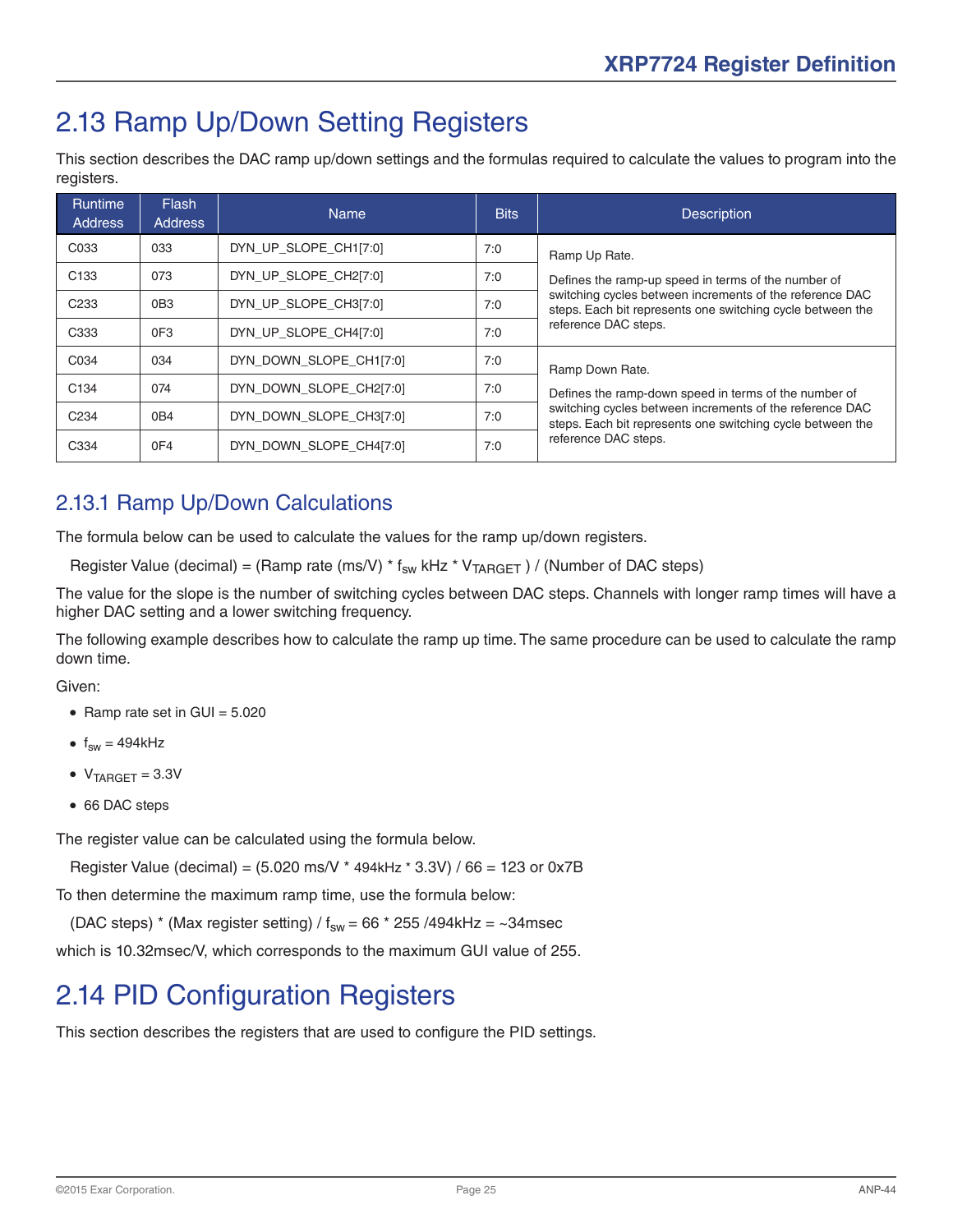# 2.13 Ramp Up/Down Setting Registers

This section describes the DAC ramp up/down settings and the formulas required to calculate the values to program into the registers.

| Runtime Address | Flash Address | Name | Bits | Description |
|---|---|---|---|---|
| C033 | 033 | DYN_UP_SLOPE_CH1[7:0] | 7:0 | Ramp Up Rate.<br><br>Defines the ramp-up speed in terms of the number of switching cycles between increments of the reference DAC steps. Each bit represents one switching cycle between the reference DAC steps. |
| C133 | 073 | DYN_UP_SLOPE_CH2[7:0] | 7:0 | |
| C233 | 0B3 | DYN_UP_SLOPE_CH3[7:0] | 7:0 | |
| C333 | 0F3 | DYN_UP_SLOPE_CH4[7:0] | 7:0 | |
| C034 | 034 | DYN_DOWN_SLOPE_CH1[7:0] | 7:0 | Ramp Down Rate.<br><br>Defines the ramp-down speed in terms of the number of switching cycles between increments of the reference DAC steps. Each bit represents one switching cycle between the reference DAC steps. |
| C134 | 074 | DYN_DOWN_SLOPE_CH2[7:0] | 7:0 | |
| C234 | 0B4 | DYN_DOWN_SLOPE_CH3[7:0] | 7:0 | |
| C334 | 0F4 | DYN_DOWN_SLOPE_CH4[7:0] | 7:0 | |

## 2.13.1 Ramp Up/Down Calculations

The formula below can be used to calculate the values for the ramp up/down registers.

Register Value (decimal) = (Ramp rate (ms/V) * $f_{sw}$ kHz * $V_{TARGET}$ ) / (Number of DAC steps)

The value for the slope is the number of switching cycles between DAC steps. Channels with longer ramp times will have a higher DAC setting and a lower switching frequency.

The following example describes how to calculate the ramp up time. The same procedure can be used to calculate the ramp down time.

Given:

- Ramp rate set in GUI = 5.020
- $f_{sw}$ = 494kHz
- $V_{TARGET}$ = 3.3V
- 66 DAC steps

The register value can be calculated using the formula below.

Register Value (decimal) = (5.020 ms/V * 494kHz * 3.3V) / 66 = 123 or 0x7B

To then determine the maximum ramp time, use the formula below:

(DAC steps) * (Max register setting) / $f_{sw}$ = 66 * 255 /494kHz = ~34msec

which is 10.32msec/V, which corresponds to the maximum GUI value of 255.

# 2.14 PID Configuration Registers

This section describes the registers that are used to configure the PID settings.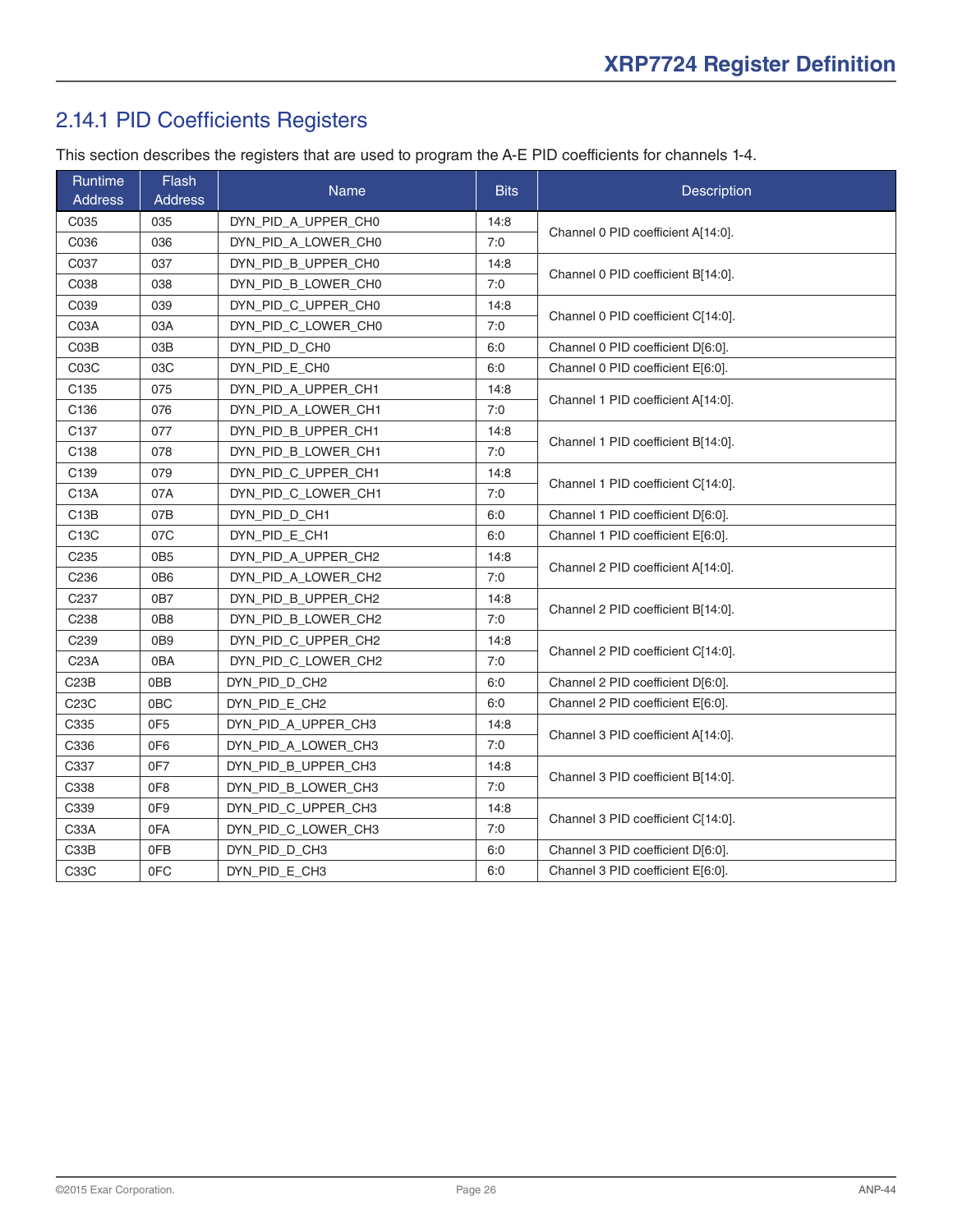## 2.14.1 PID Coefficients Registers

This section describes the registers that are used to program the A-E PID coefficients for channels 1-4.

| Runtime Address | Flash Address | Name | Bits | Description |
|---|---|---|---|---|
| C035 | 035 | DYN_PID_A_UPPER_CH0 | 14:8 | Channel 0 PID coefficient A[14:0]. |
| C036 | 036 | DYN_PID_A_LOWER_CH0 | 7:0 | |
| C037 | 037 | DYN_PID_B_UPPER_CH0 | 14:8 | Channel 0 PID coefficient B[14:0]. |
| C038 | 038 | DYN_PID_B_LOWER_CH0 | 7:0 | |
| C039 | 039 | DYN_PID_C_UPPER_CH0 | 14:8 | Channel 0 PID coefficient C[14:0]. |
| C03A | 03A | DYN_PID_C_LOWER_CH0 | 7:0 | |
| C03B | 03B | DYN_PID_D_CH0 | 6:0 | Channel 0 PID coefficient D[6:0]. |
| C03C | 03C | DYN_PID_E_CH0 | 6:0 | Channel 0 PID coefficient E[6:0]. |
| C135 | 075 | DYN_PID_A_UPPER_CH1 | 14:8 | Channel 1 PID coefficient A[14:0]. |
| C136 | 076 | DYN_PID_A_LOWER_CH1 | 7:0 | |
| C137 | 077 | DYN_PID_B_UPPER_CH1 | 14:8 | Channel 1 PID coefficient B[14:0]. |
| C138 | 078 | DYN_PID_B_LOWER_CH1 | 7:0 | |
| C139 | 079 | DYN_PID_C_UPPER_CH1 | 14:8 | Channel 1 PID coefficient C[14:0]. |
| C13A | 07A | DYN_PID_C_LOWER_CH1 | 7:0 | |
| C13B | 07B | DYN_PID_D_CH1 | 6:0 | Channel 1 PID coefficient D[6:0]. |
| C13C | 07C | DYN_PID_E_CH1 | 6:0 | Channel 1 PID coefficient E[6:0]. |
| C235 | 0B5 | DYN_PID_A_UPPER_CH2 | 14:8 | Channel 2 PID coefficient A[14:0]. |
| C236 | 0B6 | DYN_PID_A_LOWER_CH2 | 7:0 | |
| C237 | 0B7 | DYN_PID_B_UPPER_CH2 | 14:8 | Channel 2 PID coefficient B[14:0]. |
| C238 | 0B8 | DYN_PID_B_LOWER_CH2 | 7:0 | |
| C239 | 0B9 | DYN_PID_C_UPPER_CH2 | 14:8 | Channel 2 PID coefficient C[14:0]. |
| C23A | 0BA | DYN_PID_C_LOWER_CH2 | 7:0 | |
| C23B | 0BB | DYN_PID_D_CH2 | 6:0 | Channel 2 PID coefficient D[6:0]. |
| C23C | 0BC | DYN_PID_E_CH2 | 6:0 | Channel 2 PID coefficient E[6:0]. |
| C335 | 0F5 | DYN_PID_A_UPPER_CH3 | 14:8 | Channel 3 PID coefficient A[14:0]. |
| C336 | 0F6 | DYN_PID_A_LOWER_CH3 | 7:0 | |
| C337 | 0F7 | DYN_PID_B_UPPER_CH3 | 14:8 | Channel 3 PID coefficient B[14:0]. |
| C338 | 0F8 | DYN_PID_B_LOWER_CH3 | 7:0 | |
| C339 | 0F9 | DYN_PID_C_UPPER_CH3 | 14:8 | Channel 3 PID coefficient C[14:0]. |
| C33A | 0FA | DYN_PID_C_LOWER_CH3 | 7:0 | |
| C33B | 0FB | DYN_PID_D_CH3 | 6:0 | Channel 3 PID coefficient D[6:0]. |
| C33C | 0FC | DYN_PID_E_CH3 | 6:0 | Channel 3 PID coefficient E[6:0]. |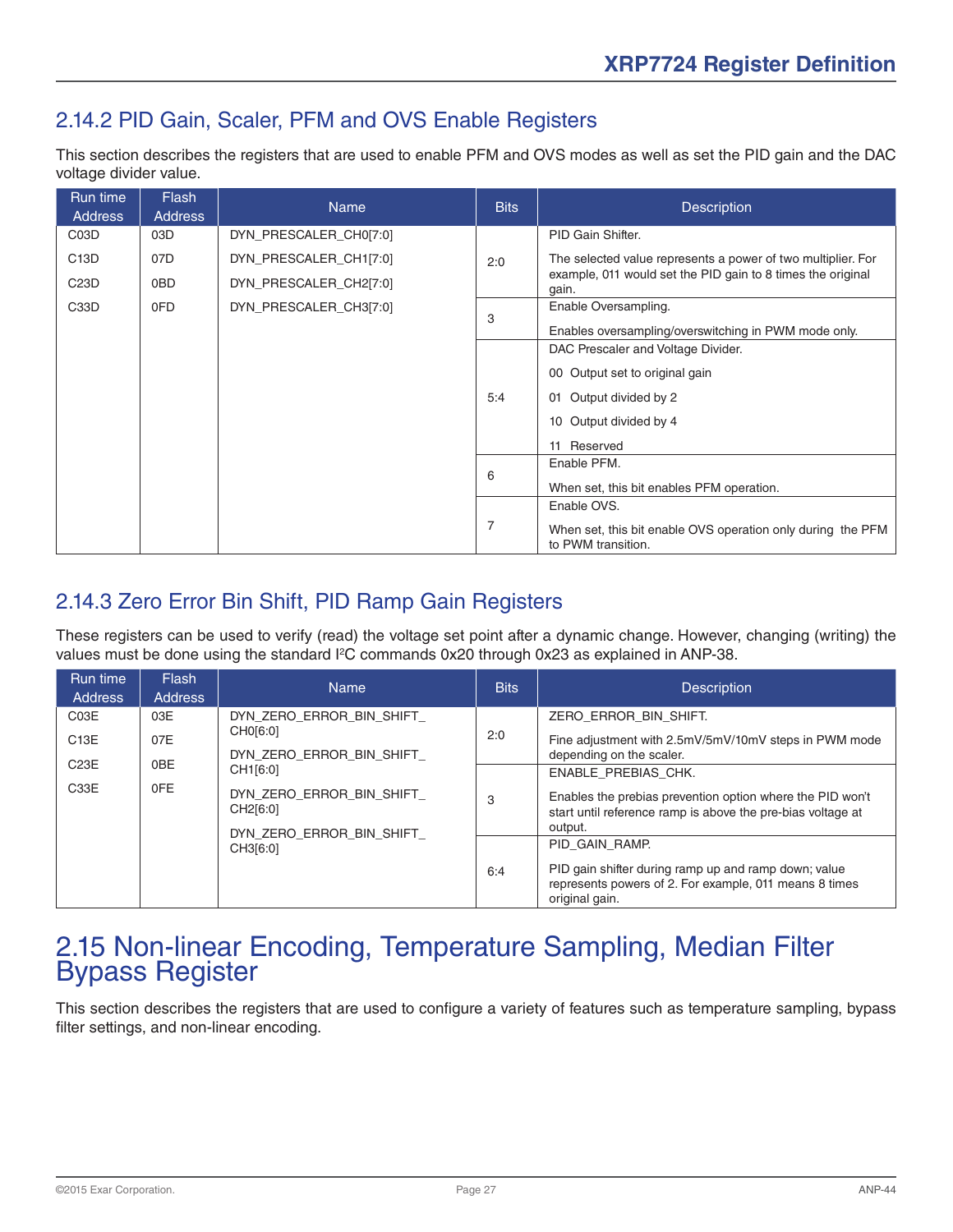## 2.14.2 PID Gain, Scaler, PFM and OVS Enable Registers

This section describes the registers that are used to enable PFM and OVS modes as well as set the PID gain and the DAC voltage divider value.

| Run time Address | Flash Address | Name | Bits | Description |
|---|---|---|---|---|
| C03D<br>C13D<br>C23D<br>C33D | 03D<br>07D<br>0BD<br>0FD | DYN_PRESCALER_CH0[7:0]<br>DYN_PRESCALER_CH1[7:0]<br>DYN_PRESCALER_CH2[7:0]<br>DYN_PRESCALER_CH3[7:0] | 2:0 | PID Gain Shifter.<br><br>The selected value represents a power of two multiplier. For example, 011 would set the PID gain to 8 times the original gain. |
| | | | 3 | Enable Oversampling.<br><br>Enables oversampling/overswitching in PWM mode only. |
| | | | 5:4 | DAC Prescaler and Voltage Divider.<br><br>00 Output set to original gain<br><br>01 Output divided by 2<br><br>10 Output divided by 4<br><br>11 Reserved |
| | | | 6 | Enable PFM.<br><br>When set, this bit enables PFM operation. |
| | | | 7 | Enable OVS.<br><br>When set, this bit enable OVS operation only during the PFM to PWM transition. |

## 2.14.3 Zero Error Bin Shift, PID Ramp Gain Registers

These registers can be used to verify (read) the voltage set point after a dynamic change. However, changing (writing) the values must be done using the standard I²C commands 0x20 through 0x23 as explained in ANP-38.

| Run time Address | Flash Address | Name | Bits | Description |
|---|---|---|---|---|
| C03E<br>C13E<br>C23E<br>C33E | 03E<br>07E<br>0BE<br>0FE | DYN_ZERO_ERROR_BIN_SHIFT_CH0[6:0]<br>DYN_ZERO_ERROR_BIN_SHIFT_CH1[6:0]<br>DYN_ZERO_ERROR_BIN_SHIFT_CH2[6:0]<br>DYN_ZERO_ERROR_BIN_SHIFT_CH3[6:0] | 2:0 | ZERO_ERROR_BIN_SHIFT.<br><br>Fine adjustment with 2.5mV/5mV/10mV steps in PWM mode depending on the scaler. |
| | | | 3 | ENABLE_PREBIAS_CHK.<br><br>Enables the prebias prevention option where the PID won't start until reference ramp is above the pre-bias voltage at output. |
| | | | 6:4 | PID_GAIN_RAMP.<br><br>PID gain shifter during ramp up and ramp down; value represents powers of 2. For example, 011 means 8 times original gain. |

# 2.15 Non-linear Encoding, Temperature Sampling, Median Filter Bypass Register

This section describes the registers that are used to configure a variety of features such as temperature sampling, bypass filter settings, and non-linear encoding.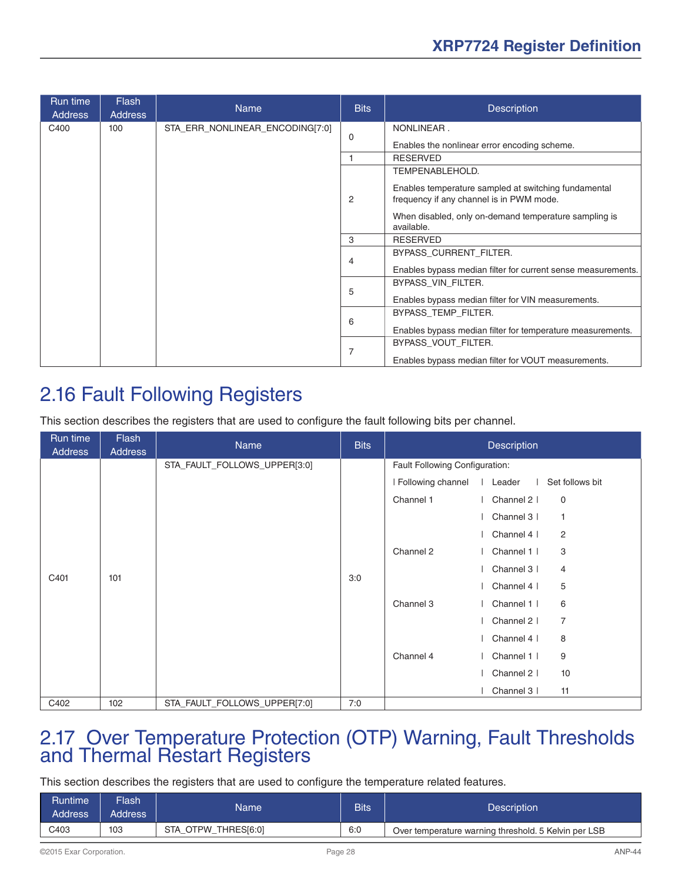| Run time Address | Flash Address | Name | Bits | Description |
|---|---|---|---|---|
| C400 | 100 | STA_ERR_NONLINEAR_ENCODING[7:0] | 0 | NONLINEAR .<br><br>Enables the nonlinear error encoding scheme. |
| | | | 1 | RESERVED |
| | | | 2 | TEMPENABLEHOLD.<br><br>Enables temperature sampled at switching fundamental frequency if any channel is in PWM mode.<br><br>When disabled, only on-demand temperature sampling is available. |
| | | | 3 | RESERVED |
| | | | 4 | BYPASS_CURRENT_FILTER.<br><br>Enables bypass median filter for current sense measurements. |
| | | | 5 | BYPASS_VIN_FILTER.<br><br>Enables bypass median filter for VIN measurements. |
| | | | 6 | BYPASS_TEMP_FILTER.<br><br>Enables bypass median filter for temperature measurements. |
| | | | 7 | BYPASS_VOUT_FILTER.<br><br>Enables bypass median filter for VOUT measurements. |

## 2.16 Fault Following Registers

This section describes the registers that are used to configure the fault following bits per channel.

| Run time Address | Flash Address | Name | Bits | Description |
|---|---|---|---|---|
| C401 | 101 | STA_FAULT_FOLLOWS_UPPER[3:0] | 3:0 | Fault Following Configuration:<br><br>\| Following channel \| Leader \| Set follows bit<br>Channel 1 \| Channel 2 \| 0<br>\| Channel 3 \| 1<br>\| Channel 4 \| 2<br>Channel 2 \| Channel 1 \| 3<br>\| Channel 3 \| 4<br>\| Channel 4 \| 5<br>Channel 3 \| Channel 1 \| 6<br>\| Channel 2 \| 7<br>\| Channel 4 \| 8<br>Channel 4 \| Channel 1 \| 9<br>\| Channel 2 \| 10<br>\| Channel 3 \| 11 |
| C402 | 102 | STA_FAULT_FOLLOWS_UPPER[7:0] | 7:0 | |

## 2.17 Over Temperature Protection (OTP) Warning, Fault Thresholds and Thermal Restart Registers

This section describes the registers that are used to configure the temperature related features.

| Runtime Address | Flash Address | Name | Bits | Description |
|---|---|---|---|---|
| C403 | 103 | STA_OTPW_THRES[6:0] | 6:0 | Over temperature warning threshold. 5 Kelvin per LSB |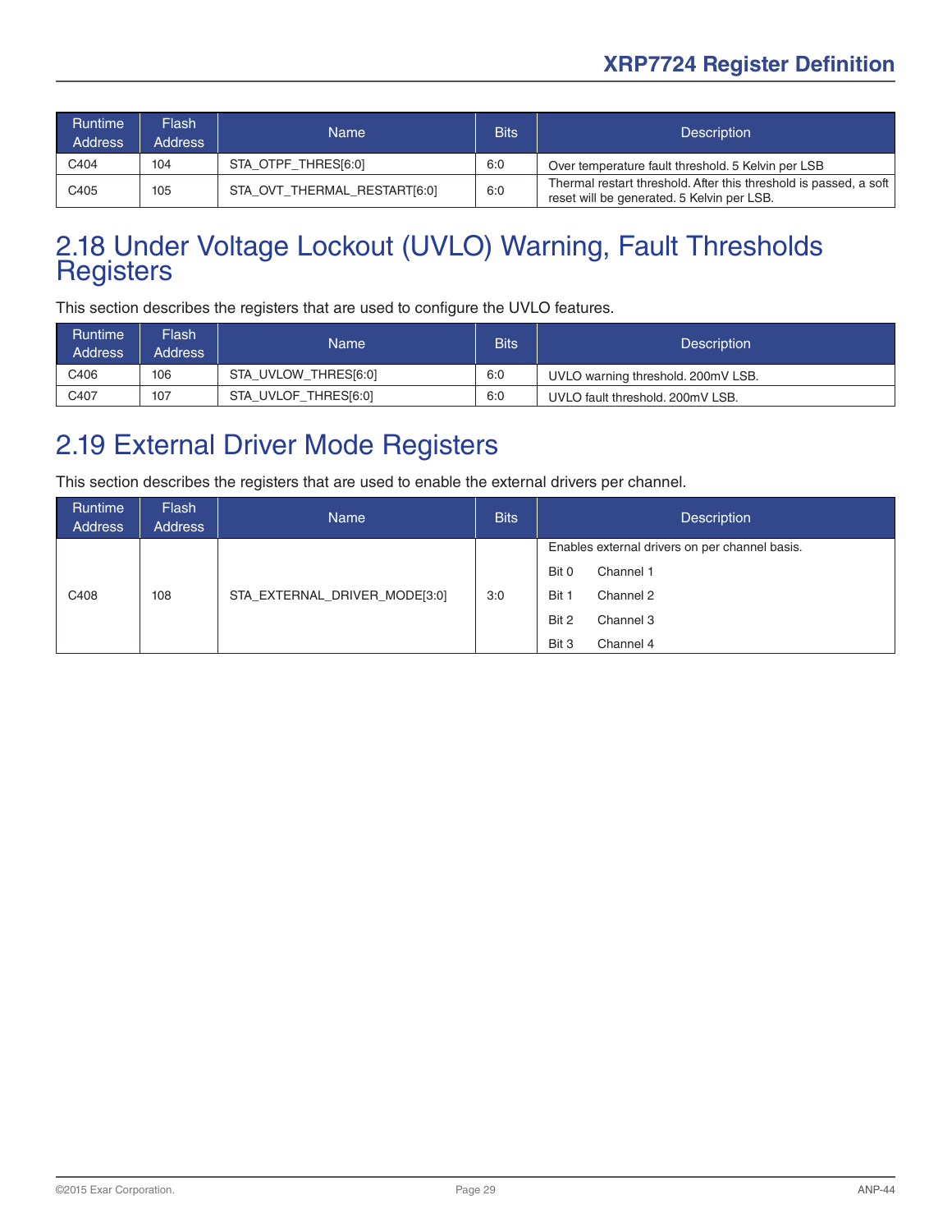| Runtime Address | Flash Address | Name | Bits | Description |
|---|---|---|---|---|
| C404 | 104 | STA_OTPF_THRES[6:0] | 6:0 | Over temperature fault threshold. 5 Kelvin per LSB |
| C405 | 105 | STA_OVT_THERMAL_RESTART[6:0] | 6:0 | Thermal restart threshold. After this threshold is passed, a soft reset will be generated. 5 Kelvin per LSB. |

## 2.18 Under Voltage Lockout (UVLO) Warning, Fault Thresholds Registers

This section describes the registers that are used to configure the UVLO features.

| Runtime Address | Flash Address | Name | Bits | Description |
|---|---|---|---|---|
| C406 | 106 | STA_UVLOW_THRES[6:0] | 6:0 | UVLO warning threshold. 200mV LSB. |
| C407 | 107 | STA_UVLOF_THRES[6:0] | 6:0 | UVLO fault threshold. 200mV LSB. |

## 2.19 External Driver Mode Registers

This section describes the registers that are used to enable the external drivers per channel.

| Runtime Address | Flash Address | Name | Bits | Description |
|---|---|---|---|---|
| C408 | 108 | STA_EXTERNAL_DRIVER_MODE[3:0] | 3:0 | Enables external drivers on per channel basis.<br>Bit 0 Channel 1<br>Bit 1 Channel 2<br>Bit 2 Channel 3<br>Bit 3 Channel 4 |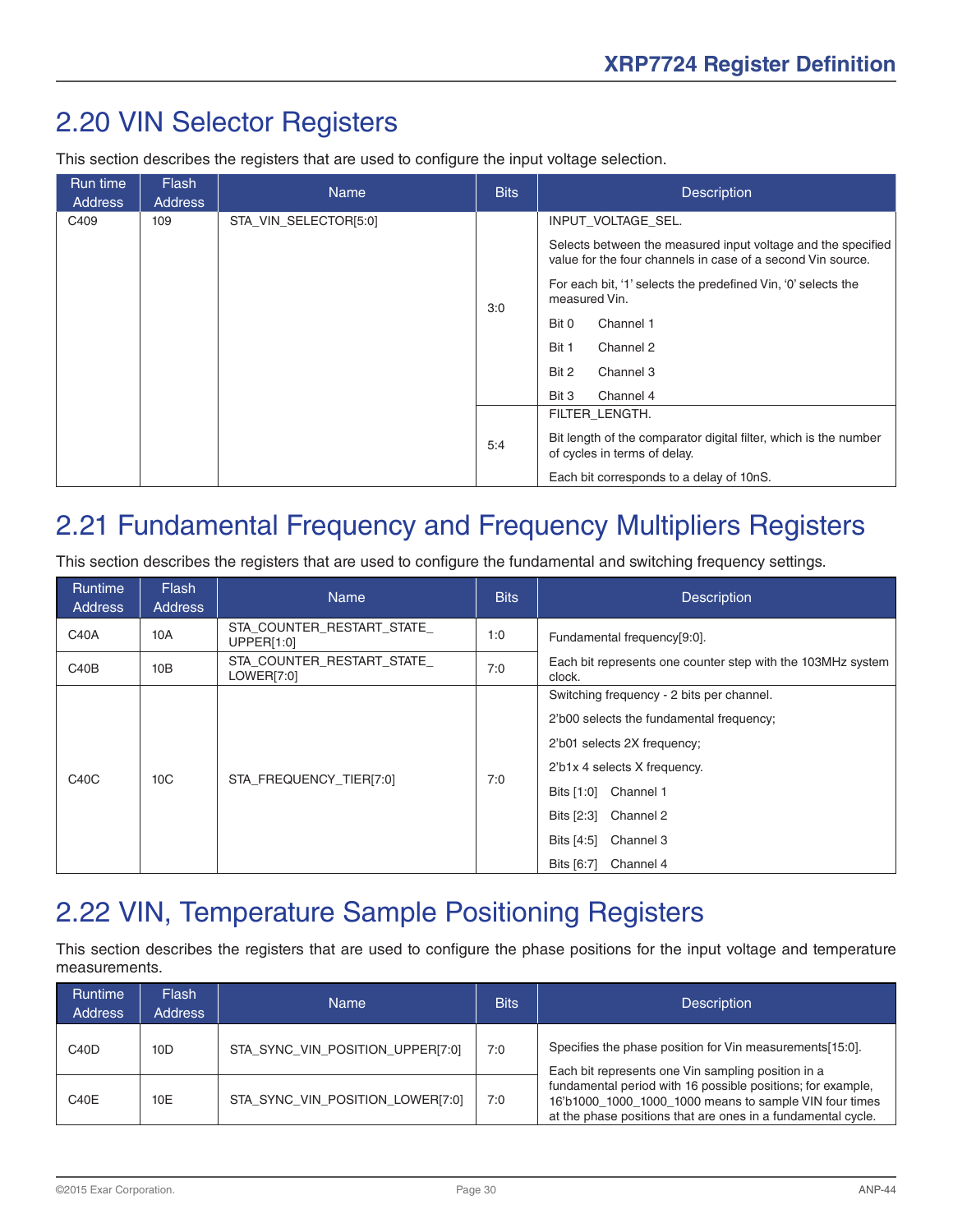## 2.20 VIN Selector Registers

This section describes the registers that are used to configure the input voltage selection.

| Run time Address | Flash Address | Name | Bits | Description |
|---|---|---|---|---|
| C409 | 109 | STA_VIN_SELECTOR[5:0] | 3:0 | INPUT_VOLTAGE_SEL.<br><br>Selects between the measured input voltage and the specified value for the four channels in case of a second Vin source.<br><br>For each bit, '1' selects the predefined Vin, '0' selects the measured Vin.<br><br>Bit 0 Channel 1<br><br>Bit 1 Channel 2<br><br>Bit 2 Channel 3<br><br>Bit 3 Channel 4 |
| | | | 5:4 | FILTER_LENGTH.<br><br>Bit length of the comparator digital filter, which is the number of cycles in terms of delay.<br><br>Each bit corresponds to a delay of 10nS. |

## 2.21 Fundamental Frequency and Frequency Multipliers Registers

This section describes the registers that are used to configure the fundamental and switching frequency settings.

| Runtime Address | Flash Address | Name | Bits | Description |
|---|---|---|---|---|
| C40A | 10A | STA_COUNTER_RESTART_STATE_UPPER[1:0] | 1:0 | Fundamental frequency[9:0].<br><br>Each bit represents one counter step with the 103MHz system clock. |
| C40B | 10B | STA_COUNTER_RESTART_STATE_LOWER[7:0] | 7:0 | |
| C40C | 10C | STA_FREQUENCY_TIER[7:0] | 7:0 | Switching frequency - 2 bits per channel.<br><br>2'b00 selects the fundamental frequency;<br><br>2'b01 selects 2X frequency;<br><br>2'b1x 4 selects X frequency.<br><br>Bits [1:0] Channel 1<br><br>Bits [2:3] Channel 2<br><br>Bits [4:5] Channel 3<br><br>Bits [6:7] Channel 4 |

## 2.22 VIN, Temperature Sample Positioning Registers

This section describes the registers that are used to configure the phase positions for the input voltage and temperature measurements.

| Runtime Address | Flash Address | Name | Bits | Description |
|---|---|---|---|---|
| C40D | 10D | STA_SYNC_VIN_POSITION_UPPER[7:0] | 7:0 | Specifies the phase position for Vin measurements[15:0].<br><br>Each bit represents one Vin sampling position in a fundamental period with 16 possible positions; for example, 16'b1000_1000_1000_1000 means to sample VIN four times at the phase positions that are ones in a fundamental cycle. |
| C40E | 10E | STA_SYNC_VIN_POSITION_LOWER[7:0] | 7:0 | |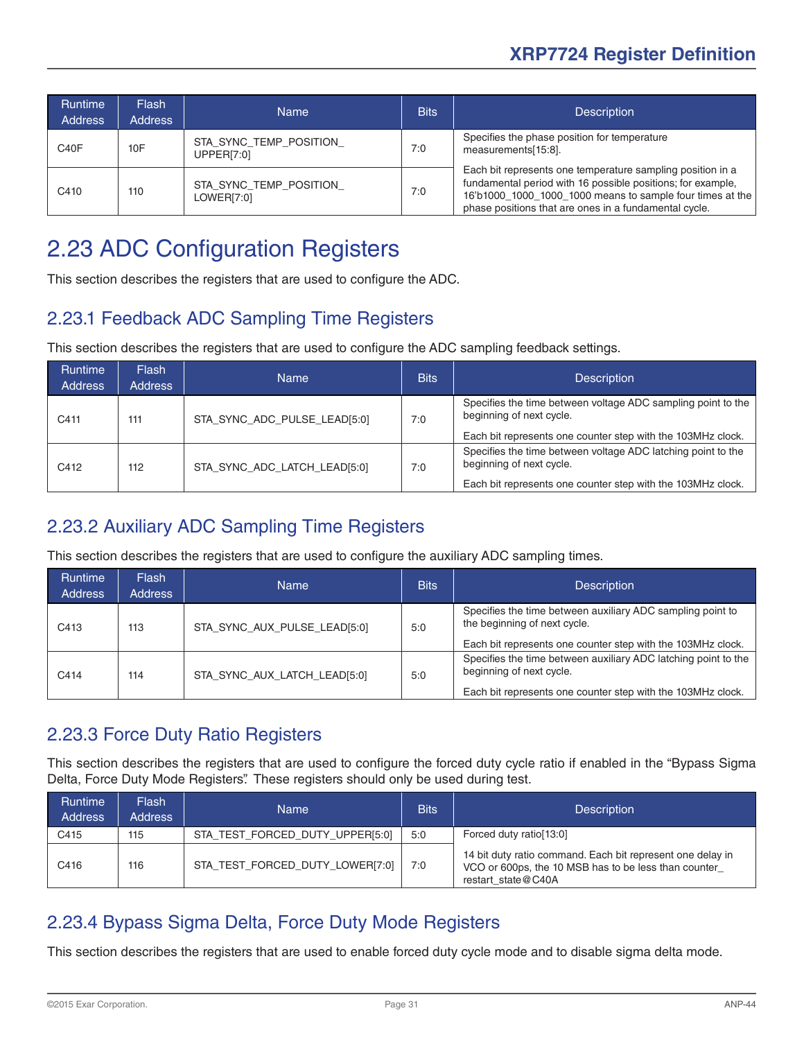| Runtime Address | Flash Address | Name | Bits | Description |
|---|---|---|---|---|
| C40F | 10F | STA_SYNC_TEMP_POSITION_UPPER[7:0] | 7:0 | Specifies the phase position for temperature measurements[15:8]. Each bit represents one temperature sampling position in a fundamental period with 16 possible positions; for example, 16'b1000_1000_1000_1000 means to sample four times at the phase positions that are ones in a fundamental cycle. |
| C410 | 110 | STA_SYNC_TEMP_POSITION_LOWER[7:0] | 7:0 | |

# 2.23 ADC Configuration Registers

This section describes the registers that are used to configure the ADC.

## 2.23.1 Feedback ADC Sampling Time Registers

This section describes the registers that are used to configure the ADC sampling feedback settings.

| Runtime Address | Flash Address | Name | Bits | Description |
|---|---|---|---|---|
| C411 | 111 | STA_SYNC_ADC_PULSE_LEAD[5:0] | 7:0 | Specifies the time between voltage ADC sampling point to the beginning of next cycle. Each bit represents one counter step with the 103MHz clock. |
| C412 | 112 | STA_SYNC_ADC_LATCH_LEAD[5:0] | 7:0 | Specifies the time between voltage ADC latching point to the beginning of next cycle. Each bit represents one counter step with the 103MHz clock. |

## 2.23.2 Auxiliary ADC Sampling Time Registers

This section describes the registers that are used to configure the auxiliary ADC sampling times.

| Runtime Address | Flash Address | Name | Bits | Description |
|---|---|---|---|---|
| C413 | 113 | STA_SYNC_AUX_PULSE_LEAD[5:0] | 5:0 | Specifies the time between auxiliary ADC sampling point to the beginning of next cycle. Each bit represents one counter step with the 103MHz clock. |
| C414 | 114 | STA_SYNC_AUX_LATCH_LEAD[5:0] | 5:0 | Specifies the time between auxiliary ADC latching point to the beginning of next cycle. Each bit represents one counter step with the 103MHz clock. |

## 2.23.3 Force Duty Ratio Registers

This section describes the registers that are used to configure the forced duty cycle ratio if enabled in the "Bypass Sigma Delta, Force Duty Mode Registers". These registers should only be used during test.

| Runtime Address | Flash Address | Name | Bits | Description |
|---|---|---|---|---|
| C415 | 115 | STA_TEST_FORCED_DUTY_UPPER[5:0] | 5:0 | Forced duty ratio[13:0] |
| C416 | 116 | STA_TEST_FORCED_DUTY_LOWER[7:0] | 7:0 | 14 bit duty ratio command. Each bit represent one delay in VCO or 600ps, the 10 MSB has to be less than counter_restart_state@C40A |

## 2.23.4 Bypass Sigma Delta, Force Duty Mode Registers

This section describes the registers that are used to enable forced duty cycle mode and to disable sigma delta mode.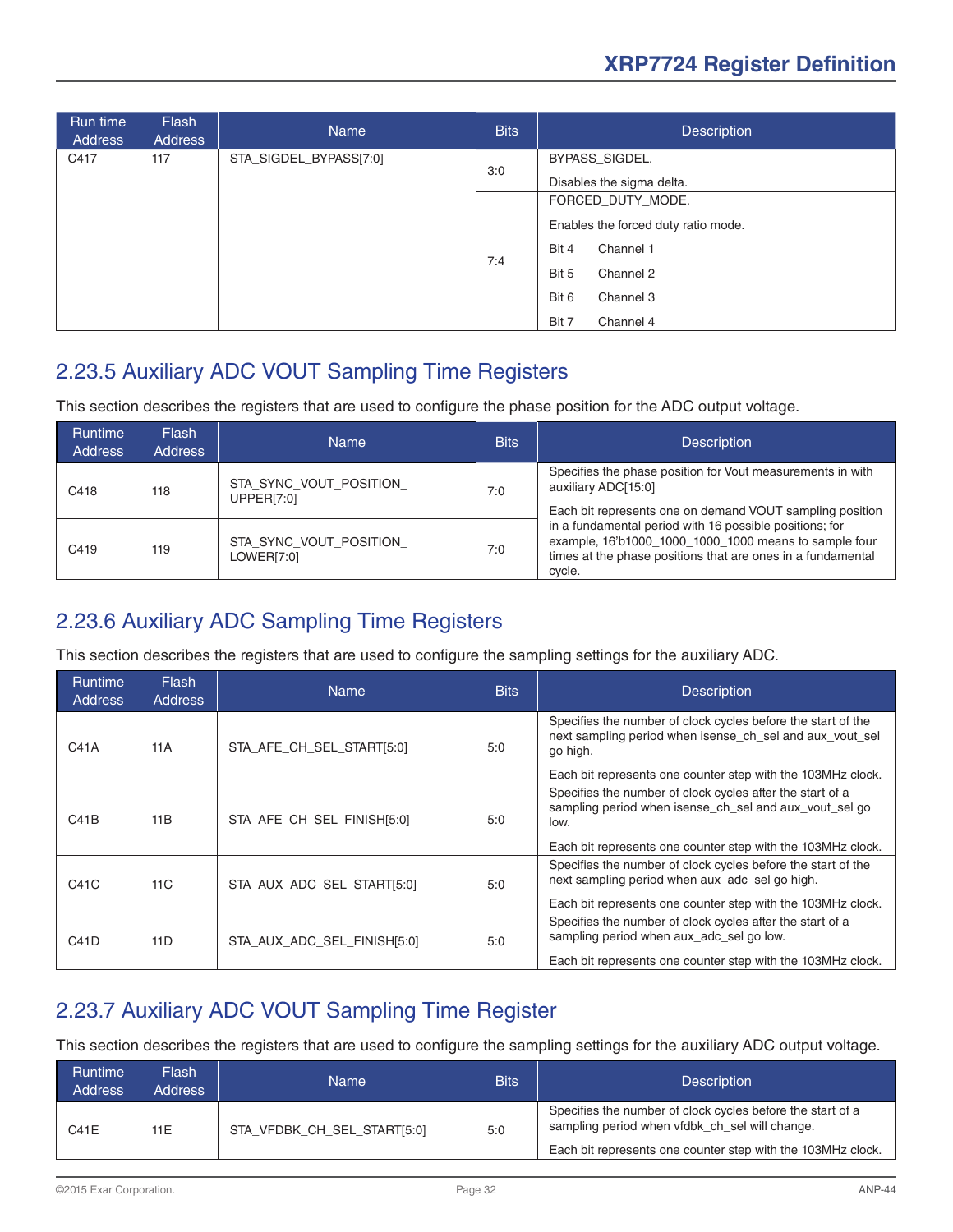| Run time Address | Flash Address | Name | Bits | Description |
|---|---|---|---|---|
| C417 | 117 | STA_SIGDEL_BYPASS[7:0] | 3:0 | BYPASS_SIGDEL.<br><br>Disables the sigma delta. |
| | | | 7:4 | FORCED_DUTY_MODE.<br><br>Enables the forced duty ratio mode.<br><br>Bit 4 Channel 1<br><br>Bit 5 Channel 2<br><br>Bit 6 Channel 3<br><br>Bit 7 Channel 4 |

## 2.23.5 Auxiliary ADC VOUT Sampling Time Registers

This section describes the registers that are used to configure the phase position for the ADC output voltage.

| Runtime Address | Flash Address | Name | Bits | Description |
|---|---|---|---|---|
| C418 | 118 | STA_SYNC_VOUT_POSITION_UPPER[7:0] | 7:0 | Specifies the phase position for Vout measurements in with auxiliary ADC[15:0]<br><br>Each bit represents one on demand VOUT sampling position in a fundamental period with 16 possible positions; for example, 16'b1000_1000_1000_1000 means to sample four times at the phase positions that are ones in a fundamental cycle. |
| C419 | 119 | STA_SYNC_VOUT_POSITION_LOWER[7:0] | 7:0 | |

## 2.23.6 Auxiliary ADC Sampling Time Registers

This section describes the registers that are used to configure the sampling settings for the auxiliary ADC.

| Runtime Address | Flash Address | Name | Bits | Description |
|---|---|---|---|---|
| C41A | 11A | STA_AFE_CH_SEL_START[5:0] | 5:0 | Specifies the number of clock cycles before the start of the next sampling period when isense_ch_sel and aux_vout_sel go high.<br><br>Each bit represents one counter step with the 103MHz clock. |
| C41B | 11B | STA_AFE_CH_SEL_FINISH[5:0] | 5:0 | Specifies the number of clock cycles after the start of a sampling period when isense_ch_sel and aux_vout_sel go low.<br><br>Each bit represents one counter step with the 103MHz clock. |
| C41C | 11C | STA_AUX_ADC_SEL_START[5:0] | 5:0 | Specifies the number of clock cycles before the start of the next sampling period when aux_adc_sel go high.<br><br>Each bit represents one counter step with the 103MHz clock. |
| C41D | 11D | STA_AUX_ADC_SEL_FINISH[5:0] | 5:0 | Specifies the number of clock cycles after the start of a sampling period when aux_adc_sel go low.<br><br>Each bit represents one counter step with the 103MHz clock. |

## 2.23.7 Auxiliary ADC VOUT Sampling Time Register

This section describes the registers that are used to configure the sampling settings for the auxiliary ADC output voltage.

| Runtime Address | Flash Address | Name | Bits | Description |
|---|---|---|---|---|
| C41E | 11E | STA_VFDBK_CH_SEL_START[5:0] | 5:0 | Specifies the number of clock cycles before the start of a sampling period when vfdbk_ch_sel will change.<br><br>Each bit represents one counter step with the 103MHz clock. |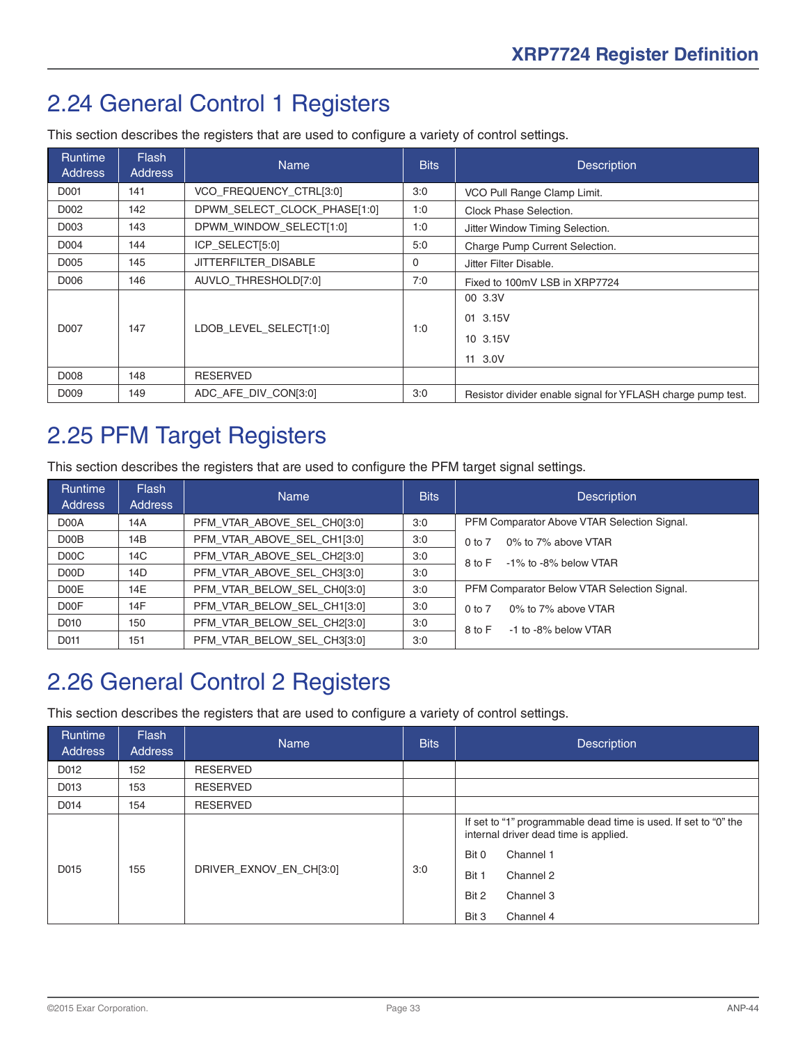## 2.24 General Control 1 Registers

This section describes the registers that are used to configure a variety of control settings.

| Runtime Address | Flash Address | Name | Bits | Description |
|---|---|---|---|---|
| D001 | 141 | VCO_FREQUENCY_CTRL[3:0] | 3:0 | VCO Pull Range Clamp Limit. |
| D002 | 142 | DPWM_SELECT_CLOCK_PHASE[1:0] | 1:0 | Clock Phase Selection. |
| D003 | 143 | DPWM_WINDOW_SELECT[1:0] | 1:0 | Jitter Window Timing Selection. |
| D004 | 144 | ICP_SELECT[5:0] | 5:0 | Charge Pump Current Selection. |
| D005 | 145 | JITTERFILTER_DISABLE | 0 | Jitter Filter Disable. |
| D006 | 146 | AUVLO_THRESHOLD[7:0] | 7:0 | Fixed to 100mV LSB in XRP7724 |
| D007 | 147 | LDOB_LEVEL_SELECT[1:0] | 1:0 | 00 3.3V<br>01 3.15V<br>10 3.15V<br>11 3.0V |
| D008 | 148 | RESERVED | | |
| D009 | 149 | ADC_AFE_DIV_CON[3:0] | 3:0 | Resistor divider enable signal for YFLASH charge pump test. |

## 2.25 PFM Target Registers

This section describes the registers that are used to configure the PFM target signal settings.

| Runtime Address | Flash Address | Name | Bits | Description |
|---|---|---|---|---|
| D00A | 14A | PFM_VTAR_ABOVE_SEL_CH0[3:0] | 3:0 | PFM Comparator Above VTAR Selection Signal.<br>0 to 7 0% to 7% above VTAR<br>8 to F -1% to -8% below VTAR |
| D00B | 14B | PFM_VTAR_ABOVE_SEL_CH1[3:0] | 3:0 | |
| D00C | 14C | PFM_VTAR_ABOVE_SEL_CH2[3:0] | 3:0 | |
| D00D | 14D | PFM_VTAR_ABOVE_SEL_CH3[3:0] | 3:0 | |
| D00E | 14E | PFM_VTAR_BELOW_SEL_CH0[3:0] | 3:0 | PFM Comparator Below VTAR Selection Signal.<br>0 to 7 0% to 7% above VTAR<br>8 to F -1 to -8% below VTAR |
| D00F | 14F | PFM_VTAR_BELOW_SEL_CH1[3:0] | 3:0 | |
| D010 | 150 | PFM_VTAR_BELOW_SEL_CH2[3:0] | 3:0 | |
| D011 | 151 | PFM_VTAR_BELOW_SEL_CH3[3:0] | 3:0 | |

## 2.26 General Control 2 Registers

This section describes the registers that are used to configure a variety of control settings.

| Runtime Address | Flash Address | Name | Bits | Description |
|---|---|---|---|---|
| D012 | 152 | RESERVED | | |
| D013 | 153 | RESERVED | | |
| D014 | 154 | RESERVED | | |
| D015 | 155 | DRIVER_EXNOV_EN_CH[3:0] | 3:0 | If set to "1" programmable dead time is used. If set to "0" the internal driver dead time is applied.<br>Bit 0 Channel 1<br>Bit 1 Channel 2<br>Bit 2 Channel 3<br>Bit 3 Channel 4 |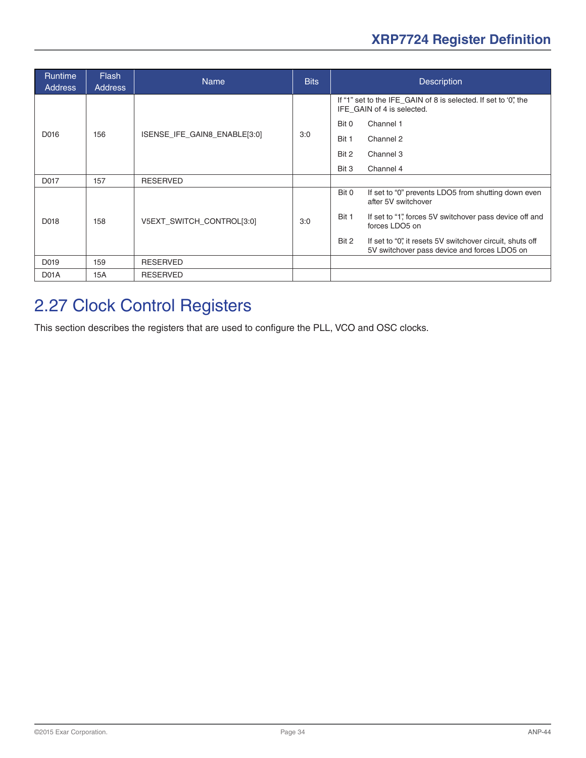| Runtime Address | Flash Address | Name | Bits | Description |
|---|---|---|---|---|
| D016 | 156 | ISENSE_IFE_GAIN8_ENABLE[3:0] | 3:0 | If "1" set to the IFE_GAIN of 8 is selected. If set to '0', the IFE_GAIN of 4 is selected.<br>Bit 0 Channel 1<br>Bit 1 Channel 2<br>Bit 2 Channel 3<br>Bit 3 Channel 4 |
| D017 | 157 | RESERVED | | |
| D018 | 158 | V5EXT_SWITCH_CONTROL[3:0] | 3:0 | Bit 0 If set to "0" prevents LDO5 from shutting down even after 5V switchover<br>Bit 1 If set to "1", forces 5V switchover pass device off and forces LDO5 on<br>Bit 2 If set to "0", it resets 5V switchover circuit, shuts off 5V switchover pass device and forces LDO5 on |
| D019 | 159 | RESERVED | | |
| D01A | 15A | RESERVED | | |

## 2.27 Clock Control Registers

This section describes the registers that are used to configure the PLL, VCO and OSC clocks.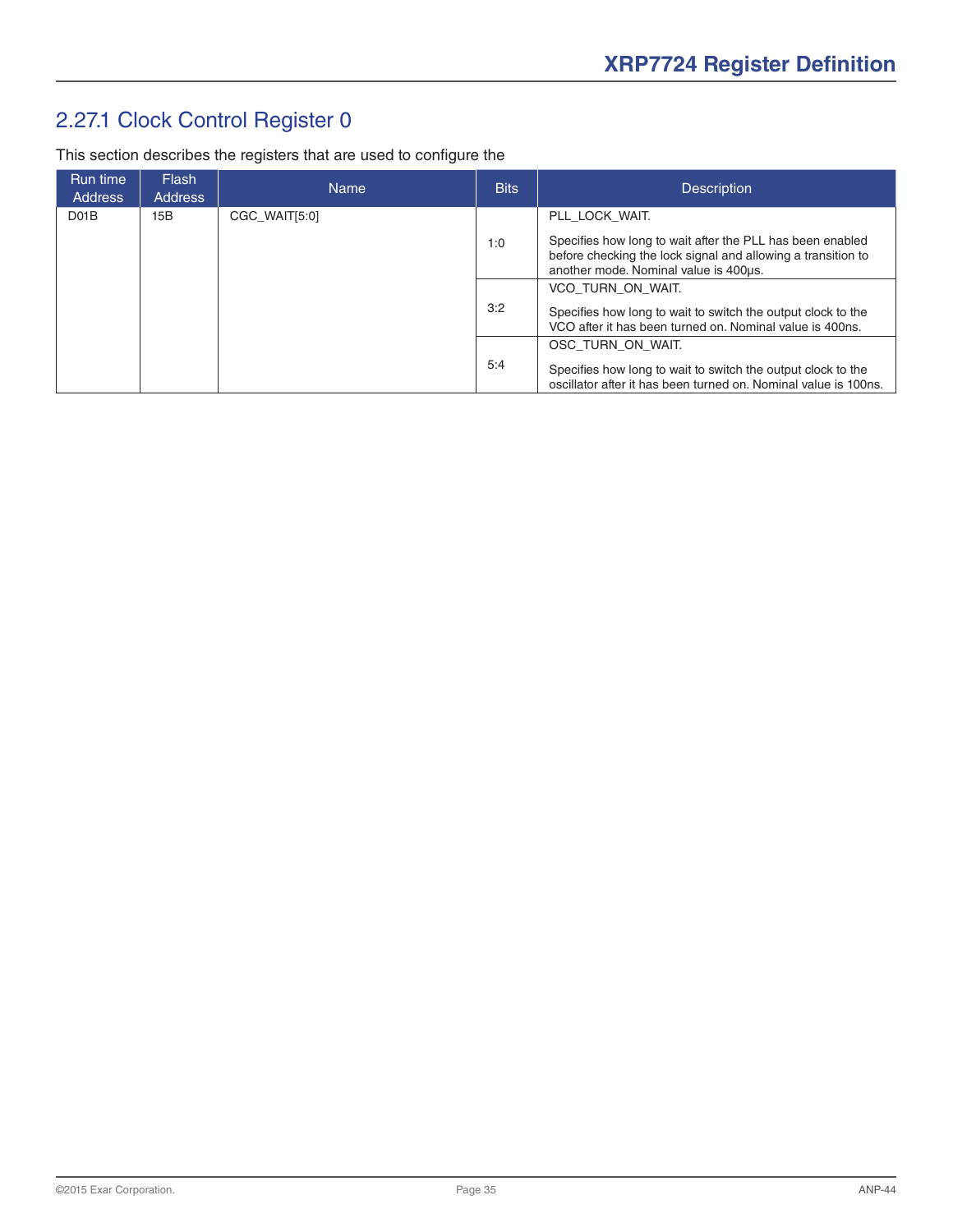## 2.27.1 Clock Control Register 0

This section describes the registers that are used to configure the

| Run time Address | Flash Address | Name | Bits | Description |
|---|---|---|---|---|
| D01B | 15B | CGC_WAIT[5:0] | 1:0 | PLL_LOCK_WAIT.<br><br>Specifies how long to wait after the PLL has been enabled before checking the lock signal and allowing a transition to another mode. Nominal value is 400µs. |
| | | | 3:2 | VCO_TURN_ON_WAIT.<br><br>Specifies how long to wait to switch the output clock to the VCO after it has been turned on. Nominal value is 400ns. |
| | | | 5:4 | OSC_TURN_ON_WAIT.<br><br>Specifies how long to wait to switch the output clock to the oscillator after it has been turned on. Nominal value is 100ns. |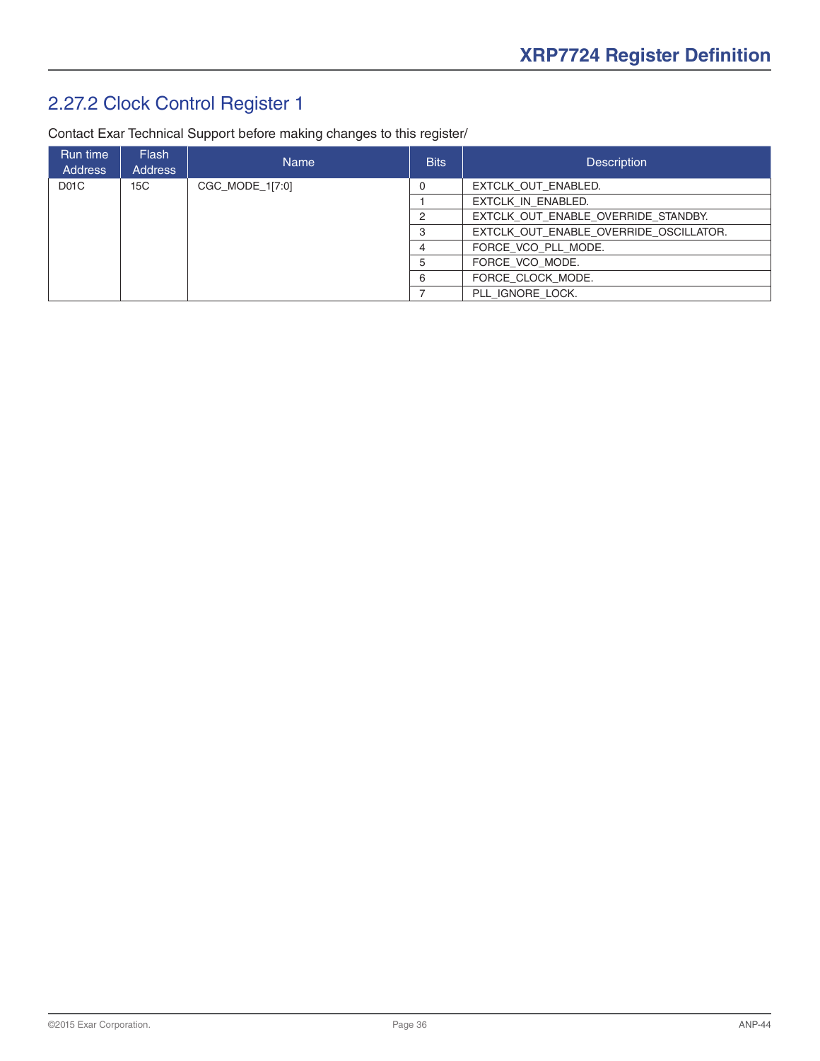## 2.27.2 Clock Control Register 1

Contact Exar Technical Support before making changes to this register/

| Run time Address | Flash Address | Name | Bits | Description |
|---|---|---|---|---|
| D01C | 15C | CGC_MODE_1[7:0] | 0 | EXTCLK_OUT_ENABLED. |
| | | | 1 | EXTCLK_IN_ENABLED. |
| | | | 2 | EXTCLK_OUT_ENABLE_OVERRIDE_STANDBY. |
| | | | 3 | EXTCLK_OUT_ENABLE_OVERRIDE_OSCILLATOR. |
| | | | 4 | FORCE_VCO_PLL_MODE. |
| | | | 5 | FORCE_VCO_MODE. |
| | | | 6 | FORCE_CLOCK_MODE. |
| | | | 7 | PLL_IGNORE_LOCK. |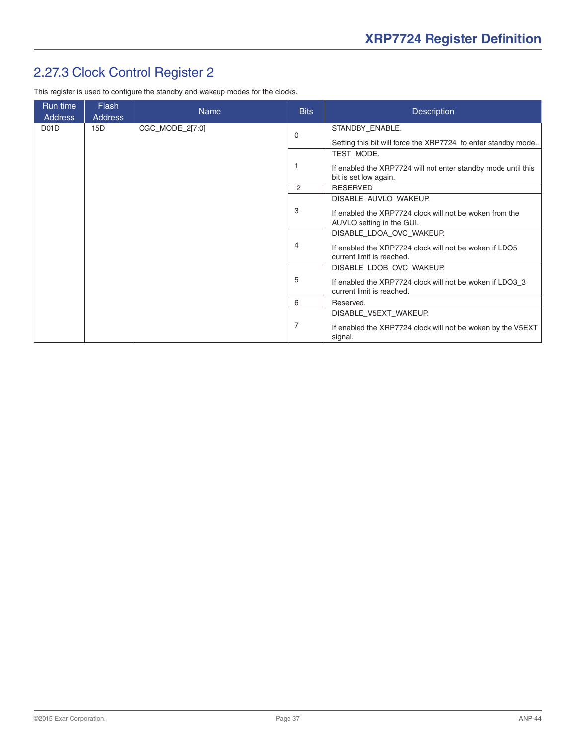## 2.27.3 Clock Control Register 2

This register is used to configure the standby and wakeup modes for the clocks.

| Run time Address | Flash Address | Name | Bits | Description |
|---|---|---|---|---|
| D01D | 15D | CGC_MODE_2[7:0] | 0 | STANDBY_ENABLE.<br><br>Setting this bit will force the XRP7724 to enter standby mode.. |
| | | | 1 | TEST_MODE.<br><br>If enabled the XRP7724 will not enter standby mode until this bit is set low again. |
| | | | 2 | RESERVED |
| | | | 3 | DISABLE_AUVLO_WAKEUP.<br><br>If enabled the XRP7724 clock will not be woken from the AUVLO setting in the GUI. |
| | | | 4 | DISABLE_LDOA_OVC_WAKEUP.<br><br>If enabled the XRP7724 clock will not be woken if LDO5 current limit is reached. |
| | | | 5 | DISABLE_LDOB_OVC_WAKEUP.<br><br>If enabled the XRP7724 clock will not be woken if LDO3_3 current limit is reached. |
| | | | 6 | Reserved. |
| | | | 7 | DISABLE_V5EXT_WAKEUP.<br><br>If enabled the XRP7724 clock will not be woken by the V5EXT signal. |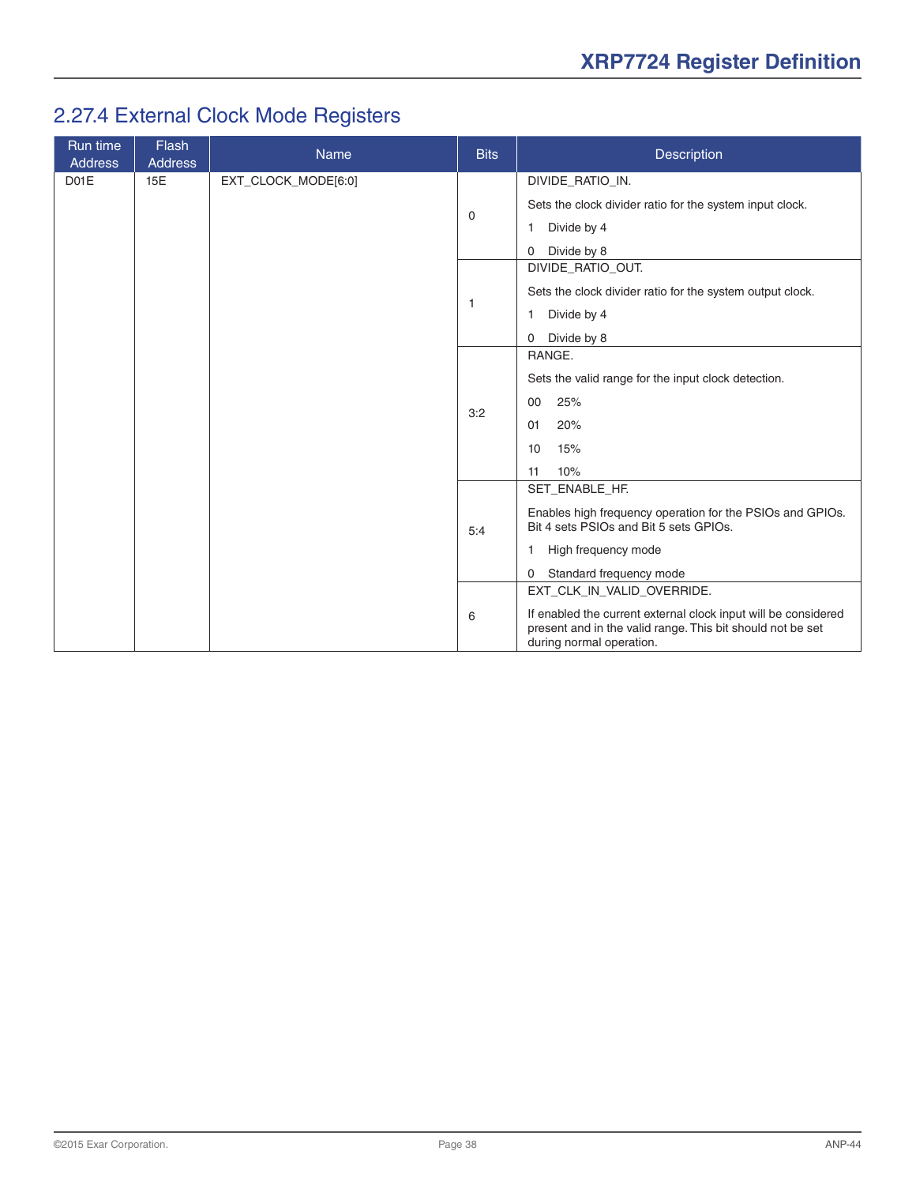## 2.27.4 External Clock Mode Registers

| Run time Address | Flash Address | Name | Bits | Description |
|---|---|---|---|---|
| D01E | 15E | EXT_CLOCK_MODE[6:0] | 0 | DIVIDE_RATIO_IN.<br><br>Sets the clock divider ratio for the system input clock.<br><br>1 Divide by 4<br><br>0 Divide by 8 |
| | | | 1 | DIVIDE_RATIO_OUT.<br><br>Sets the clock divider ratio for the system output clock.<br><br>1 Divide by 4<br><br>0 Divide by 8 |
| | | | 3:2 | RANGE.<br><br>Sets the valid range for the input clock detection.<br><br>00 25%<br><br>01 20%<br><br>10 15%<br><br>11 10% |
| | | | 5:4 | SET_ENABLE_HF.<br><br>Enables high frequency operation for the PSIOs and GPIOs. Bit 4 sets PSIOs and Bit 5 sets GPIOs.<br><br>1 High frequency mode<br><br>0 Standard frequency mode |
| | | | 6 | EXT_CLK_IN_VALID_OVERRIDE.<br><br>If enabled the current external clock input will be considered present and in the valid range. This bit should not be set during normal operation. |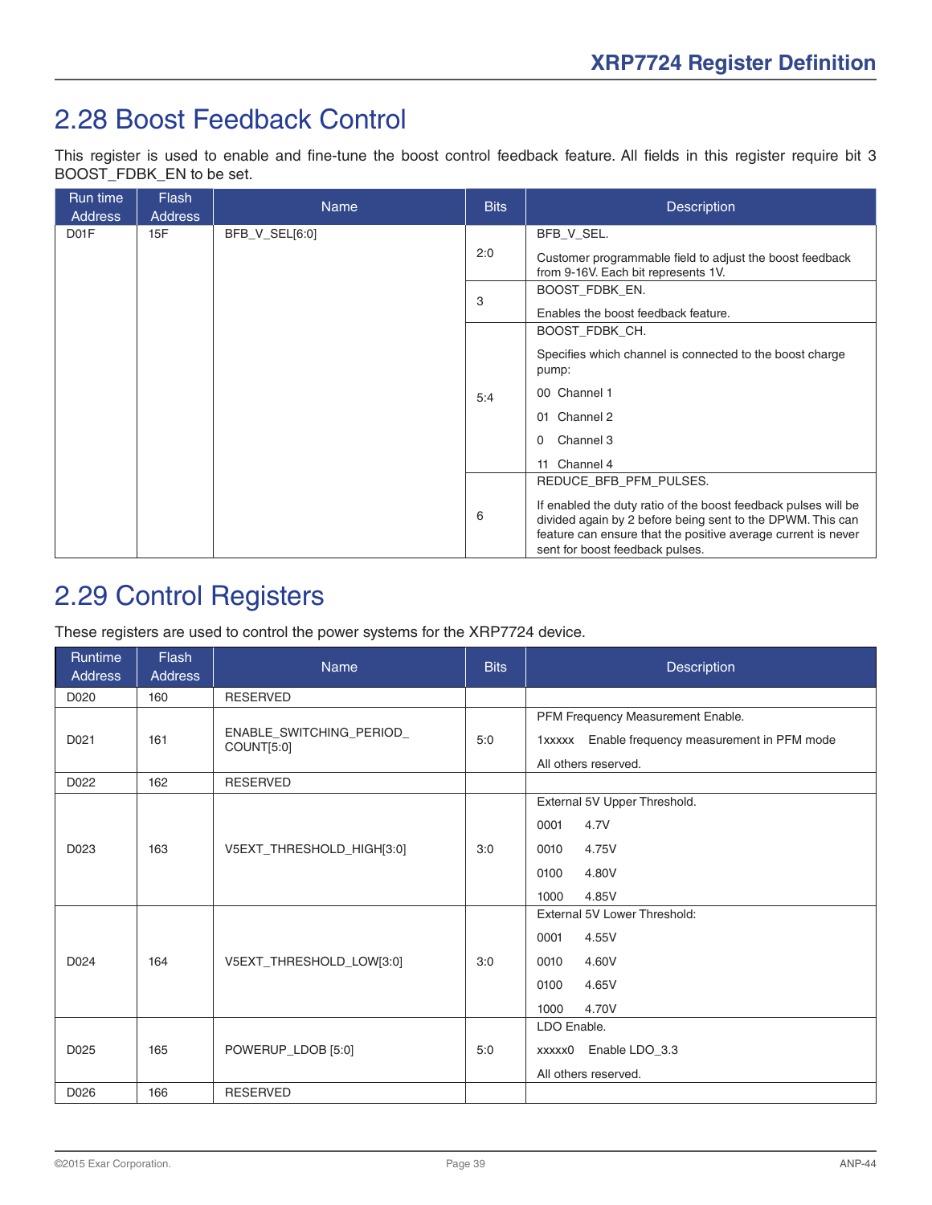## 2.28 Boost Feedback Control

This register is used to enable and fine-tune the boost control feedback feature. All fields in this register require bit 3 BOOST_FDBK_EN to be set.

| Run time Address | Flash Address | Name | Bits | Description |
|---|---|---|---|---|
| D01F | 15F | BFB_V_SEL[6:0] | 2:0 | BFB_V_SEL.<br><br>Customer programmable field to adjust the boost feedback from 9-16V. Each bit represents 1V. |
| | | | 3 | BOOST_FDBK_EN.<br><br>Enables the boost feedback feature. |
| | | | 5:4 | BOOST_FDBK_CH.<br><br>Specifies which channel is connected to the boost charge pump:<br><br>00 Channel 1<br><br>01 Channel 2<br><br>0 Channel 3<br><br>11 Channel 4 |
| | | | 6 | REDUCE_BFB_PFM_PULSES.<br><br>If enabled the duty ratio of the boost feedback pulses will be divided again by 2 before being sent to the DPWM. This can feature can ensure that the positive average current is never sent for boost feedback pulses. |

## 2.29 Control Registers

These registers are used to control the power systems for the XRP7724 device.

| Runtime Address | Flash Address | Name | Bits | Description |
|---|---|---|---|---|
| D020 | 160 | RESERVED | | |
| D021 | 161 | ENABLE_SWITCHING_PERIOD_COUNT[5:0] | 5:0 | PFM Frequency Measurement Enable.<br><br>1xxxxx Enable frequency measurement in PFM mode<br><br>All others reserved. |
| D022 | 162 | RESERVED | | |
| D023 | 163 | V5EXT_THRESHOLD_HIGH[3:0] | 3:0 | External 5V Upper Threshold.<br><br>0001 4.7V<br><br>0010 4.75V<br><br>0100 4.80V<br><br>1000 4.85V |
| D024 | 164 | V5EXT_THRESHOLD_LOW[3:0] | 3:0 | External 5V Lower Threshold:<br><br>0001 4.55V<br><br>0010 4.60V<br><br>0100 4.65V<br><br>1000 4.70V |
| D025 | 165 | POWERUP_LDOB [5:0] | 5:0 | LDO Enable.<br><br>xxxxx0 Enable LDO_3.3<br><br>All others reserved. |
| D026 | 166 | RESERVED | | |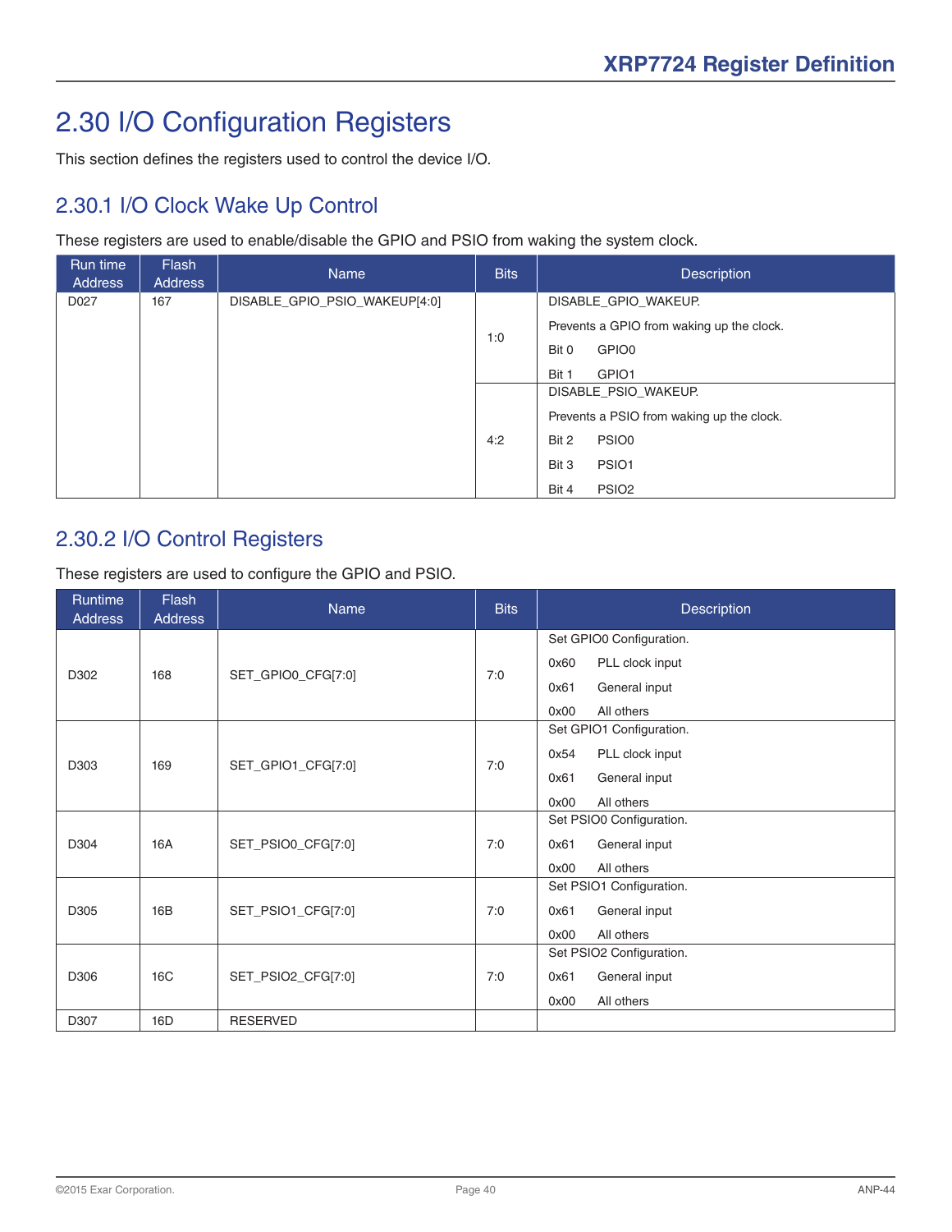# 2.30 I/O Configuration Registers

This section defines the registers used to control the device I/O.

## 2.30.1 I/O Clock Wake Up Control

These registers are used to enable/disable the GPIO and PSIO from waking the system clock.

| Run time Address | Flash Address | Name | Bits | Description |
|---|---|---|---|---|
| D027 | 167 | DISABLE_GPIO_PSIO_WAKEUP[4:0] | 1:0 | DISABLE_GPIO_WAKEUP.<br>Prevents a GPIO from waking up the clock.<br>Bit 0 GPIO0<br>Bit 1 GPIO1 |
| | | | 4:2 | DISABLE_PSIO_WAKEUP.<br>Prevents a PSIO from waking up the clock.<br>Bit 2 PSIO0<br>Bit 3 PSIO1<br>Bit 4 PSIO2 |

## 2.30.2 I/O Control Registers

These registers are used to configure the GPIO and PSIO.

| Runtime Address | Flash Address | Name | Bits | Description |
|---|---|---|---|---|
| D302 | 168 | SET_GPIO0_CFG[7:0] | 7:0 | Set GPIO0 Configuration.<br>0x60 PLL clock input<br>0x61 General input<br>0x00 All others |
| D303 | 169 | SET_GPIO1_CFG[7:0] | 7:0 | Set GPIO1 Configuration.<br>0x54 PLL clock input<br>0x61 General input<br>0x00 All others |
| D304 | 16A | SET_PSIO0_CFG[7:0] | 7:0 | Set PSIO0 Configuration.<br>0x61 General input<br>0x00 All others |
| D305 | 16B | SET_PSIO1_CFG[7:0] | 7:0 | Set PSIO1 Configuration.<br>0x61 General input<br>0x00 All others |
| D306 | 16C | SET_PSIO2_CFG[7:0] | 7:0 | Set PSIO2 Configuration.<br>0x61 General input<br>0x00 All others |
| D307 | 16D | RESERVED | | |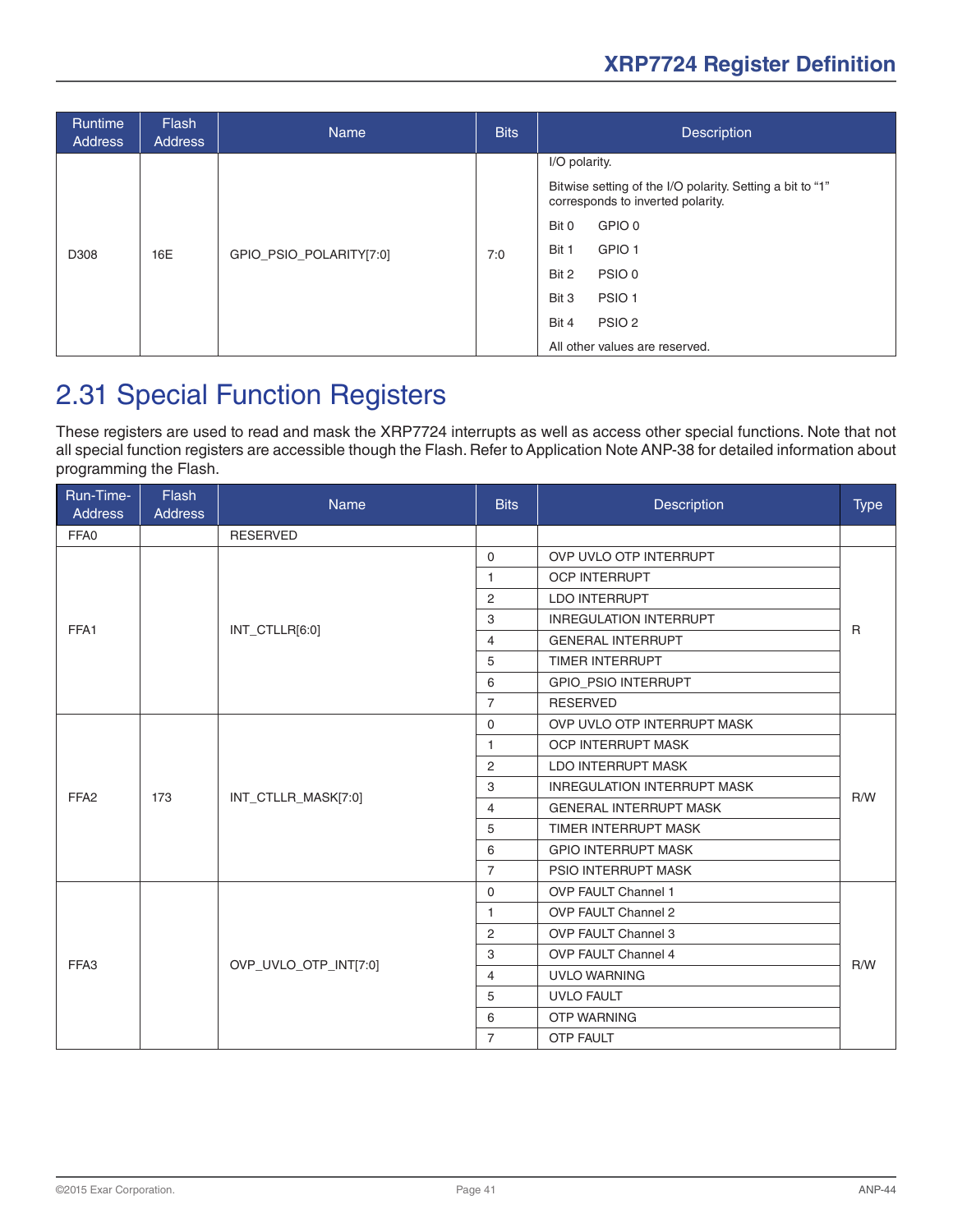| Runtime Address | Flash Address | Name | Bits | Description |
|---|---|---|---|---|
| D308 | 16E | GPIO_PSIO_POLARITY[7:0] | 7:0 | I/O polarity.<br>Bitwise setting of the I/O polarity. Setting a bit to "1" corresponds to inverted polarity.<br>Bit 0 GPIO 0<br>Bit 1 GPIO 1<br>Bit 2 PSIO 0<br>Bit 3 PSIO 1<br>Bit 4 PSIO 2<br>All other values are reserved. |

## 2.31 Special Function Registers

These registers are used to read and mask the XRP7724 interrupts as well as access other special functions. Note that not all special function registers are accessible though the Flash. Refer to Application Note ANP-38 for detailed information about programming the Flash.

| Run-Time-Address | Flash Address | Name | Bits | Description | Type |
|---|---|---|---|---|---|
| FFA0 | | RESERVED | | | |
| FFA1 | | INT_CTLLR[6:0] | 0 | OVP UVLO OTP INTERRUPT | R |
| | | | 1 | OCP INTERRUPT | |
| | | | 2 | LDO INTERRUPT | |
| | | | 3 | INREGULATION INTERRUPT | |
| | | | 4 | GENERAL INTERRUPT | |
| | | | 5 | TIMER INTERRUPT | |
| | | | 6 | GPIO_PSIO INTERRUPT | |
| | | | 7 | RESERVED | |
| FFA2 | 173 | INT_CTLLR_MASK[7:0] | 0 | OVP UVLO OTP INTERRUPT MASK | R/W |
| | | | 1 | OCP INTERRUPT MASK | |
| | | | 2 | LDO INTERRUPT MASK | |
| | | | 3 | INREGULATION INTERRUPT MASK | |
| | | | 4 | GENERAL INTERRUPT MASK | |
| | | | 5 | TIMER INTERRUPT MASK | |
| | | | 6 | GPIO INTERRUPT MASK | |
| | | | 7 | PSIO INTERRUPT MASK | |
| FFA3 | | OVP_UVLO_OTP_INT[7:0] | 0 | OVP FAULT Channel 1 | R/W |
| | | | 1 | OVP FAULT Channel 2 | |
| | | | 2 | OVP FAULT Channel 3 | |
| | | | 3 | OVP FAULT Channel 4 | |
| | | | 4 | UVLO WARNING | |
| | | | 5 | UVLO FAULT | |
| | | | 6 | OTP WARNING | |
| | | | 7 | OTP FAULT | |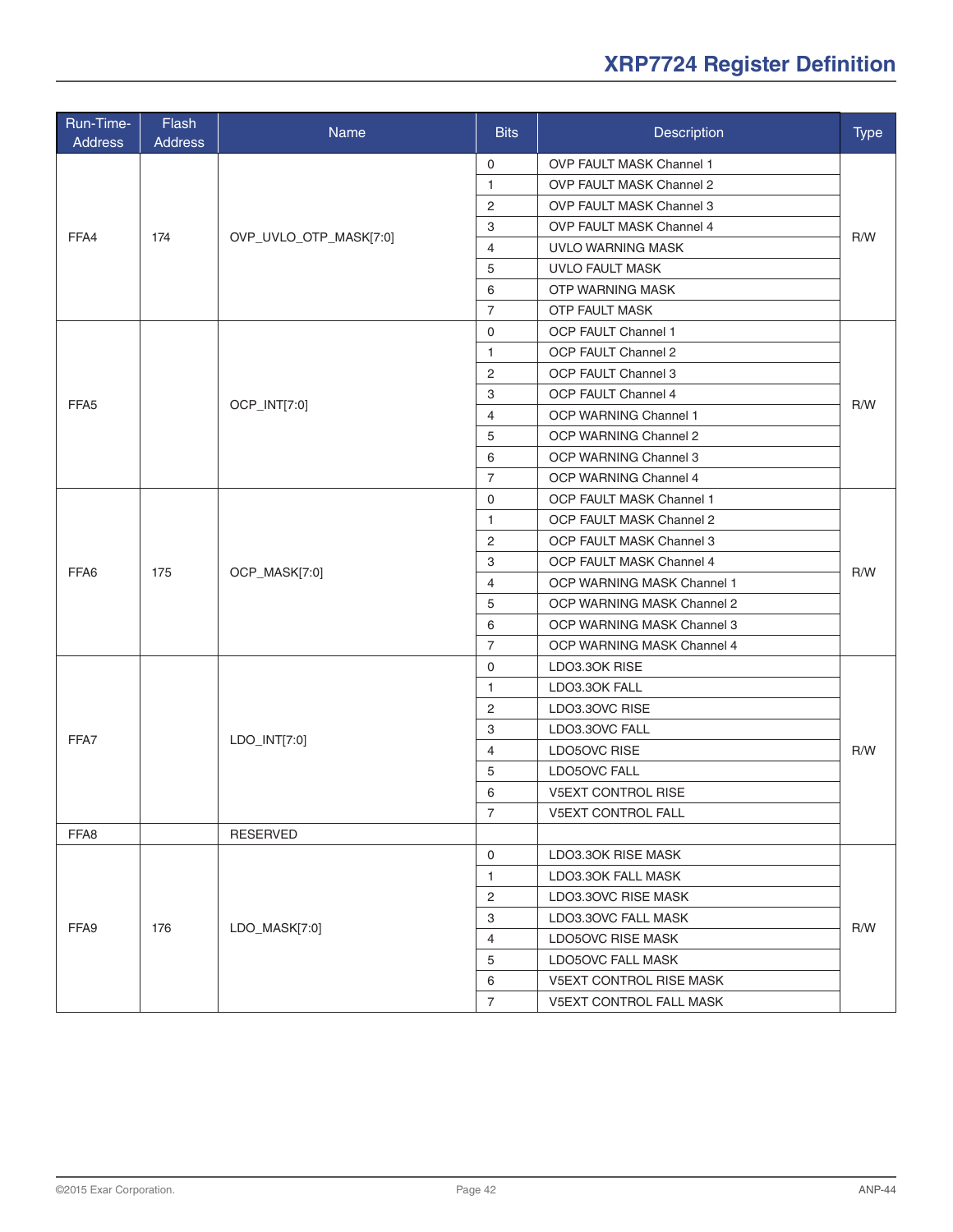| Run-Time-Address | Flash Address | Name | Bits | Description | Type |
|---|---|---|---|---|---|
| FFA4 | 174 | OVP_UVLO_OTP_MASK[7:0] | 0 | OVP FAULT MASK Channel 1 | R/W |
| | | | 1 | OVP FAULT MASK Channel 2 | |
| | | | 2 | OVP FAULT MASK Channel 3 | |
| | | | 3 | OVP FAULT MASK Channel 4 | |
| | | | 4 | UVLO WARNING MASK | |
| | | | 5 | UVLO FAULT MASK | |
| | | | 6 | OTP WARNING MASK | |
| | | | 7 | OTP FAULT MASK | |
| FFA5 | | OCP_INT[7:0] | 0 | OCP FAULT Channel 1 | R/W |
| | | | 1 | OCP FAULT Channel 2 | |
| | | | 2 | OCP FAULT Channel 3 | |
| | | | 3 | OCP FAULT Channel 4 | |
| | | | 4 | OCP WARNING Channel 1 | |
| | | | 5 | OCP WARNING Channel 2 | |
| | | | 6 | OCP WARNING Channel 3 | |
| | | | 7 | OCP WARNING Channel 4 | |
| FFA6 | 175 | OCP_MASK[7:0] | 0 | OCP FAULT MASK Channel 1 | R/W |
| | | | 1 | OCP FAULT MASK Channel 2 | |
| | | | 2 | OCP FAULT MASK Channel 3 | |
| | | | 3 | OCP FAULT MASK Channel 4 | |
| | | | 4 | OCP WARNING MASK Channel 1 | |
| | | | 5 | OCP WARNING MASK Channel 2 | |
| | | | 6 | OCP WARNING MASK Channel 3 | |
| | | | 7 | OCP WARNING MASK Channel 4 | |
| FFA7 | | LDO_INT[7:0] | 0 | LDO3.3OK RISE | R/W |
| | | | 1 | LDO3.3OK FALL | |
| | | | 2 | LDO3.3OVC RISE | |
| | | | 3 | LDO3.3OVC FALL | |
| | | | 4 | LDO5OVC RISE | |
| | | | 5 | LDO5OVC FALL | |
| | | | 6 | V5EXT CONTROL RISE | |
| | | | 7 | V5EXT CONTROL FALL | |
| FFA8 | | RESERVED | | | |
| FFA9 | 176 | LDO_MASK[7:0] | 0 | LDO3.3OK RISE MASK | R/W |
| | | | 1 | LDO3.3OK FALL MASK | |
| | | | 2 | LDO3.3OVC RISE MASK | |
| | | | 3 | LDO3.3OVC FALL MASK | |
| | | | 4 | LDO5OVC RISE MASK | |
| | | | 5 | LDO5OVC FALL MASK | |
| | | | 6 | V5EXT CONTROL RISE MASK | |
| | | | 7 | V5EXT CONTROL FALL MASK | |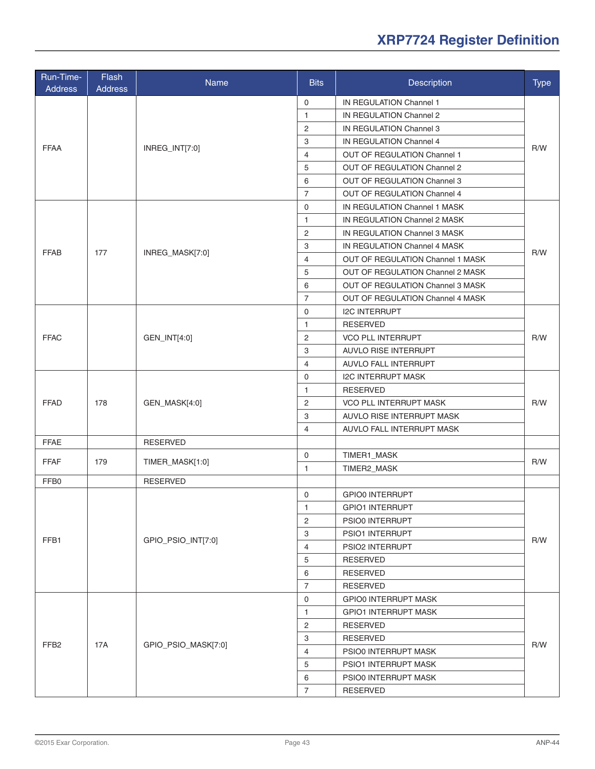| Run-Time-Address | Flash Address | Name | Bits | Description | Type |
|---|---|---|---|---|---|
| FFAA | | INREG_INT[7:0] | 0 | IN REGULATION Channel 1 | R/W |
| | | | 1 | IN REGULATION Channel 2 | |
| | | | 2 | IN REGULATION Channel 3 | |
| | | | 3 | IN REGULATION Channel 4 | |
| | | | 4 | OUT OF REGULATION Channel 1 | |
| | | | 5 | OUT OF REGULATION Channel 2 | |
| | | | 6 | OUT OF REGULATION Channel 3 | |
| | | | 7 | OUT OF REGULATION Channel 4 | |
| FFAB | 177 | INREG_MASK[7:0] | 0 | IN REGULATION Channel 1 MASK | R/W |
| | | | 1 | IN REGULATION Channel 2 MASK | |
| | | | 2 | IN REGULATION Channel 3 MASK | |
| | | | 3 | IN REGULATION Channel 4 MASK | |
| | | | 4 | OUT OF REGULATION Channel 1 MASK | |
| | | | 5 | OUT OF REGULATION Channel 2 MASK | |
| | | | 6 | OUT OF REGULATION Channel 3 MASK | |
| | | | 7 | OUT OF REGULATION Channel 4 MASK | |
| FFAC | | GEN_INT[4:0] | 0 | I2C INTERRUPT | R/W |
| | | | 1 | RESERVED | |
| | | | 2 | VCO PLL INTERRUPT | |
| | | | 3 | AUVLO RISE INTERRUPT | |
| | | | 4 | AUVLO FALL INTERRUPT | |
| FFAD | 178 | GEN_MASK[4:0] | 0 | I2C INTERRUPT MASK | R/W |
| | | | 1 | RESERVED | |
| | | | 2 | VCO PLL INTERRUPT MASK | |
| | | | 3 | AUVLO RISE INTERRUPT MASK | |
| | | | 4 | AUVLO FALL INTERRUPT MASK | |
| FFAE | | RESERVED | | | |
| FFAF | 179 | TIMER_MASK[1:0] | 0 | TIMER1_MASK | R/W |
| | | | 1 | TIMER2_MASK | |
| FFB0 | | RESERVED | | | |
| FFB1 | | GPIO_PSIO_INT[7:0] | 0 | GPIO0 INTERRUPT | R/W |
| | | | 1 | GPIO1 INTERRUPT | |
| | | | 2 | PSIO0 INTERRUPT | |
| | | | 3 | PSIO1 INTERRUPT | |
| | | | 4 | PSIO2 INTERRUPT | |
| | | | 5 | RESERVED | |
| | | | 6 | RESERVED | |
| | | | 7 | RESERVED | |
| FFB2 | 17A | GPIO_PSIO_MASK[7:0] | 0 | GPIO0 INTERRUPT MASK | R/W |
| | | | 1 | GPIO1 INTERRUPT MASK | |
| | | | 2 | RESERVED | |
| | | | 3 | RESERVED | |
| | | | 4 | PSIO0 INTERRUPT MASK | |
| | | | 5 | PSIO1 INTERRUPT MASK | |
| | | | 6 | PSIO0 INTERRUPT MASK | |
| | | | 7 | RESERVED | |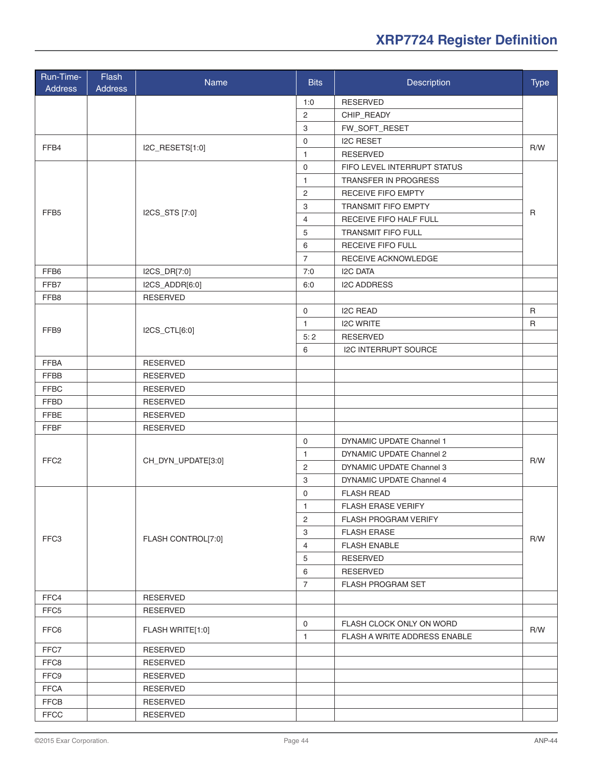# XRP7724 Register Definition

| Run-Time-Address | Flash Address | Name | Bits | Description | Type |
|---|---|---|---|---|---|
| | | | 1:0 | RESERVED | |
| | | | 2 | CHIP_READY | |
| | | | 3 | FW_SOFT_RESET | |
| FFB4 | | I2C_RESETS[1:0] | 0 | I2C RESET | R/W |
| | | | 1 | RESERVED | |
| FFB5 | | I2CS_STS [7:0] | 0 | FIFO LEVEL INTERRUPT STATUS | R |
| | | | 1 | TRANSFER IN PROGRESS | |
| | | | 2 | RECEIVE FIFO EMPTY | |
| | | | 3 | TRANSMIT FIFO EMPTY | |
| | | | 4 | RECEIVE FIFO HALF FULL | |
| | | | 5 | TRANSMIT FIFO FULL | |
| | | | 6 | RECEIVE FIFO FULL | |
| | | | 7 | RECEIVE ACKNOWLEDGE | |
| FFB6 | | I2CS_DR[7:0] | 7:0 | I2C DATA | |
| FFB7 | | I2CS_ADDR[6:0] | 6:0 | I2C ADDRESS | |
| FFB8 | | RESERVED | | | |
| FFB9 | | I2CS_CTL[6:0] | 0 | I2C READ | R |
| | | | 1 | I2C WRITE | R |
| | | | 5: 2 | RESERVED | |
| | | | 6 | I2C INTERRUPT SOURCE | |
| FFBA | | RESERVED | | | |
| FFBB | | RESERVED | | | |
| FFBC | | RESERVED | | | |
| FFBD | | RESERVED | | | |
| FFBE | | RESERVED | | | |
| FFBF | | RESERVED | | | |
| FFC2 | | CH_DYN_UPDATE[3:0] | 0 | DYNAMIC UPDATE Channel 1 | R/W |
| | | | 1 | DYNAMIC UPDATE Channel 2 | |
| | | | 2 | DYNAMIC UPDATE Channel 3 | |
| | | | 3 | DYNAMIC UPDATE Channel 4 | |
| FFC3 | | FLASH CONTROL[7:0] | 0 | FLASH READ | R/W |
| | | | 1 | FLASH ERASE VERIFY | |
| | | | 2 | FLASH PROGRAM VERIFY | |
| | | | 3 | FLASH ERASE | |
| | | | 4 | FLASH ENABLE | |
| | | | 5 | RESERVED | |
| | | | 6 | RESERVED | |
| | | | 7 | FLASH PROGRAM SET | |
| FFC4 | | RESERVED | | | |
| FFC5 | | RESERVED | | | |
| FFC6 | | FLASH WRITE[1:0] | 0 | FLASH CLOCK ONLY ON WORD | R/W |
| | | | 1 | FLASH A WRITE ADDRESS ENABLE | |
| FFC7 | | RESERVED | | | |
| FFC8 | | RESERVED | | | |
| FFC9 | | RESERVED | | | |
| FFCA | | RESERVED | | | |
| FFCB | | RESERVED | | | |
| FFCC | | RESERVED | | | |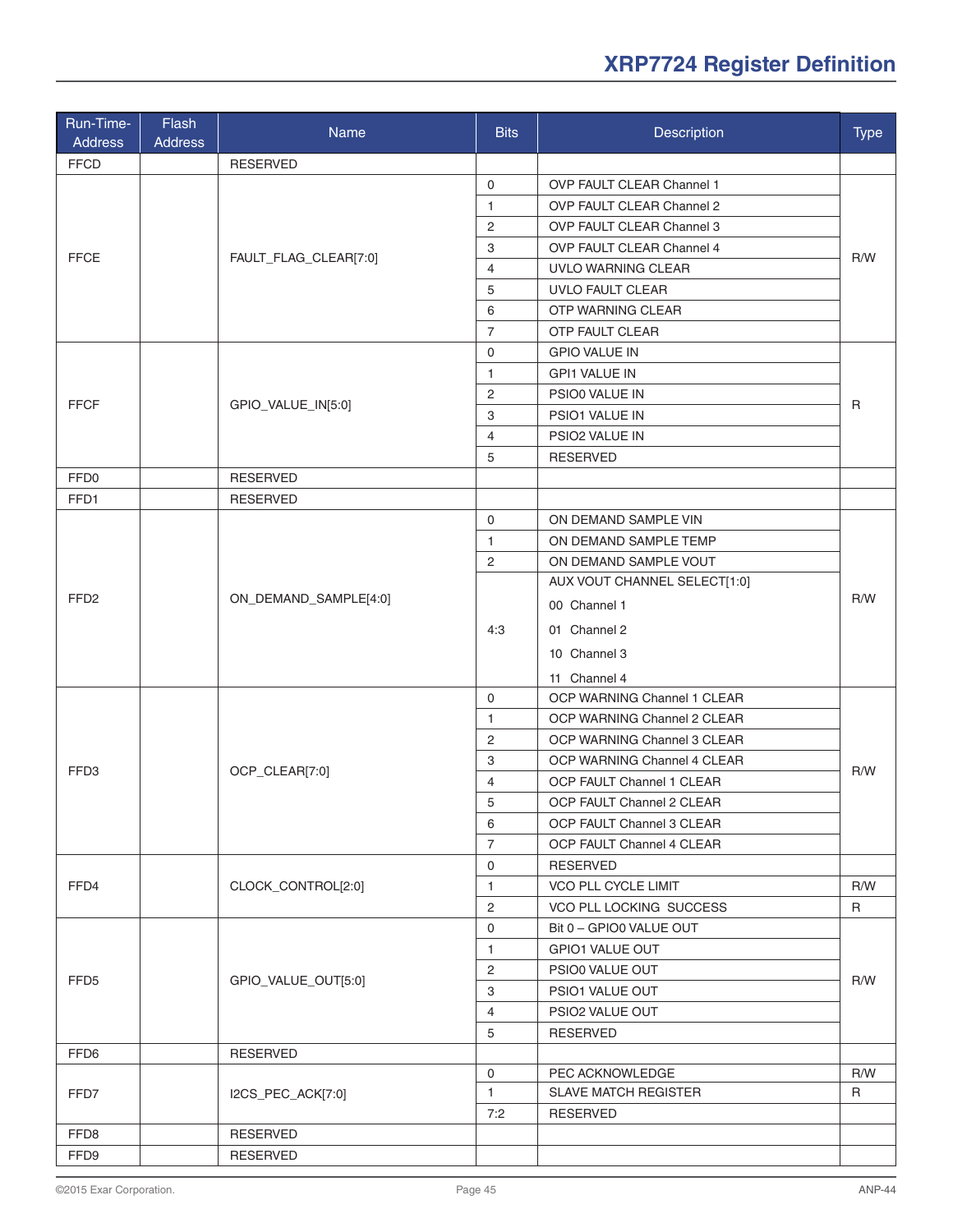| Run-Time-Address | Flash Address | Name | Bits | Description | Type |
|---|---|---|---|---|---|
| FFCD | | RESERVED | | | |
| FFCE | | FAULT_FLAG_CLEAR[7:0] | 0 | OVP FAULT CLEAR Channel 1 | R/W |
| | | | 1 | OVP FAULT CLEAR Channel 2 | |
| | | | 2 | OVP FAULT CLEAR Channel 3 | |
| | | | 3 | OVP FAULT CLEAR Channel 4 | |
| | | | 4 | UVLO WARNING CLEAR | |
| | | | 5 | UVLO FAULT CLEAR | |
| | | | 6 | OTP WARNING CLEAR | |
| | | | 7 | OTP FAULT CLEAR | |
| FFCF | | GPIO_VALUE_IN[5:0] | 0 | GPIO VALUE IN | R |
| | | | 1 | GPI1 VALUE IN | |
| | | | 2 | PSIO0 VALUE IN | |
| | | | 3 | PSIO1 VALUE IN | |
| | | | 4 | PSIO2 VALUE IN | |
| | | | 5 | RESERVED | |
| FFD0 | | RESERVED | | | |
| FFD1 | | RESERVED | | | |
| FFD2 | | ON_DEMAND_SAMPLE[4:0] | 0 | ON DEMAND SAMPLE VIN | R/W |
| | | | 1 | ON DEMAND SAMPLE TEMP | |
| | | | 2 | ON DEMAND SAMPLE VOUT | |
| | | | 4:3 | AUX VOUT CHANNEL SELECT[1:0]<br>00 Channel 1<br>01 Channel 2<br>10 Channel 3<br>11 Channel 4 | |
| FFD3 | | OCP_CLEAR[7:0] | 0 | OCP WARNING Channel 1 CLEAR | R/W |
| | | | 1 | OCP WARNING Channel 2 CLEAR | |
| | | | 2 | OCP WARNING Channel 3 CLEAR | |
| | | | 3 | OCP WARNING Channel 4 CLEAR | |
| | | | 4 | OCP FAULT Channel 1 CLEAR | |
| | | | 5 | OCP FAULT Channel 2 CLEAR | |
| | | | 6 | OCP FAULT Channel 3 CLEAR | |
| | | | 7 | OCP FAULT Channel 4 CLEAR | |
| FFD4 | | CLOCK_CONTROL[2:0] | 0 | RESERVED | |
| | | | 1 | VCO PLL CYCLE LIMIT | R/W |
| | | | 2 | VCO PLL LOCKING SUCCESS | R |
| FFD5 | | GPIO_VALUE_OUT[5:0] | 0 | Bit 0 – GPIO0 VALUE OUT | R/W |
| | | | 1 | GPIO1 VALUE OUT | |
| | | | 2 | PSIO0 VALUE OUT | |
| | | | 3 | PSIO1 VALUE OUT | |
| | | | 4 | PSIO2 VALUE OUT | |
| | | | 5 | RESERVED | |
| FFD6 | | RESERVED | | | |
| FFD7 | | I2CS_PEC_ACK[7:0] | 0 | PEC ACKNOWLEDGE | R/W |
| | | | 1 | SLAVE MATCH REGISTER | R |
| | | | 7:2 | RESERVED | |
| FFD8 | | RESERVED | | | |
| FFD9 | | RESERVED | | | |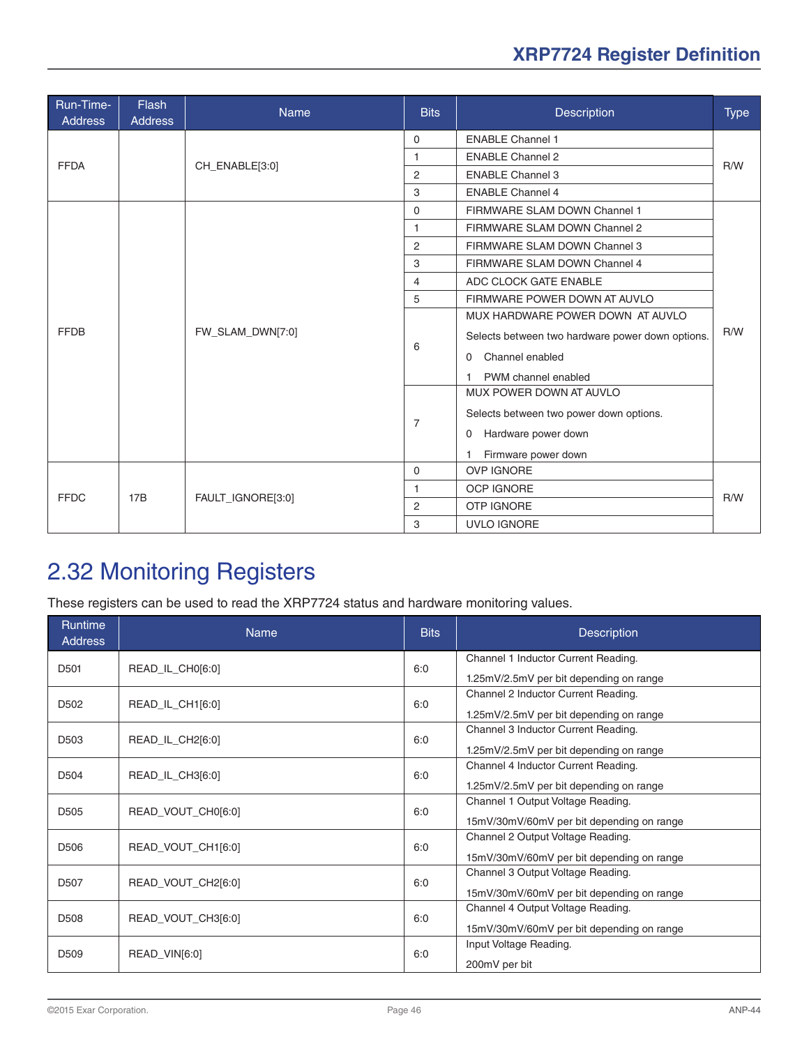| Run-Time-Address | Flash Address | Name | Bits | Description | Type |
|---|---|---|---|---|---|
| FFDA | | CH_ENABLE[3:0] | 0 | ENABLE Channel 1 | R/W |
| | | | 1 | ENABLE Channel 2 | |
| | | | 2 | ENABLE Channel 3 | |
| | | | 3 | ENABLE Channel 4 | |
| FFDB | | FW_SLAM_DWN[7:0] | 0 | FIRMWARE SLAM DOWN Channel 1 | R/W |
| | | | 1 | FIRMWARE SLAM DOWN Channel 2 | |
| | | | 2 | FIRMWARE SLAM DOWN Channel 3 | |
| | | | 3 | FIRMWARE SLAM DOWN Channel 4 | |
| | | | 4 | ADC CLOCK GATE ENABLE | |
| | | | 5 | FIRMWARE POWER DOWN AT AUVLO | |
| | | | 6 | MUX HARDWARE POWER DOWN AT AUVLO<br>Selects between two hardware power down options.<br>0 Channel enabled<br>1 PWM channel enabled | |
| | | | 7 | MUX POWER DOWN AT AUVLO<br>Selects between two power down options.<br>0 Hardware power down<br>1 Firmware power down | |
| FFDC | 17B | FAULT_IGNORE[3:0] | 0 | OVP IGNORE | R/W |
| | | | 1 | OCP IGNORE | |
| | | | 2 | OTP IGNORE | |
| | | | 3 | UVLO IGNORE | |

## 2.32 Monitoring Registers

These registers can be used to read the XRP7724 status and hardware monitoring values.

| Runtime Address | Name | Bits | Description |
|---|---|---|---|
| D501 | READ_IL_CH0[6:0] | 6:0 | Channel 1 Inductor Current Reading.<br>1.25mV/2.5mV per bit depending on range |
| D502 | READ_IL_CH1[6:0] | 6:0 | Channel 2 Inductor Current Reading.<br>1.25mV/2.5mV per bit depending on range |
| D503 | READ_IL_CH2[6:0] | 6:0 | Channel 3 Inductor Current Reading.<br>1.25mV/2.5mV per bit depending on range |
| D504 | READ_IL_CH3[6:0] | 6:0 | Channel 4 Inductor Current Reading.<br>1.25mV/2.5mV per bit depending on range |
| D505 | READ_VOUT_CH0[6:0] | 6:0 | Channel 1 Output Voltage Reading.<br>15mV/30mV/60mV per bit depending on range |
| D506 | READ_VOUT_CH1[6:0] | 6:0 | Channel 2 Output Voltage Reading.<br>15mV/30mV/60mV per bit depending on range |
| D507 | READ_VOUT_CH2[6:0] | 6:0 | Channel 3 Output Voltage Reading.<br>15mV/30mV/60mV per bit depending on range |
| D508 | READ_VOUT_CH3[6:0] | 6:0 | Channel 4 Output Voltage Reading.<br>15mV/30mV/60mV per bit depending on range |
| D509 | READ_VIN[6:0] | 6:0 | Input Voltage Reading.<br>200mV per bit |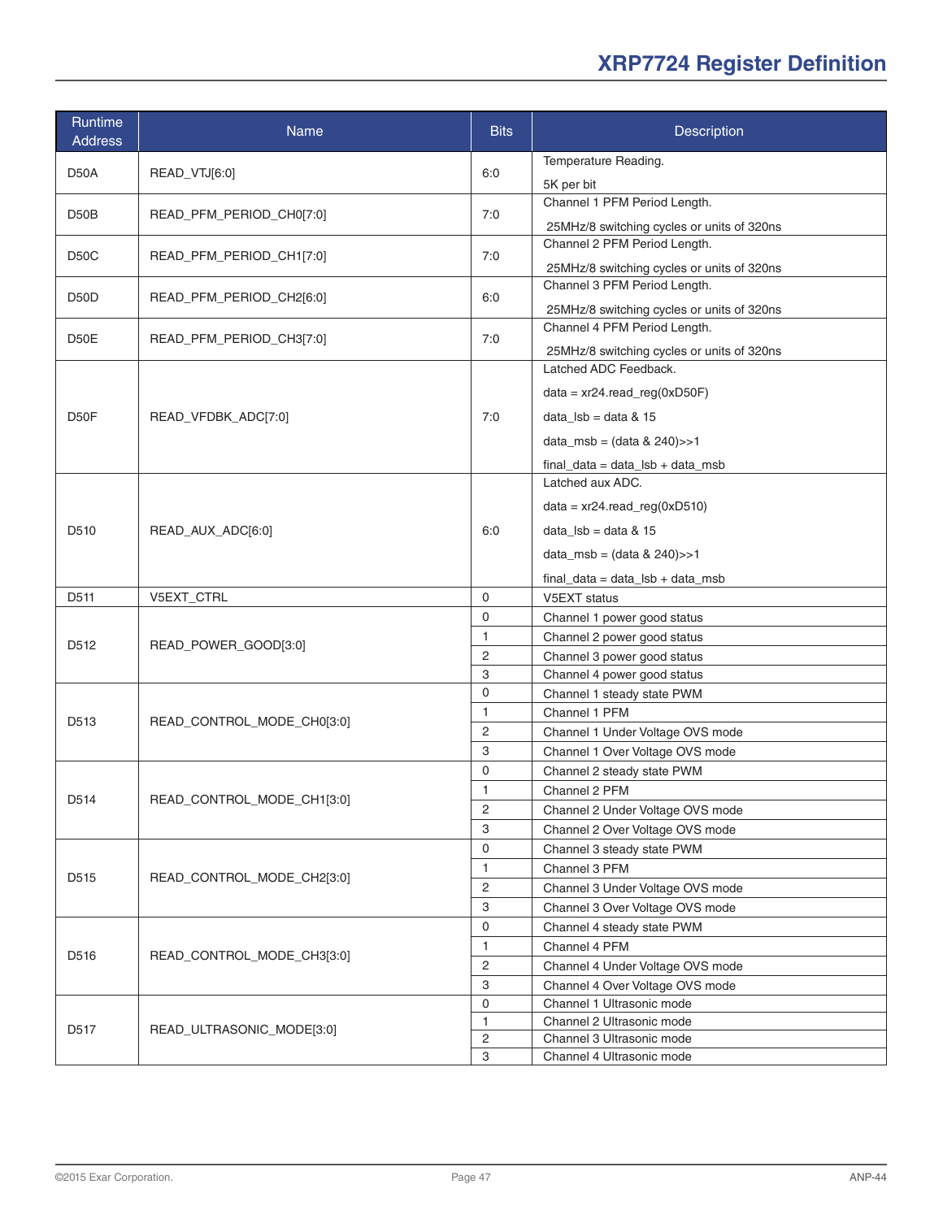| Runtime Address | Name | Bits | Description |
|---|---|---|---|
| D50A | READ_VTJ[6:0] | 6:0 | Temperature Reading.<br>5K per bit |
| D50B | READ_PFM_PERIOD_CH0[7:0] | 7:0 | Channel 1 PFM Period Length.<br>25MHz/8 switching cycles or units of 320ns |
| D50C | READ_PFM_PERIOD_CH1[7:0] | 7:0 | Channel 2 PFM Period Length.<br>25MHz/8 switching cycles or units of 320ns |
| D50D | READ_PFM_PERIOD_CH2[6:0] | 6:0 | Channel 3 PFM Period Length.<br>25MHz/8 switching cycles or units of 320ns |
| D50E | READ_PFM_PERIOD_CH3[7:0] | 7:0 | Channel 4 PFM Period Length.<br>25MHz/8 switching cycles or units of 320ns |
| D50F | READ_VFDBK_ADC[7:0] | 7:0 | Latched ADC Feedback.<br>data = xr24.read_reg(0xD50F)<br>data_lsb = data & 15<br>data_msb = (data & 240)>>1<br>final_data = data_lsb + data_msb |
| D510 | READ_AUX_ADC[6:0] | 6:0 | Latched aux ADC.<br>data = xr24.read_reg(0xD510)<br>data_lsb = data & 15<br>data_msb = (data & 240)>>1<br>final_data = data_lsb + data_msb |
| D511 | V5EXT_CTRL | 0 | V5EXT status |
| D512 | READ_POWER_GOOD[3:0] | 0 | Channel 1 power good status |
| | | 1 | Channel 2 power good status |
| | | 2 | Channel 3 power good status |
| | | 3 | Channel 4 power good status |
| D513 | READ_CONTROL_MODE_CH0[3:0] | 0 | Channel 1 steady state PWM |
| | | 1 | Channel 1 PFM |
| | | 2 | Channel 1 Under Voltage OVS mode |
| | | 3 | Channel 1 Over Voltage OVS mode |
| D514 | READ_CONTROL_MODE_CH1[3:0] | 0 | Channel 2 steady state PWM |
| | | 1 | Channel 2 PFM |
| | | 2 | Channel 2 Under Voltage OVS mode |
| | | 3 | Channel 2 Over Voltage OVS mode |
| D515 | READ_CONTROL_MODE_CH2[3:0] | 0 | Channel 3 steady state PWM |
| | | 1 | Channel 3 PFM |
| | | 2 | Channel 3 Under Voltage OVS mode |
| | | 3 | Channel 3 Over Voltage OVS mode |
| D516 | READ_CONTROL_MODE_CH3[3:0] | 0 | Channel 4 steady state PWM |
| | | 1 | Channel 4 PFM |
| | | 2 | Channel 4 Under Voltage OVS mode |
| | | 3 | Channel 4 Over Voltage OVS mode |
| D517 | READ_ULTRASONIC_MODE[3:0] | 0 | Channel 1 Ultrasonic mode |
| | | 1 | Channel 2 Ultrasonic mode |
| | | 2 | Channel 3 Ultrasonic mode |
| | | 3 | Channel 4 Ultrasonic mode |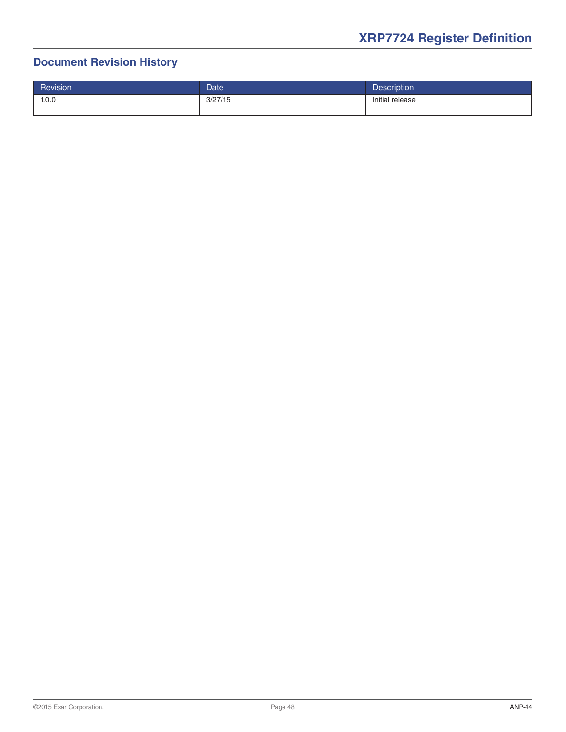## Document Revision History

| Revision | Date | Description |
|---|---|---|
| 1.0.0 | 3/27/15 | Initial release |
| | | |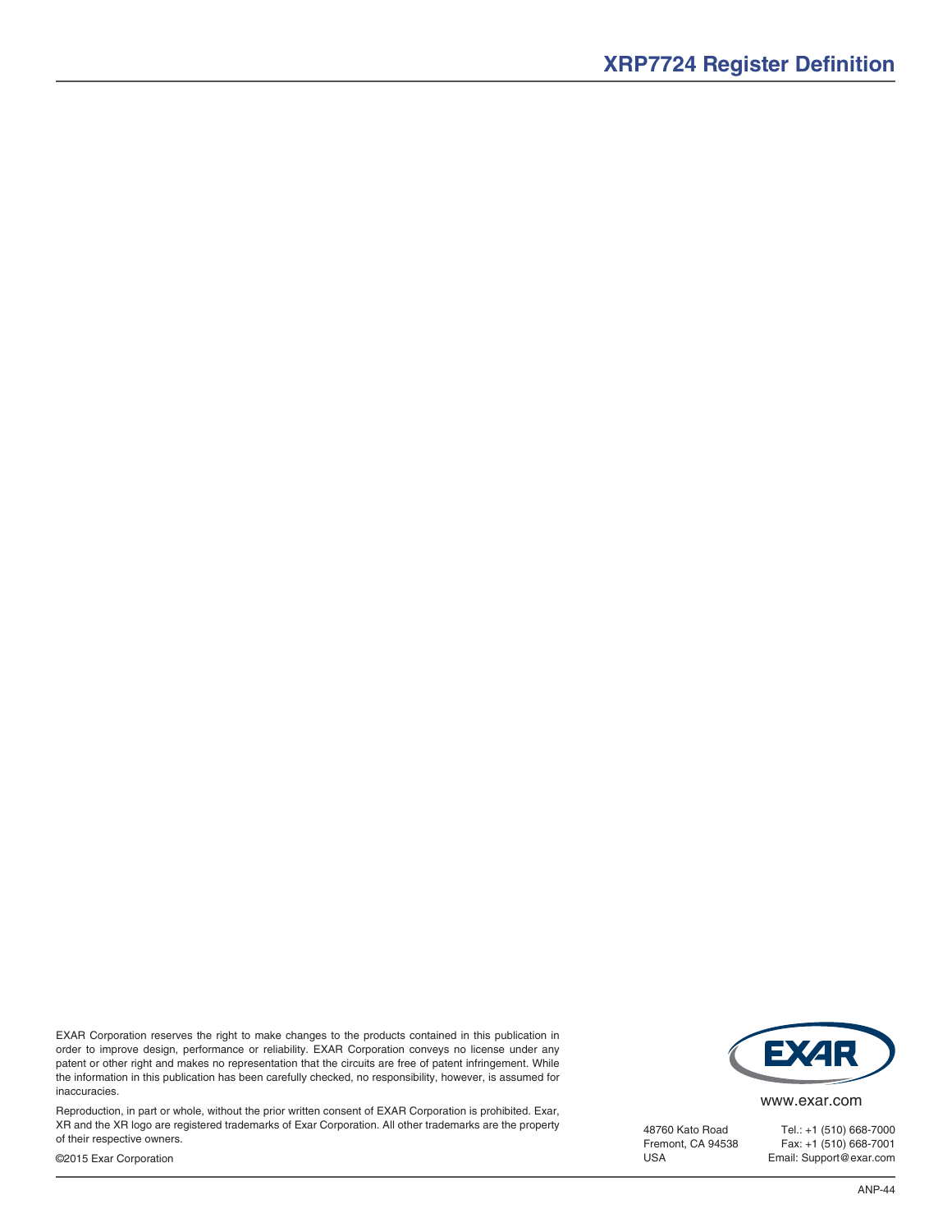EXAR Corporation reserves the right to make changes to the products contained in this publication in order to improve design, performance or reliability. EXAR Corporation conveys no license under any patent or other right and makes no representation that the circuits are free of patent infringement. While the information in this publication has been carefully checked, no responsibility, however, is assumed for inaccuracies.

Reproduction, in part or whole, without the prior written consent of EXAR Corporation is prohibited. Exar, XR and the XR logo are registered trademarks of Exar Corporation. All other trademarks are the property of their respective owners.

©2015 Exar Corporation

www.exar.com

48760 Kato Road
Fremont, CA 94538
USA

Tel.: +1 (510) 668-7000
Fax: +1 (510) 668-7001
Email: Support@exar.com

ANP-44